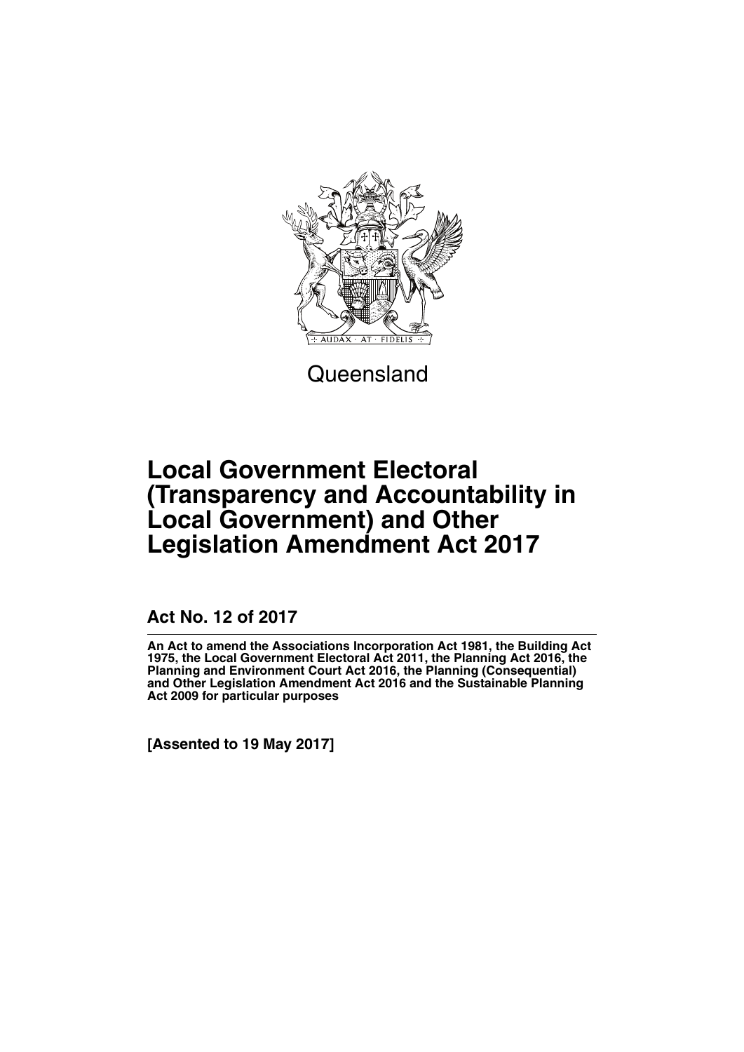Queensland

# Local Government Electoral (Transparency and Accountability in Local Government) and Other Legislation Amendment Act 2017

## Act No. 12 of 2017

**An Act to amend the Associations Incorporation Act 1981, the Building Act 1975, the Local Government Electoral Act 2011, the Planning Act 2016, the Planning and Environment Court Act 2016, the Planning (Consequential) and Other Legislation Amendment Act 2016 and the Sustainable Planning Act 2009 for particular purposes**

**[Assented to 19 May 2017]**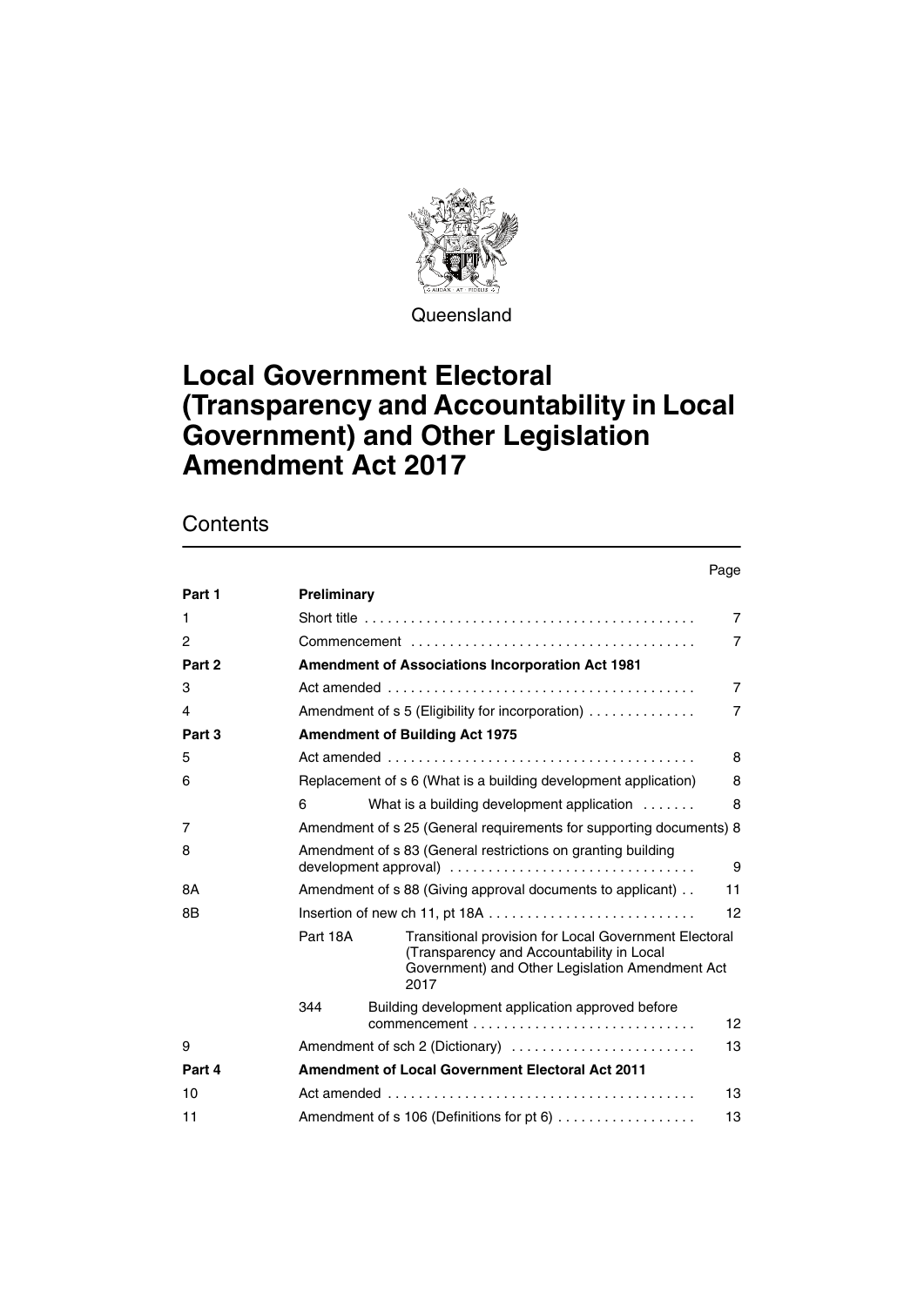Queensland

# Local Government Electoral (Transparency and Accountability in Local Government) and Other Legislation Amendment Act 2017

## Contents

| | | Page |
|---|---|---|
| **Part 1** | **Preliminary** | |
| 1 | Short title | 7 |
| 2 | Commencement | 7 |
| **Part 2** | **Amendment of Associations Incorporation Act 1981** | |
| 3 | Act amended | 7 |
| 4 | Amendment of s 5 (Eligibility for incorporation) | 7 |
| **Part 3** | **Amendment of Building Act 1975** | |
| 5 | Act amended | 8 |
| 6 | Replacement of s 6 (What is a building development application) | 8 |
| | 6 What is a building development application | 8 |
| 7 | Amendment of s 25 (General requirements for supporting documents) | 8 |
| 8 | Amendment of s 83 (General restrictions on granting building development approval) | 9 |
| 8A | Amendment of s 88 (Giving approval documents to applicant) | 11 |
| 8B | Insertion of new ch 11, pt 18A | 12 |
| | Part 18A Transitional provision for Local Government Electoral (Transparency and Accountability in Local Government) and Other Legislation Amendment Act 2017 | |
| | 344 Building development application approved before commencement | 12 |
| 9 | Amendment of sch 2 (Dictionary) | 13 |
| **Part 4** | **Amendment of Local Government Electoral Act 2011** | |
| 10 | Act amended | 13 |
| 11 | Amendment of s 106 (Definitions for pt 6) | 13 |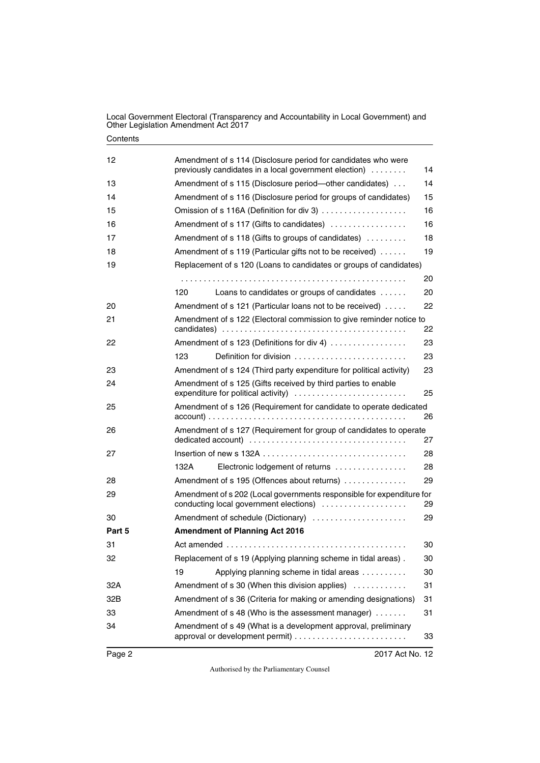| | | |
|---|---|---|
| 12 | Amendment of s 114 (Disclosure period for candidates who were previously candidates in a local government election) . . . . . . . . | 14 |
| 13 | Amendment of s 115 (Disclosure period—other candidates) . . . | 14 |
| 14 | Amendment of s 116 (Disclosure period for groups of candidates) | 15 |
| 15 | Omission of s 116A (Definition for div 3) . . . . . . . . . . . . . . . . . . | 16 |
| 16 | Amendment of s 117 (Gifts to candidates) . . . . . . . . . . . . . . . . | 16 |
| 17 | Amendment of s 118 (Gifts to groups of candidates) . . . . . . . . . | 18 |
| 18 | Amendment of s 119 (Particular gifts not to be received) . . . . . . | 19 |
| 19 | Replacement of s 120 (Loans to candidates or groups of candidates) . . . . . . . . . . . . . . . . . . . . . . . . . . . . . . . . . . . . . . . . . . . . . . . . . . | 20 |
| | 120 Loans to candidates or groups of candidates . . . . . . | 20 |
| 20 | Amendment of s 121 (Particular loans not to be received) . . . . . | 22 |
| 21 | Amendment of s 122 (Electoral commission to give reminder notice to candidates) . . . . . . . . . . . . . . . . . . . . . . . . . . . . . . . . . . . . . . . . . | 22 |
| 22 | Amendment of s 123 (Definitions for div 4) . . . . . . . . . . . . . . . . | 23 |
| | 123 Definition for division . . . . . . . . . . . . . . . . . . . . . . . . . | 23 |
| 23 | Amendment of s 124 (Third party expenditure for political activity) | 23 |
| 24 | Amendment of s 125 (Gifts received by third parties to enable expenditure for political activity) . . . . . . . . . . . . . . . . . . . . . . . . . | 25 |
| 25 | Amendment of s 126 (Requirement for candidate to operate dedicated account) . . . . . . . . . . . . . . . . . . . . . . . . . . . . . . . . . . . . . . . . . . . . | 26 |
| 26 | Amendment of s 127 (Requirement for group of candidates to operate dedicated account) . . . . . . . . . . . . . . . . . . . . . . . . . . . . . . . . . . | 27 |
| 27 | Insertion of new s 132A . . . . . . . . . . . . . . . . . . . . . . . . . . . . . . . | 28 |
| | 132A Electronic lodgement of returns . . . . . . . . . . . . . . . . | 28 |
| 28 | Amendment of s 195 (Offences about returns) . . . . . . . . . . . . . | 29 |
| 29 | Amendment of s 202 (Local governments responsible for expenditure for conducting local government elections) . . . . . . . . . . . . . . . . . . . | 29 |
| 30 | Amendment of schedule (Dictionary) . . . . . . . . . . . . . . . . . . . . . | 29 |
| **Part 5** | **Amendment of Planning Act 2016** | |
| 31 | Act amended . . . . . . . . . . . . . . . . . . . . . . . . . . . . . . . . . . . . . . . . | 30 |
| 32 | Replacement of s 19 (Applying planning scheme in tidal areas) . | 30 |
| | 19 Applying planning scheme in tidal areas . . . . . . . . . . | 30 |
| 32A | Amendment of s 30 (When this division applies) . . . . . . . . . . . . | 31 |
| 32B | Amendment of s 36 (Criteria for making or amending designations) | 31 |
| 33 | Amendment of s 48 (Who is the assessment manager) . . . . . . . | 31 |
| 34 | Amendment of s 49 (What is a development approval, preliminary approval or development permit) . . . . . . . . . . . . . . . . . . . . . . . . . | 33 |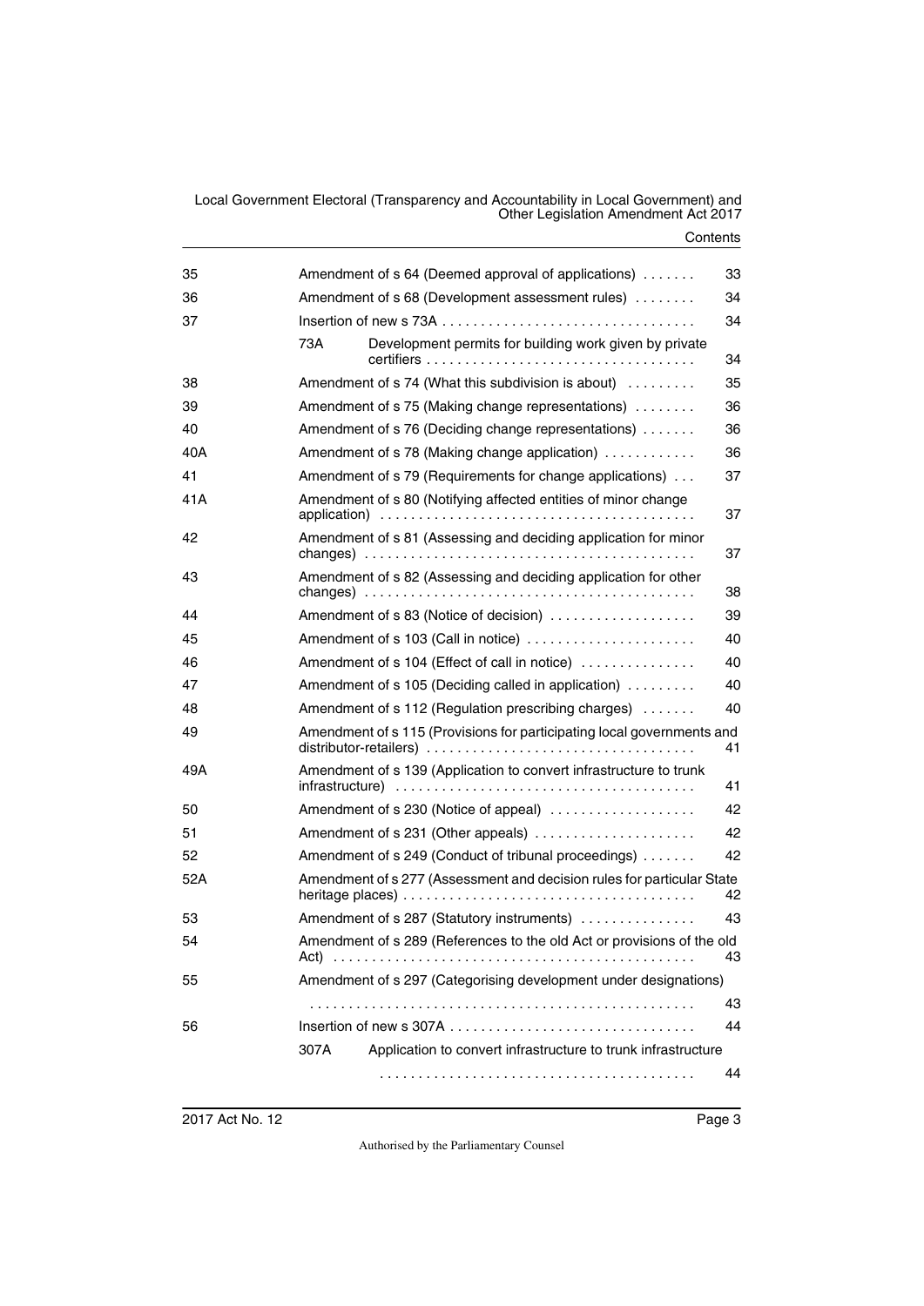| | | |
|---|---|---|
| 35 | Amendment of s 64 (Deemed approval of applications) | 33 |
| 36 | Amendment of s 68 (Development assessment rules) | 34 |
| 37 | Insertion of new s 73A | 34 |
| | 73A Development permits for building work given by private certifiers | 34 |
| 38 | Amendment of s 74 (What this subdivision is about) | 35 |
| 39 | Amendment of s 75 (Making change representations) | 36 |
| 40 | Amendment of s 76 (Deciding change representations) | 36 |
| 40A | Amendment of s 78 (Making change application) | 36 |
| 41 | Amendment of s 79 (Requirements for change applications) | 37 |
| 41A | Amendment of s 80 (Notifying affected entities of minor change application) | 37 |
| 42 | Amendment of s 81 (Assessing and deciding application for minor changes) | 37 |
| 43 | Amendment of s 82 (Assessing and deciding application for other changes) | 38 |
| 44 | Amendment of s 83 (Notice of decision) | 39 |
| 45 | Amendment of s 103 (Call in notice) | 40 |
| 46 | Amendment of s 104 (Effect of call in notice) | 40 |
| 47 | Amendment of s 105 (Deciding called in application) | 40 |
| 48 | Amendment of s 112 (Regulation prescribing charges) | 40 |
| 49 | Amendment of s 115 (Provisions for participating local governments and distributor-retailers) | 41 |
| 49A | Amendment of s 139 (Application to convert infrastructure to trunk infrastructure) | 41 |
| 50 | Amendment of s 230 (Notice of appeal) | 42 |
| 51 | Amendment of s 231 (Other appeals) | 42 |
| 52 | Amendment of s 249 (Conduct of tribunal proceedings) | 42 |
| 52A | Amendment of s 277 (Assessment and decision rules for particular State heritage places) | 42 |
| 53 | Amendment of s 287 (Statutory instruments) | 43 |
| 54 | Amendment of s 289 (References to the old Act or provisions of the old Act) | 43 |
| 55 | Amendment of s 297 (Categorising development under designations) | 43 |
| 56 | Insertion of new s 307A | 44 |
| | 307A Application to convert infrastructure to trunk infrastructure | 44 |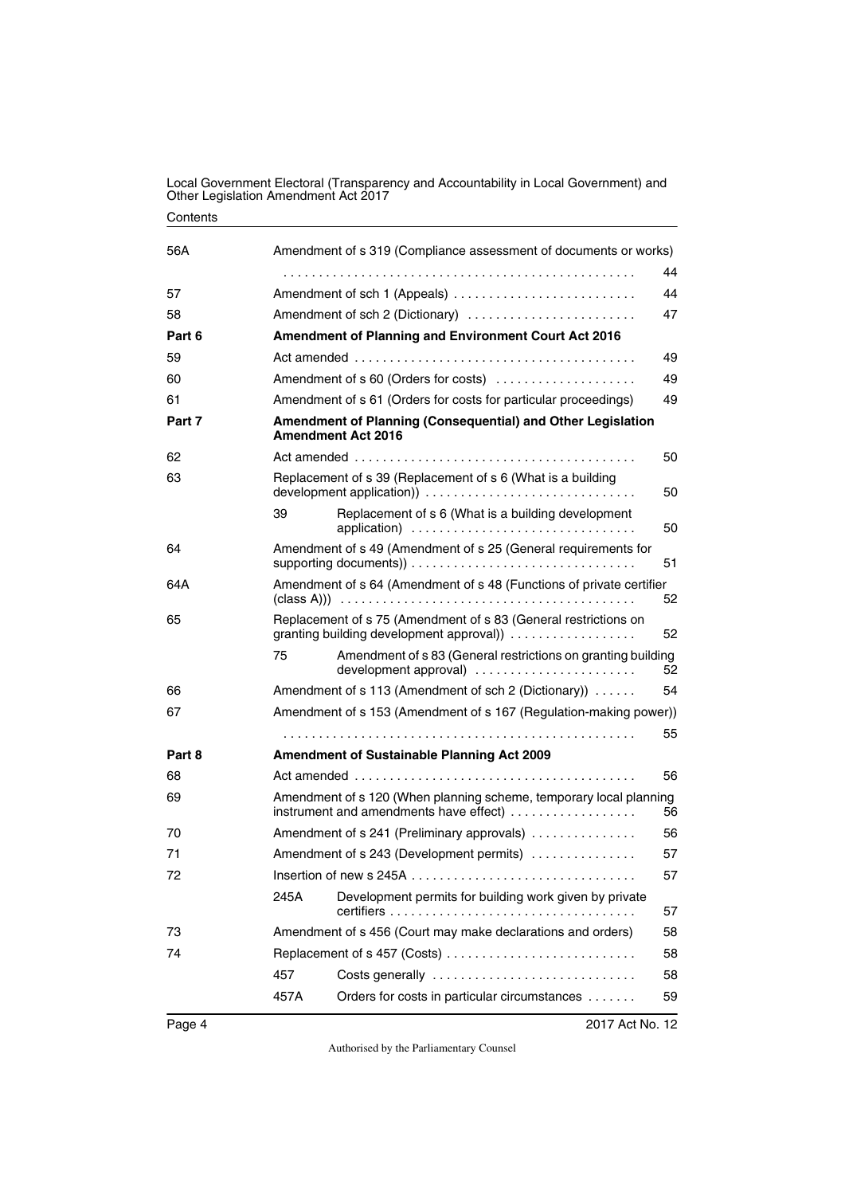| | | | |
|---|---|---|---|
| 56A | Amendment of s 319 (Compliance assessment of documents or works) | | 44 |
| 57 | Amendment of sch 1 (Appeals) | | 44 |
| 58 | Amendment of sch 2 (Dictionary) | | 47 |
| **Part 6** | **Amendment of Planning and Environment Court Act 2016** | | |
| 59 | Act amended | | 49 |
| 60 | Amendment of s 60 (Orders for costs) | | 49 |
| 61 | Amendment of s 61 (Orders for costs for particular proceedings) | | 49 |
| **Part 7** | **Amendment of Planning (Consequential) and Other Legislation Amendment Act 2016** | | |
| 62 | Act amended | | 50 |
| 63 | Replacement of s 39 (Replacement of s 6 (What is a building development application)) | | 50 |
| | 39 | Replacement of s 6 (What is a building development application) | 50 |
| 64 | Amendment of s 49 (Amendment of s 25 (General requirements for supporting documents)) | | 51 |
| 64A | Amendment of s 64 (Amendment of s 48 (Functions of private certifier (class A))) | | 52 |
| 65 | Replacement of s 75 (Amendment of s 83 (General restrictions on granting building development approval)) | | 52 |
| | 75 | Amendment of s 83 (General restrictions on granting building development approval) | 52 |
| 66 | Amendment of s 113 (Amendment of sch 2 (Dictionary)) | | 54 |
| 67 | Amendment of s 153 (Amendment of s 167 (Regulation-making power)) | | 55 |
| **Part 8** | **Amendment of Sustainable Planning Act 2009** | | |
| 68 | Act amended | | 56 |
| 69 | Amendment of s 120 (When planning scheme, temporary local planning instrument and amendments have effect) | | 56 |
| 70 | Amendment of s 241 (Preliminary approvals) | | 56 |
| 71 | Amendment of s 243 (Development permits) | | 57 |
| 72 | Insertion of new s 245A | | 57 |
| | 245A | Development permits for building work given by private certifiers | 57 |
| 73 | Amendment of s 456 (Court may make declarations and orders) | | 58 |
| 74 | Replacement of s 457 (Costs) | | 58 |
| | 457 | Costs generally | 58 |
| | 457A | Orders for costs in particular circumstances | 59 |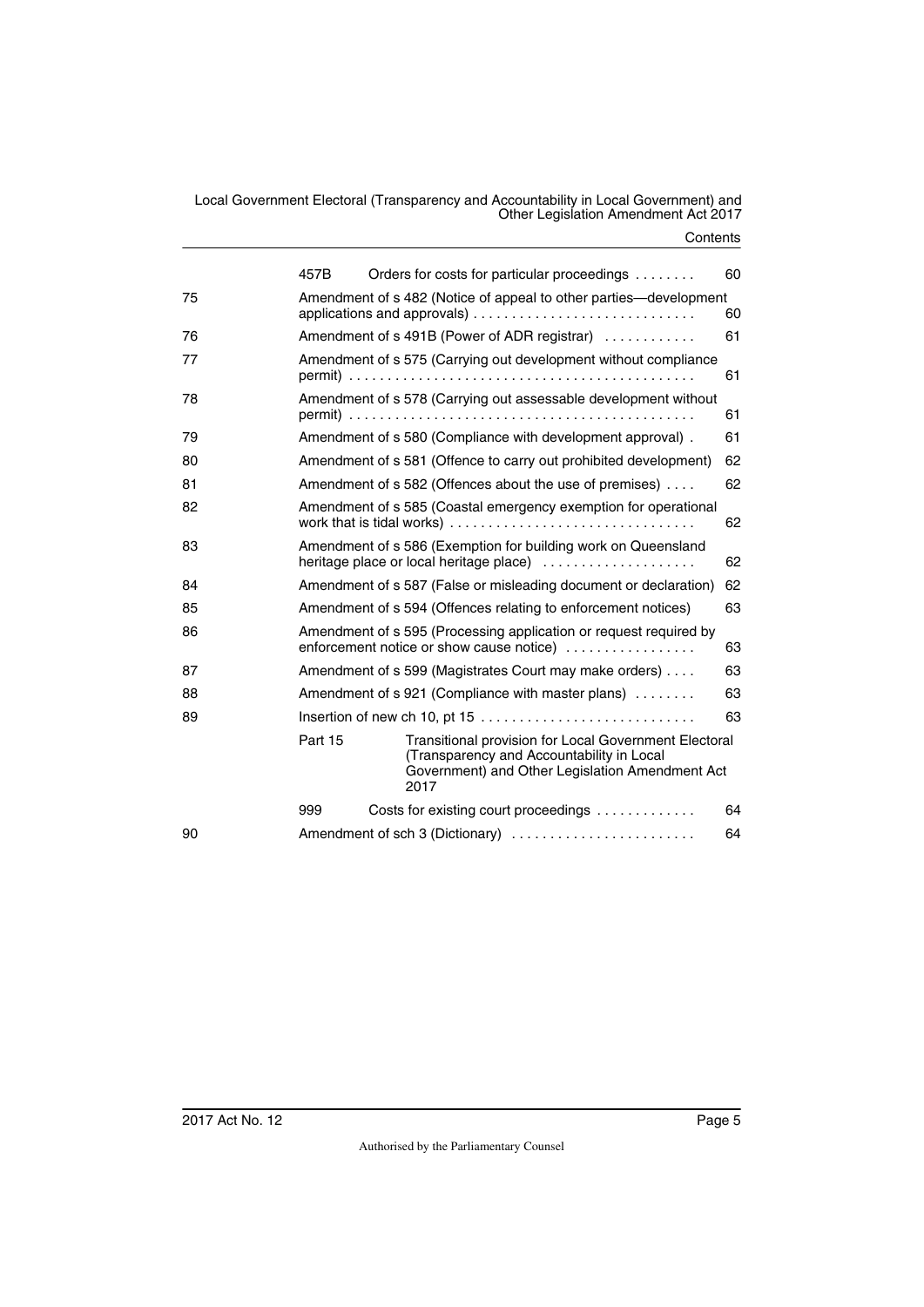| | | | |
|---|---|---|---|
| | 457B | Orders for costs for particular proceedings | 60 |
| 75 | Amendment of s 482 (Notice of appeal to other parties—development applications and approvals) | | 60 |
| 76 | Amendment of s 491B (Power of ADR registrar) | | 61 |
| 77 | Amendment of s 575 (Carrying out development without compliance permit) | | 61 |
| 78 | Amendment of s 578 (Carrying out assessable development without permit) | | 61 |
| 79 | Amendment of s 580 (Compliance with development approval) | | 61 |
| 80 | Amendment of s 581 (Offence to carry out prohibited development) | | 62 |
| 81 | Amendment of s 582 (Offences about the use of premises) | | 62 |
| 82 | Amendment of s 585 (Coastal emergency exemption for operational work that is tidal works) | | 62 |
| 83 | Amendment of s 586 (Exemption for building work on Queensland heritage place or local heritage place) | | 62 |
| 84 | Amendment of s 587 (False or misleading document or declaration) | | 62 |
| 85 | Amendment of s 594 (Offences relating to enforcement notices) | | 63 |
| 86 | Amendment of s 595 (Processing application or request required by enforcement notice or show cause notice) | | 63 |
| 87 | Amendment of s 599 (Magistrates Court may make orders) | | 63 |
| 88 | Amendment of s 921 (Compliance with master plans) | | 63 |
| 89 | Insertion of new ch 10, pt 15 | | 63 |
| | Part 15 | Transitional provision for Local Government Electoral (Transparency and Accountability in Local Government) and Other Legislation Amendment Act 2017 | |
| | 999 | Costs for existing court proceedings | 64 |
| 90 | Amendment of sch 3 (Dictionary) | | 64 |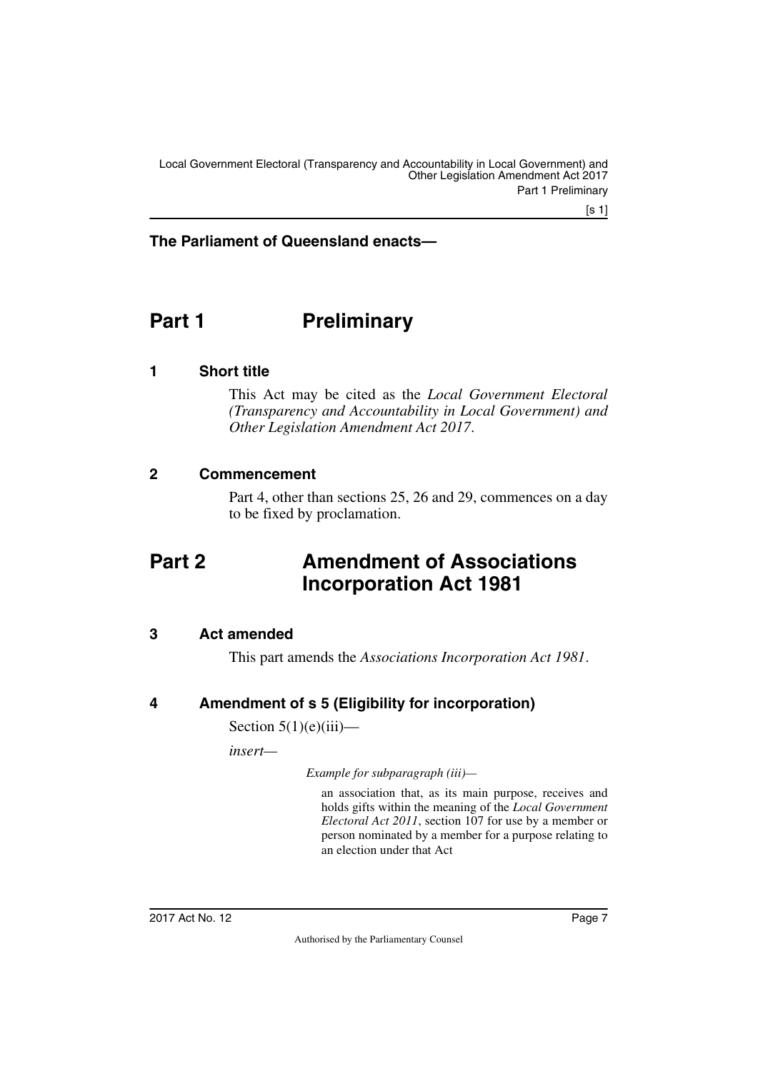**The Parliament of Queensland enacts—**

# Part 1 Preliminary

## 1 Short title

This Act may be cited as the *Local Government Electoral (Transparency and Accountability in Local Government) and Other Legislation Amendment Act 2017*.

## 2 Commencement

Part 4, other than sections 25, 26 and 29, commences on a day to be fixed by proclamation.

# Part 2 Amendment of Associations Incorporation Act 1981

## 3 Act amended

This part amends the *Associations Incorporation Act 1981*.

## 4 Amendment of s 5 (Eligibility for incorporation)

Section 5(1)(e)(iii)—

*insert—*

*Example for subparagraph (iii)—*

an association that, as its main purpose, receives and holds gifts within the meaning of the *Local Government Electoral Act 2011*, section 107 for use by a member or person nominated by a member for a purpose relating to an election under that Act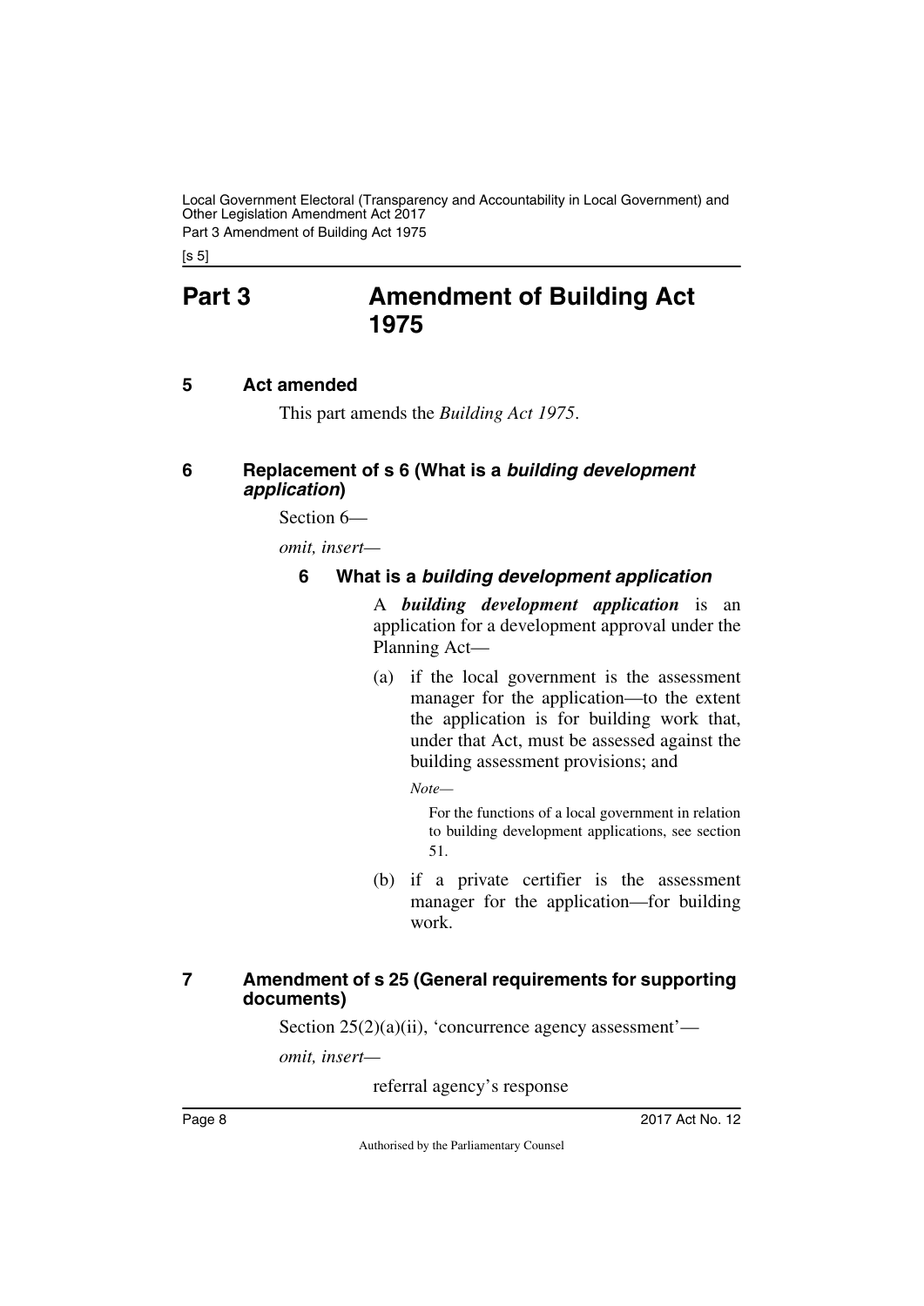# Part 3 Amendment of Building Act 1975

## 5 Act amended

This part amends the *Building Act 1975*.

## 6 Replacement of s 6 (What is a *building development application*)

Section 6—

*omit, insert—*

### 6 What is a *building development application*

A ***building development application*** is an application for a development approval under the Planning Act—

(a) if the local government is the assessment manager for the application—to the extent the application is for building work that, under that Act, must be assessed against the building assessment provisions; and

*Note—*

For the functions of a local government in relation to building development applications, see section 51.

(b) if a private certifier is the assessment manager for the application—for building work.

## 7 Amendment of s 25 (General requirements for supporting documents)

Section 25(2)(a)(ii), 'concurrence agency assessment'—

*omit, insert—*

referral agency's response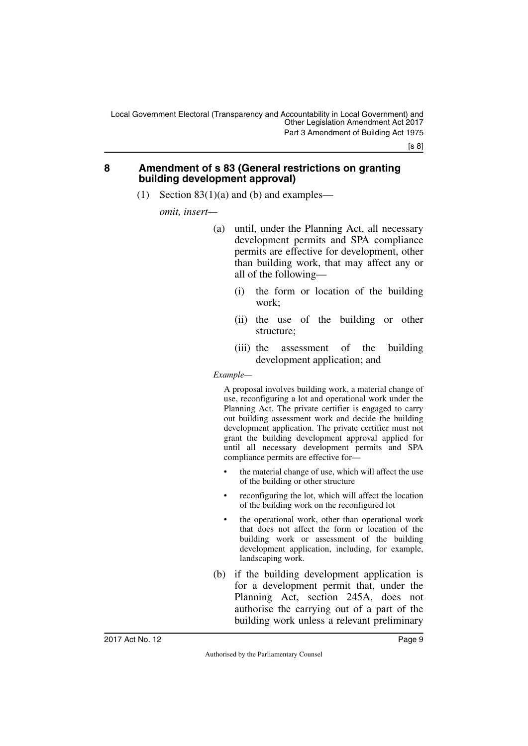## 8 Amendment of s 83 (General restrictions on granting building development approval)

(1) Section 83(1)(a) and (b) and examples—

*omit, insert—*

(a) until, under the Planning Act, all necessary development permits and SPA compliance permits are effective for development, other than building work, that may affect any or all of the following—

(i) the form or location of the building work;

(ii) the use of the building or other structure;

(iii) the assessment of the building development application; and

*Example—*

A proposal involves building work, a material change of use, reconfiguring a lot and operational work under the Planning Act. The private certifier is engaged to carry out building assessment work and decide the building development application. The private certifier must not grant the building development approval applied for until all necessary development permits and SPA compliance permits are effective for—

- the material change of use, which will affect the use of the building or other structure
- reconfiguring the lot, which will affect the location of the building work on the reconfigured lot
- the operational work, other than operational work that does not affect the form or location of the building work or assessment of the building development application, including, for example, landscaping work.

(b) if the building development application is for a development permit that, under the Planning Act, section 245A, does not authorise the carrying out of a part of the building work unless a relevant preliminary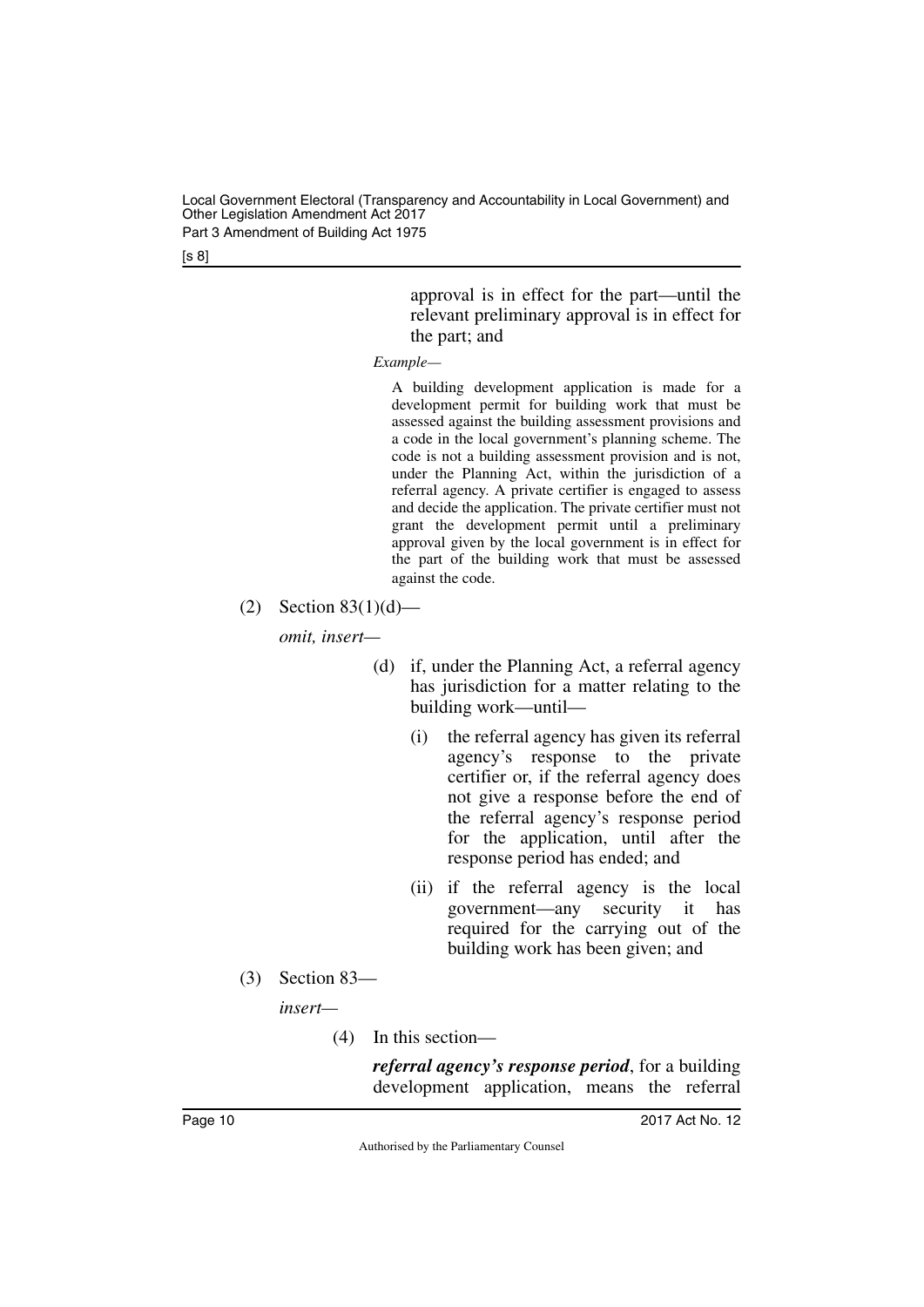approval is in effect for the part—until the relevant preliminary approval is in effect for the part; and

*Example—*

A building development application is made for a development permit for building work that must be assessed against the building assessment provisions and a code in the local government's planning scheme. The code is not a building assessment provision and is not, under the Planning Act, within the jurisdiction of a referral agency. A private certifier is engaged to assess and decide the application. The private certifier must not grant the development permit until a preliminary approval given by the local government is in effect for the part of the building work that must be assessed against the code.

(2) Section 83(1)(d)—

*omit, insert—*

(d) if, under the Planning Act, a referral agency has jurisdiction for a matter relating to the building work—until—

(i) the referral agency has given its referral agency's response to the private certifier or, if the referral agency does not give a response before the end of the referral agency's response period for the application, until after the response period has ended; and

(ii) if the referral agency is the local government—any security it has required for the carrying out of the building work has been given; and

(3) Section 83—

*insert—*

(4) In this section—

***referral agency's response period***, for a building development application, means the referral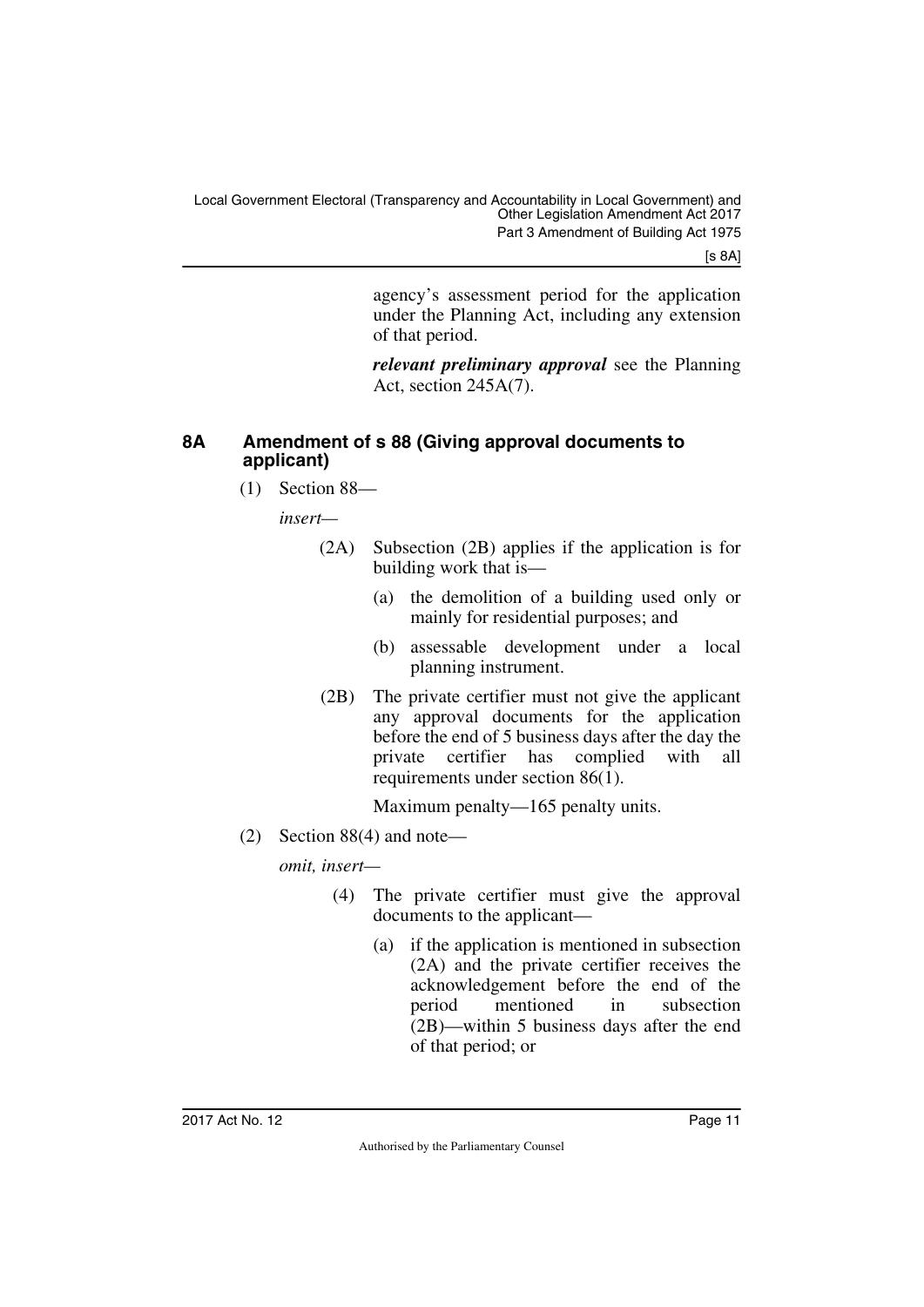agency's assessment period for the application under the Planning Act, including any extension of that period.

***relevant preliminary approval*** see the Planning Act, section 245A(7).

## 8A Amendment of s 88 (Giving approval documents to applicant)

(1) Section 88—

*insert*—

(2A) Subsection (2B) applies if the application is for building work that is—

(a) the demolition of a building used only or mainly for residential purposes; and

(b) assessable development under a local planning instrument.

(2B) The private certifier must not give the applicant any approval documents for the application before the end of 5 business days after the day the private certifier has complied with all requirements under section 86(1).

Maximum penalty—165 penalty units.

(2) Section 88(4) and note—

*omit, insert*—

(4) The private certifier must give the approval documents to the applicant—

(a) if the application is mentioned in subsection (2A) and the private certifier receives the acknowledgement before the end of the period mentioned in subsection (2B)—within 5 business days after the end of that period; or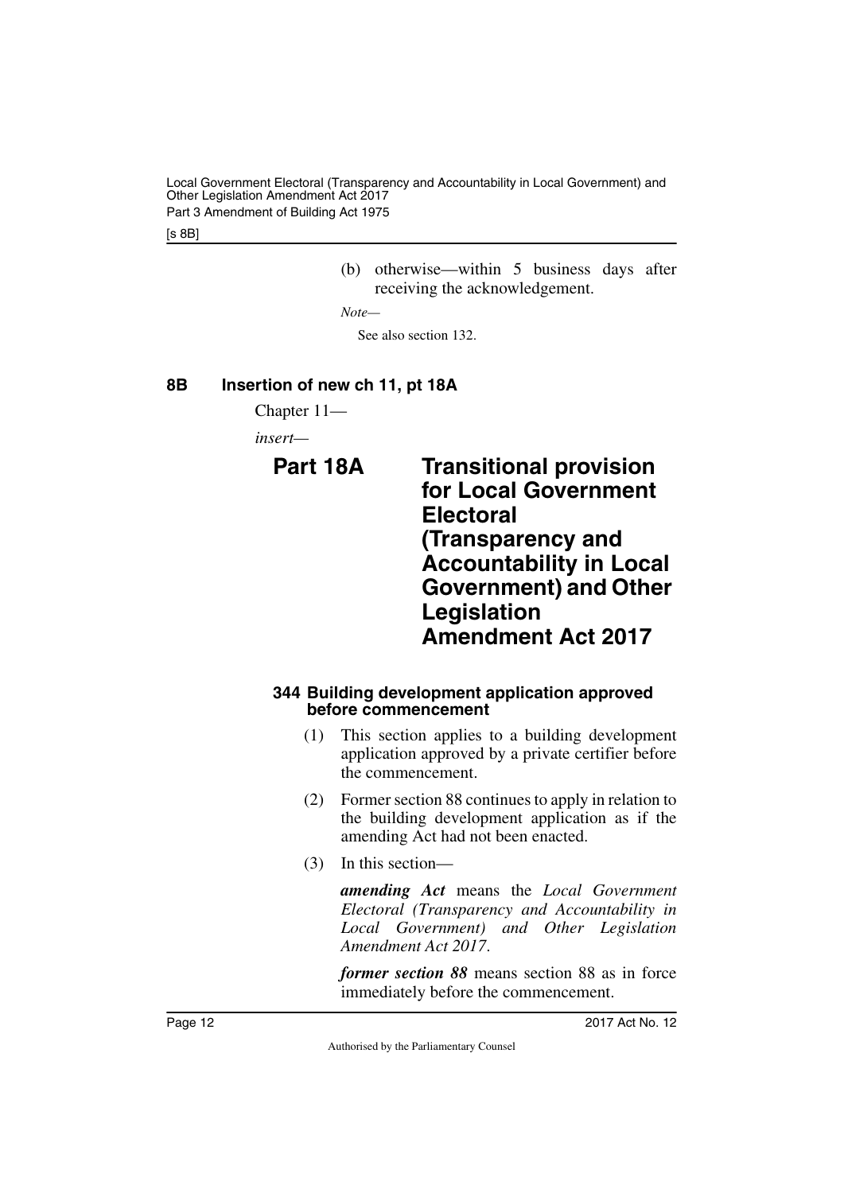(b) otherwise—within 5 business days after receiving the acknowledgement.

*Note—*

See also section 132.

## 8B Insertion of new ch 11, pt 18A

Chapter 11—

*insert—*

# Part 18A Transitional provision for Local Government Electoral (Transparency and Accountability in Local Government) and Other Legislation Amendment Act 2017

### 344 Building development application approved before commencement

(1) This section applies to a building development application approved by a private certifier before the commencement.

(2) Former section 88 continues to apply in relation to the building development application as if the amending Act had not been enacted.

(3) In this section—

***amending Act*** means the *Local Government Electoral (Transparency and Accountability in Local Government) and Other Legislation Amendment Act 2017*.

***former section 88*** means section 88 as in force immediately before the commencement.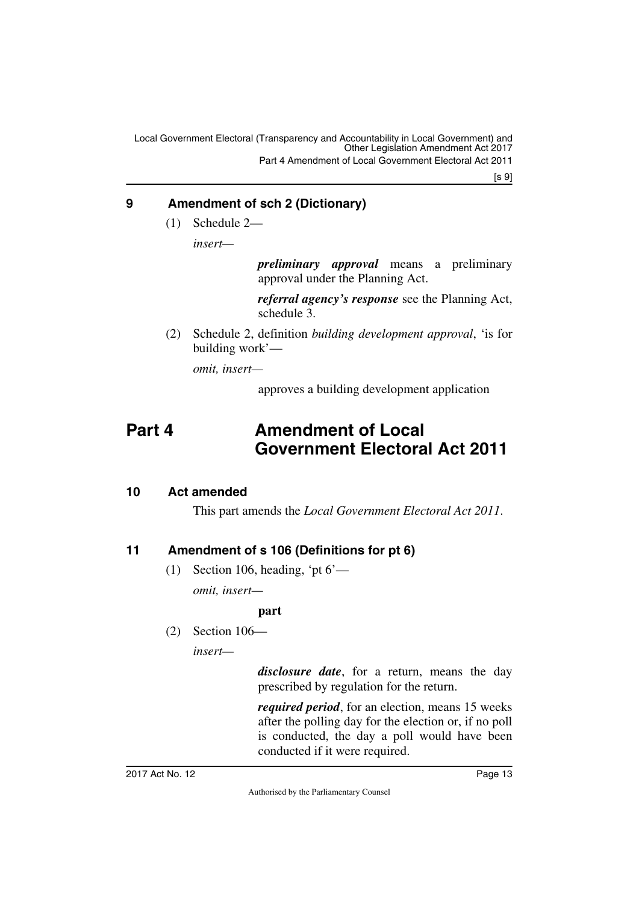### 9 Amendment of sch 2 (Dictionary)

(1) Schedule 2—

*insert—*

> ***preliminary approval*** means a preliminary approval under the Planning Act.
>
> ***referral agency's response*** see the Planning Act, schedule 3.

(2) Schedule 2, definition *building development approval*, 'is for building work'—

*omit, insert—*

> approves a building development application

# Part 4 Amendment of Local Government Electoral Act 2011

### 10 Act amended

This part amends the *Local Government Electoral Act 2011*.

### 11 Amendment of s 106 (Definitions for pt 6)

(1) Section 106, heading, 'pt 6'—

*omit, insert—*

> **part**

(2) Section 106—

*insert—*

> ***disclosure date***, for a return, means the day prescribed by regulation for the return.
>
> ***required period***, for an election, means 15 weeks after the polling day for the election or, if no poll is conducted, the day a poll would have been conducted if it were required.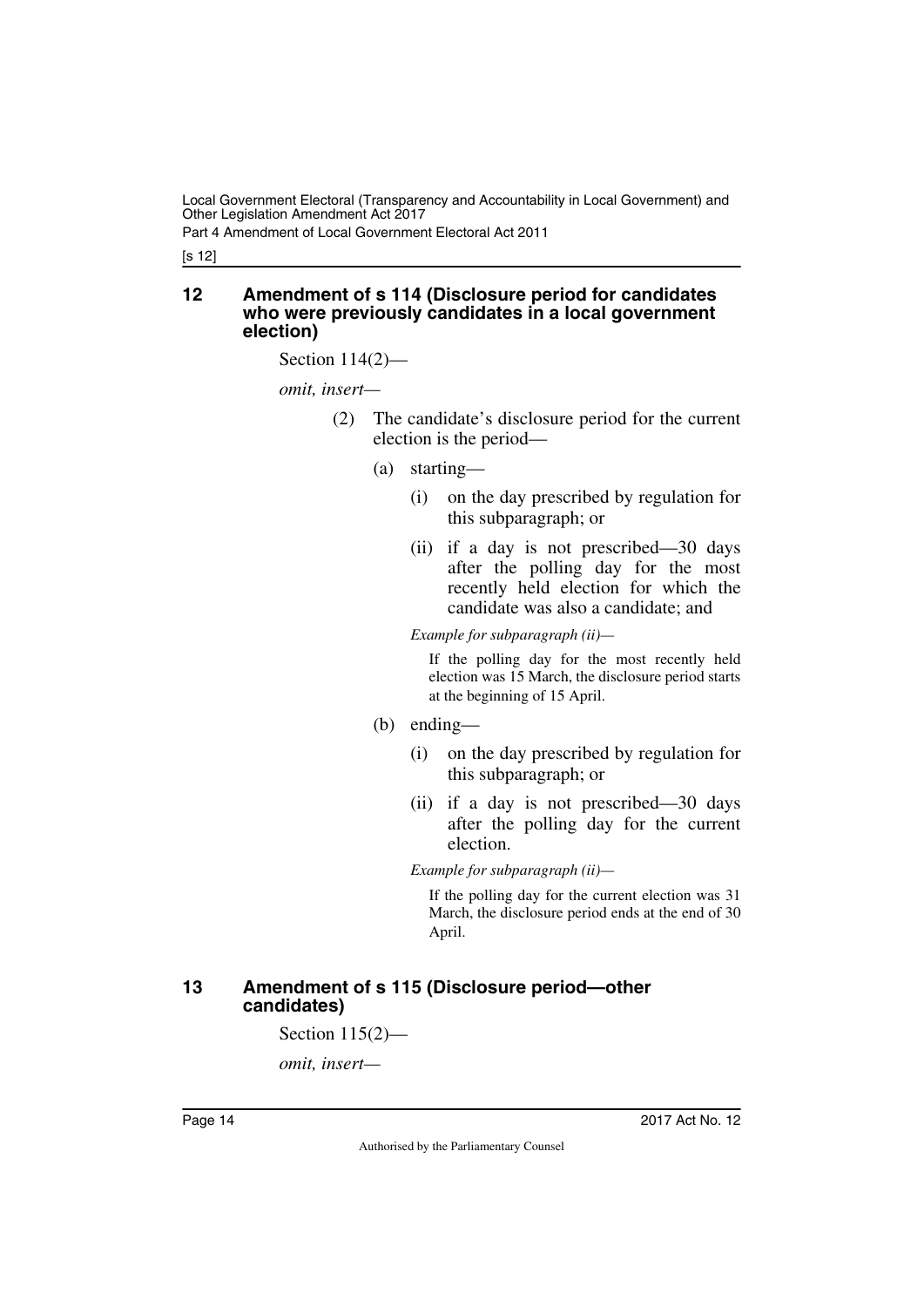## 12 Amendment of s 114 (Disclosure period for candidates who were previously candidates in a local government election)

Section 114(2)—

*omit, insert—*

(2) The candidate's disclosure period for the current election is the period—

(a) starting—

(i) on the day prescribed by regulation for this subparagraph; or

(ii) if a day is not prescribed—30 days after the polling day for the most recently held election for which the candidate was also a candidate; and

*Example for subparagraph (ii)—*

If the polling day for the most recently held election was 15 March, the disclosure period starts at the beginning of 15 April.

(b) ending—

(i) on the day prescribed by regulation for this subparagraph; or

(ii) if a day is not prescribed—30 days after the polling day for the current election.

*Example for subparagraph (ii)—*

If the polling day for the current election was 31 March, the disclosure period ends at the end of 30 April.

## 13 Amendment of s 115 (Disclosure period—other candidates)

Section 115(2)—

*omit, insert—*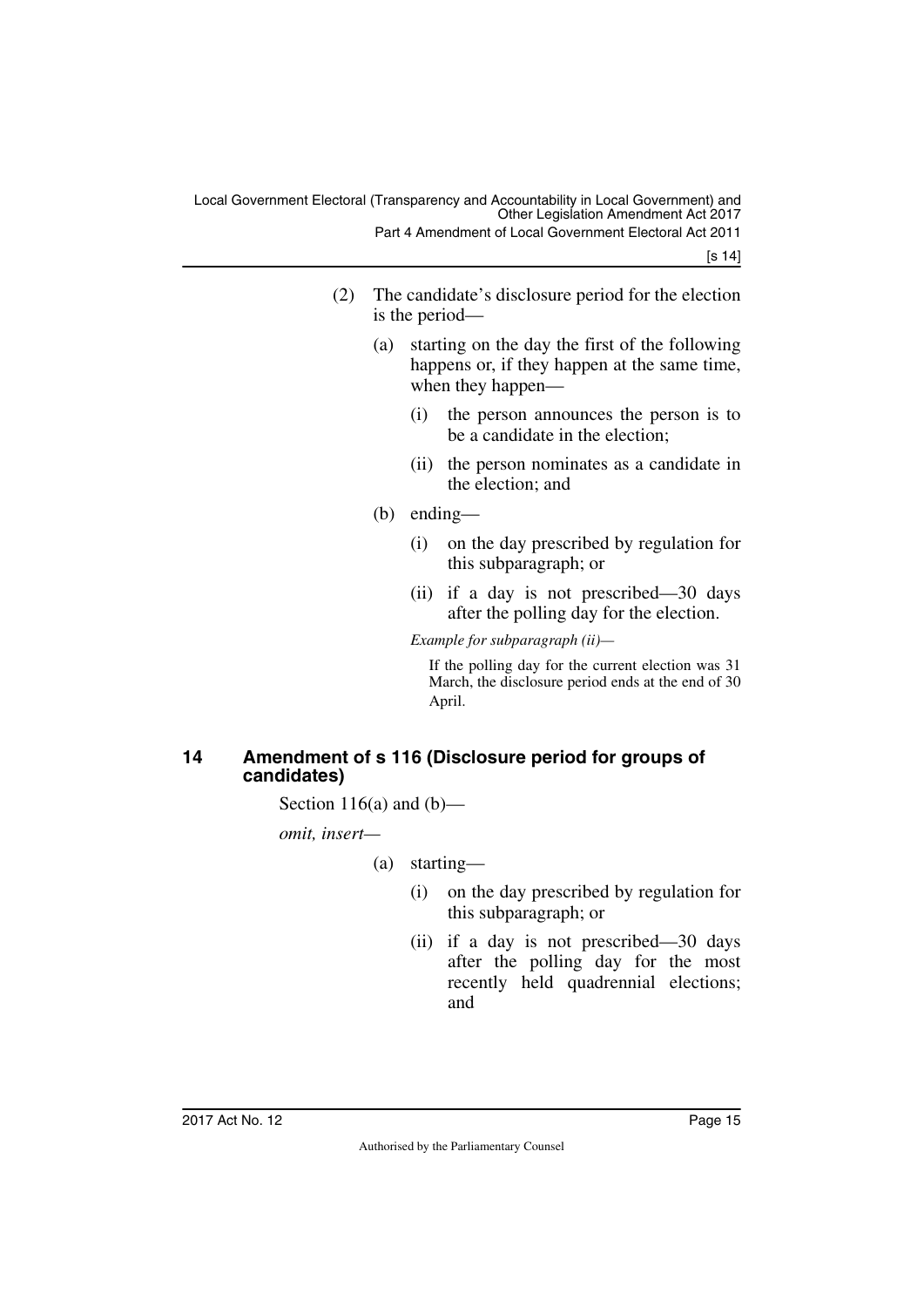(2) The candidate's disclosure period for the election is the period—

(a) starting on the day the first of the following happens or, if they happen at the same time, when they happen—

(i) the person announces the person is to be a candidate in the election;

(ii) the person nominates as a candidate in the election; and

(b) ending—

(i) on the day prescribed by regulation for this subparagraph; or

(ii) if a day is not prescribed—30 days after the polling day for the election.

*Example for subparagraph (ii)—*

If the polling day for the current election was 31 March, the disclosure period ends at the end of 30 April.

### 14 Amendment of s 116 (Disclosure period for groups of candidates)

Section 116(a) and (b)—

*omit, insert—*

(a) starting—

(i) on the day prescribed by regulation for this subparagraph; or

(ii) if a day is not prescribed—30 days after the polling day for the most recently held quadrennial elections; and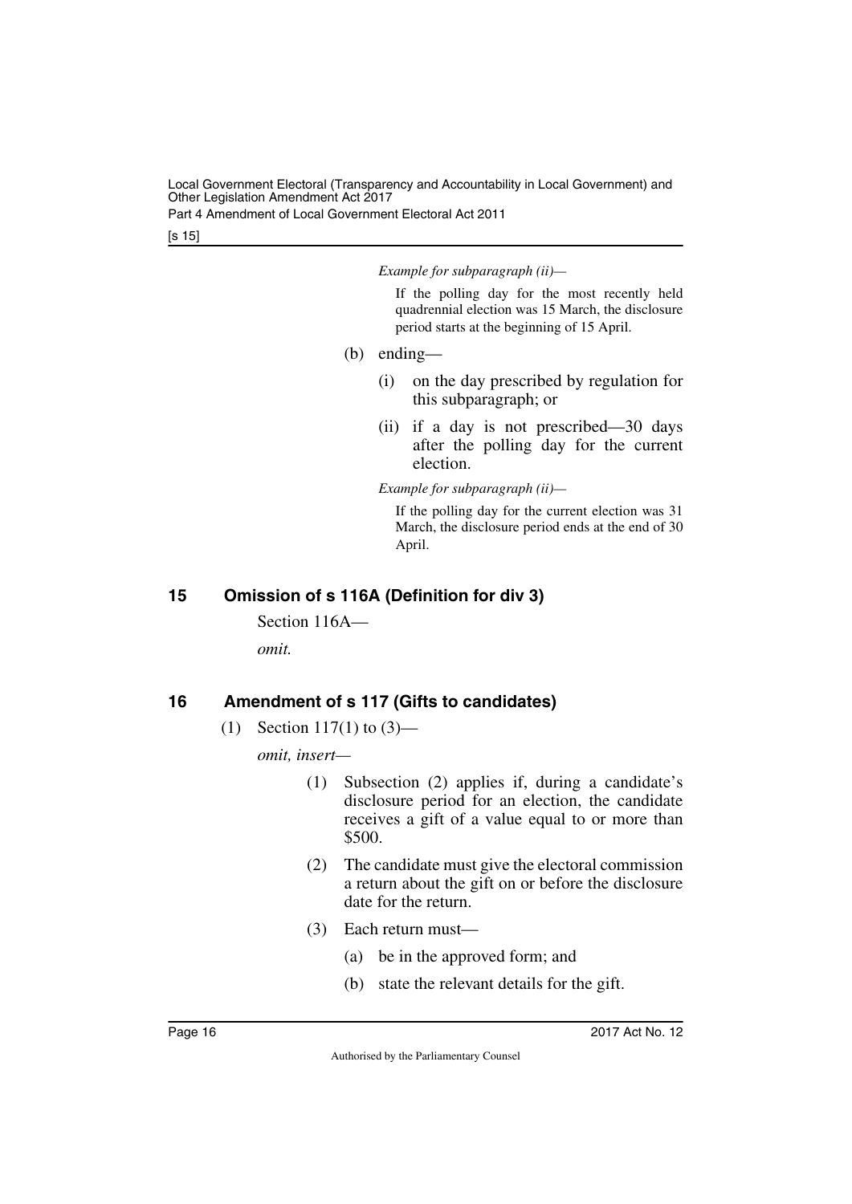*Example for subparagraph (ii)—*

If the polling day for the most recently held quadrennial election was 15 March, the disclosure period starts at the beginning of 15 April.

(b) ending—

(i) on the day prescribed by regulation for this subparagraph; or

(ii) if a day is not prescribed—30 days after the polling day for the current election.

*Example for subparagraph (ii)—*

If the polling day for the current election was 31 March, the disclosure period ends at the end of 30 April.

## 15 Omission of s 116A (Definition for div 3)

Section 116A—

*omit.*

## 16 Amendment of s 117 (Gifts to candidates)

(1) Section 117(1) to (3)—

*omit, insert—*

(1) Subsection (2) applies if, during a candidate's disclosure period for an election, the candidate receives a gift of a value equal to or more than $500.

(2) The candidate must give the electoral commission a return about the gift on or before the disclosure date for the return.

(3) Each return must—

(a) be in the approved form; and

(b) state the relevant details for the gift.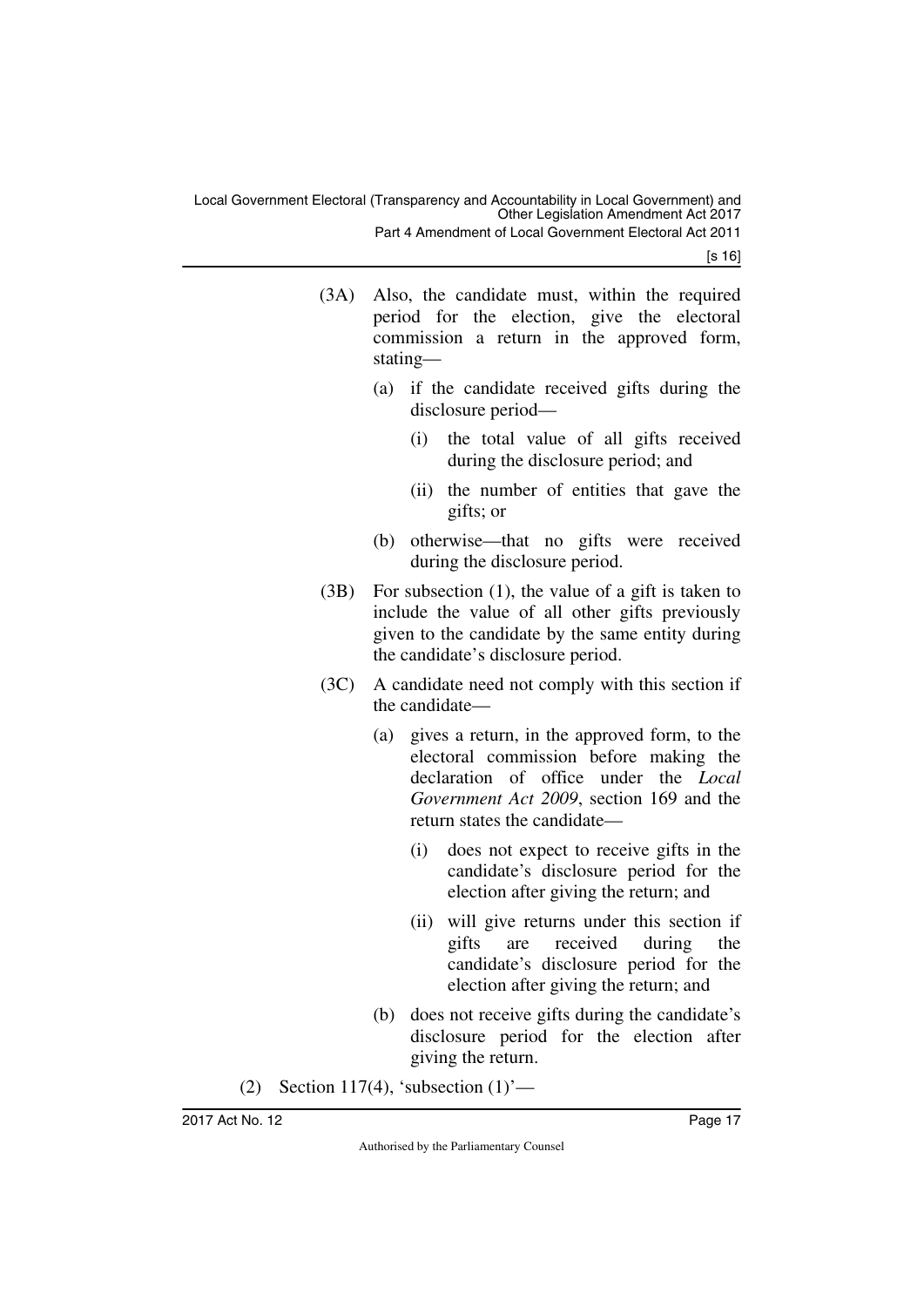(3A) Also, the candidate must, within the required period for the election, give the electoral commission a return in the approved form, stating—

(a) if the candidate received gifts during the disclosure period—

(i) the total value of all gifts received during the disclosure period; and

(ii) the number of entities that gave the gifts; or

(b) otherwise—that no gifts were received during the disclosure period.

(3B) For subsection (1), the value of a gift is taken to include the value of all other gifts previously given to the candidate by the same entity during the candidate's disclosure period.

(3C) A candidate need not comply with this section if the candidate—

(a) gives a return, in the approved form, to the electoral commission before making the declaration of office under the *Local Government Act 2009*, section 169 and the return states the candidate—

(i) does not expect to receive gifts in the candidate's disclosure period for the election after giving the return; and

(ii) will give returns under this section if gifts are received during the candidate's disclosure period for the election after giving the return; and

(b) does not receive gifts during the candidate's disclosure period for the election after giving the return.

(2) Section 117(4), 'subsection (1)'—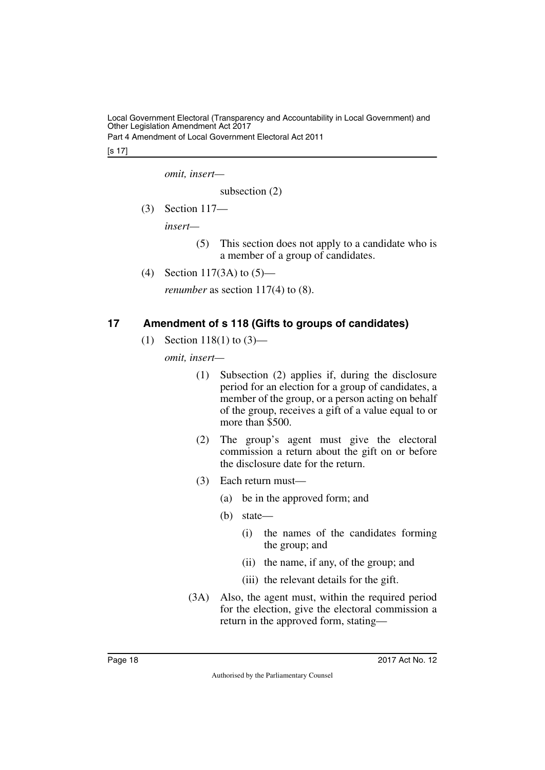*omit, insert—*

subsection (2)

(3) Section 117—

*insert—*

(5) This section does not apply to a candidate who is a member of a group of candidates.

(4) Section 117(3A) to (5)—

*renumber* as section 117(4) to (8).

## 17 Amendment of s 118 (Gifts to groups of candidates)

(1) Section 118(1) to (3)—

*omit, insert—*

(1) Subsection (2) applies if, during the disclosure period for an election for a group of candidates, a member of the group, or a person acting on behalf of the group, receives a gift of a value equal to or more than $500.

(2) The group's agent must give the electoral commission a return about the gift on or before the disclosure date for the return.

(3) Each return must—

(a) be in the approved form; and

(b) state—

(i) the names of the candidates forming the group; and

(ii) the name, if any, of the group; and

(iii) the relevant details for the gift.

(3A) Also, the agent must, within the required period for the election, give the electoral commission a return in the approved form, stating—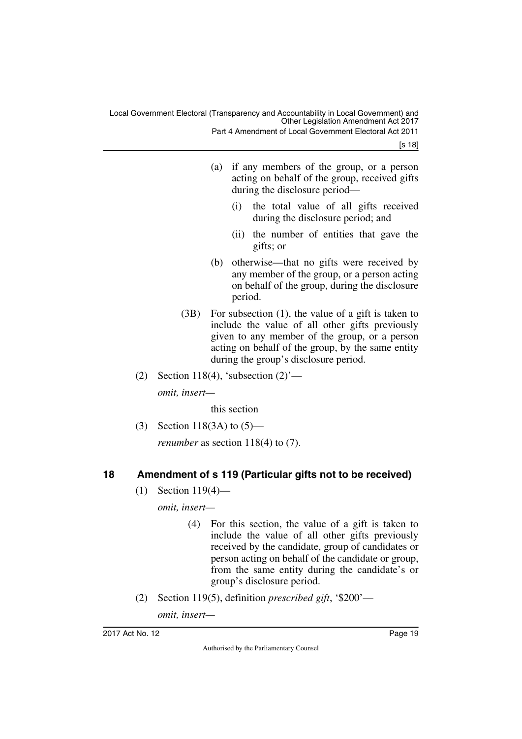(a) if any members of the group, or a person acting on behalf of the group, received gifts during the disclosure period—

(i) the total value of all gifts received during the disclosure period; and

(ii) the number of entities that gave the gifts; or

(b) otherwise—that no gifts were received by any member of the group, or a person acting on behalf of the group, during the disclosure period.

(3B) For subsection (1), the value of a gift is taken to include the value of all other gifts previously given to any member of the group, or a person acting on behalf of the group, by the same entity during the group's disclosure period.

(2) Section 118(4), 'subsection (2)'—

*omit, insert—*

this section

(3) Section 118(3A) to (5)—

*renumber* as section 118(4) to (7).

## 18 Amendment of s 119 (Particular gifts not to be received)

(1) Section 119(4)—

*omit, insert—*

(4) For this section, the value of a gift is taken to include the value of all other gifts previously received by the candidate, group of candidates or person acting on behalf of the candidate or group, from the same entity during the candidate's or group's disclosure period.

(2) Section 119(5), definition *prescribed gift*, '$200'—

*omit, insert—*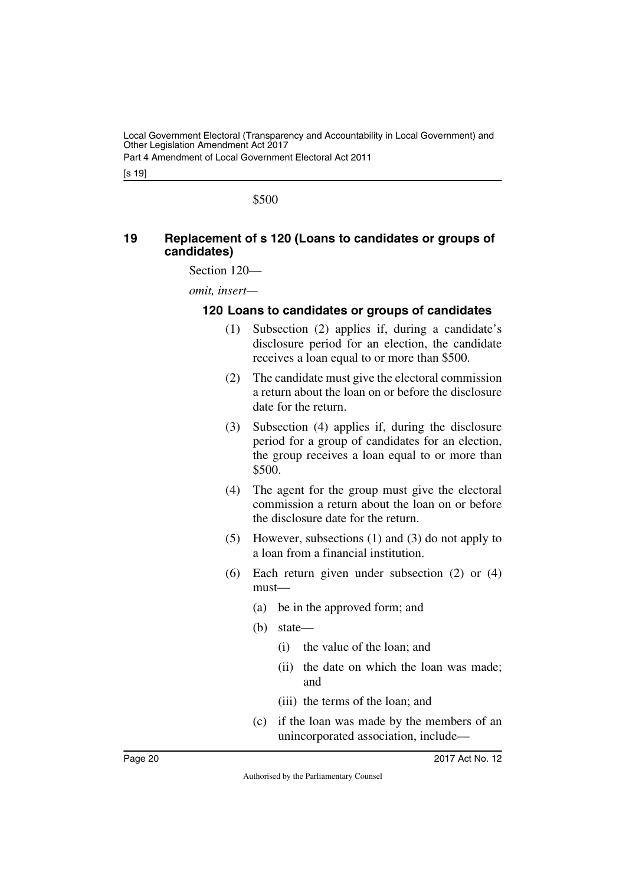$500

## 19 Replacement of s 120 (Loans to candidates or groups of candidates)

Section 120—

*omit, insert—*

### 120 Loans to candidates or groups of candidates

(1) Subsection (2) applies if, during a candidate's disclosure period for an election, the candidate receives a loan equal to or more than $500.

(2) The candidate must give the electoral commission a return about the loan on or before the disclosure date for the return.

(3) Subsection (4) applies if, during the disclosure period for a group of candidates for an election, the group receives a loan equal to or more than $500.

(4) The agent for the group must give the electoral commission a return about the loan on or before the disclosure date for the return.

(5) However, subsections (1) and (3) do not apply to a loan from a financial institution.

(6) Each return given under subsection (2) or (4) must—

(a) be in the approved form; and

(b) state—

(i) the value of the loan; and

(ii) the date on which the loan was made; and

(iii) the terms of the loan; and

(c) if the loan was made by the members of an unincorporated association, include—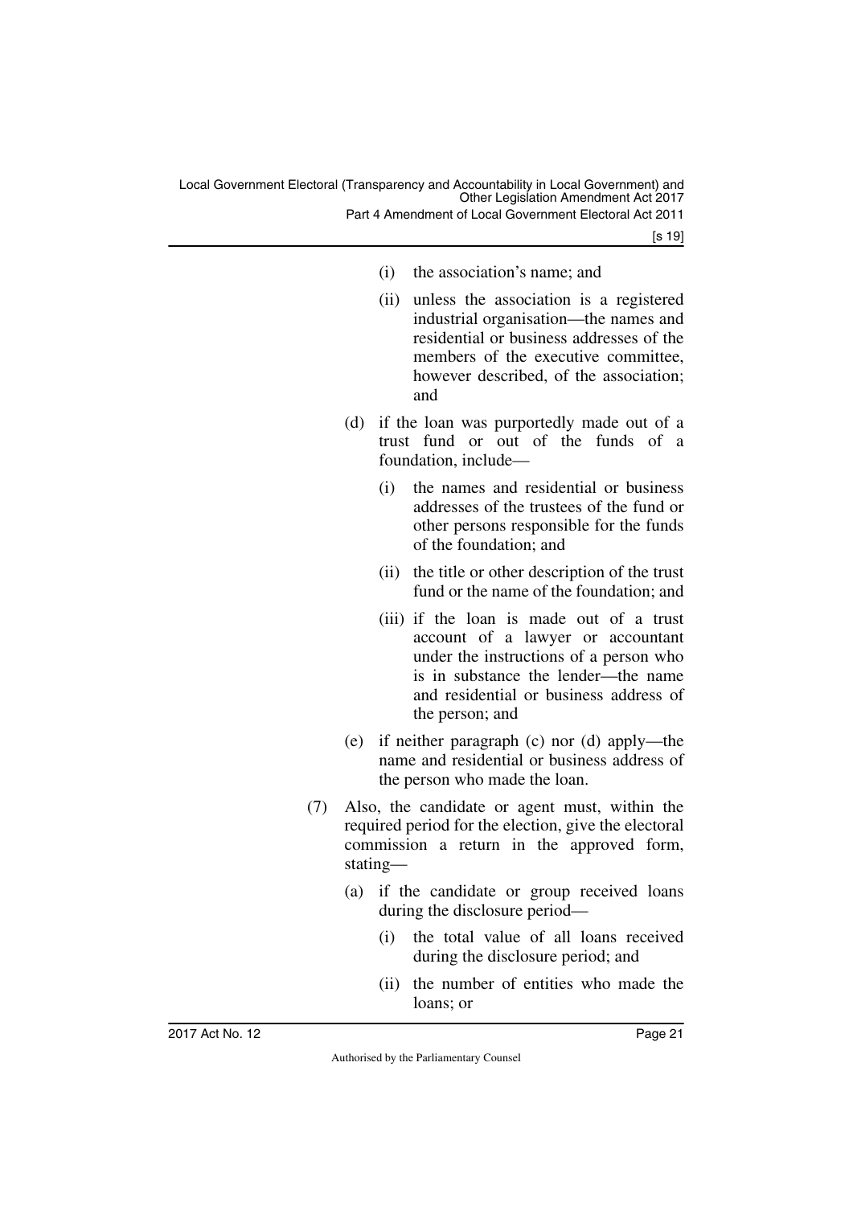(i) the association's name; and

(ii) unless the association is a registered industrial organisation—the names and residential or business addresses of the members of the executive committee, however described, of the association; and

(d) if the loan was purportedly made out of a trust fund or out of the funds of a foundation, include—

(i) the names and residential or business addresses of the trustees of the fund or other persons responsible for the funds of the foundation; and

(ii) the title or other description of the trust fund or the name of the foundation; and

(iii) if the loan is made out of a trust account of a lawyer or accountant under the instructions of a person who is in substance the lender—the name and residential or business address of the person; and

(e) if neither paragraph (c) nor (d) apply—the name and residential or business address of the person who made the loan.

(7) Also, the candidate or agent must, within the required period for the election, give the electoral commission a return in the approved form, stating—

(a) if the candidate or group received loans during the disclosure period—

(i) the total value of all loans received during the disclosure period; and

(ii) the number of entities who made the loans; or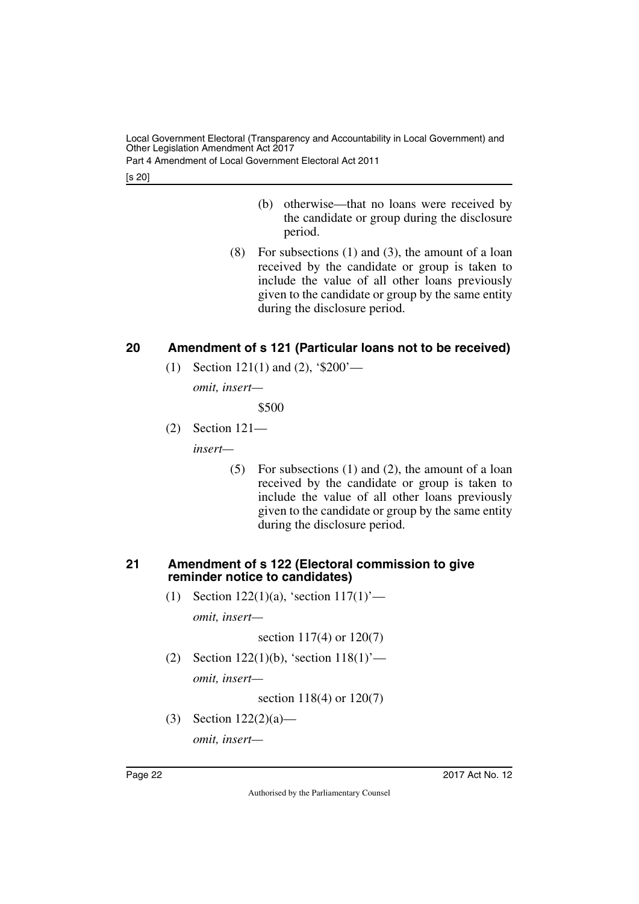(b) otherwise—that no loans were received by the candidate or group during the disclosure period.

(8) For subsections (1) and (3), the amount of a loan received by the candidate or group is taken to include the value of all other loans previously given to the candidate or group by the same entity during the disclosure period.

## 20 Amendment of s 121 (Particular loans not to be received)

(1) Section 121(1) and (2), '$200'—

*omit, insert—*

$500

(2) Section 121—

*insert—*

(5) For subsections (1) and (2), the amount of a loan received by the candidate or group is taken to include the value of all other loans previously given to the candidate or group by the same entity during the disclosure period.

## 21 Amendment of s 122 (Electoral commission to give reminder notice to candidates)

(1) Section 122(1)(a), 'section 117(1)'—

*omit, insert—*

section 117(4) or 120(7)

(2) Section 122(1)(b), 'section 118(1)'—

*omit, insert—*

section 118(4) or 120(7)

(3) Section 122(2)(a)—

*omit, insert—*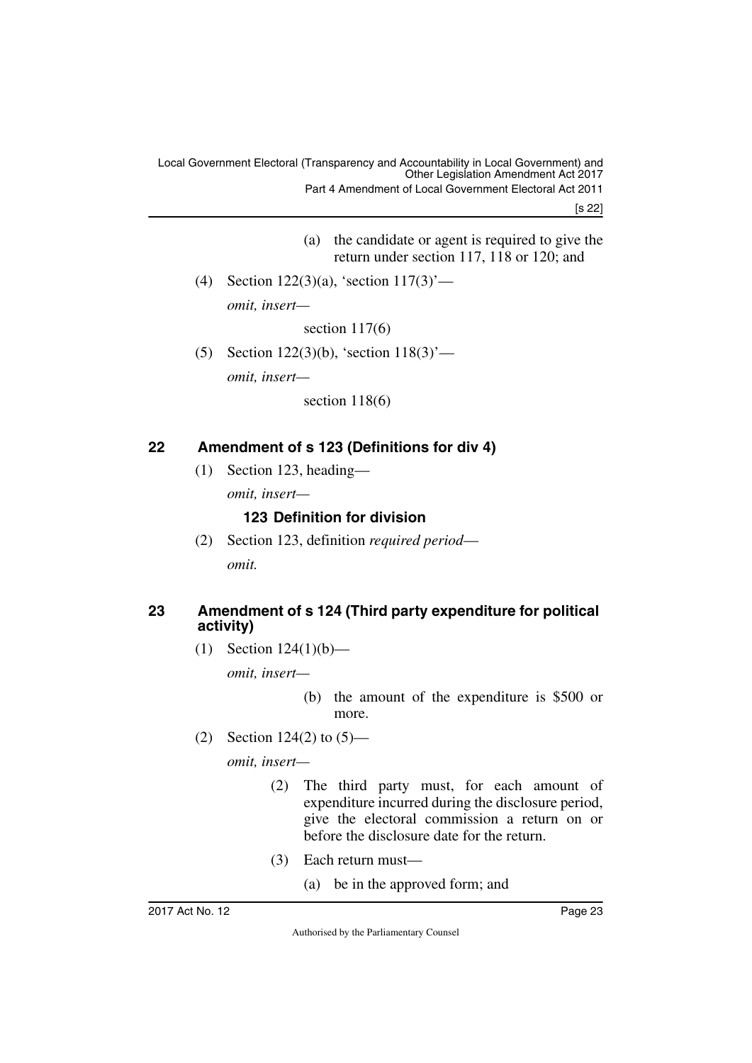(a) the candidate or agent is required to give the return under section 117, 118 or 120; and

(4) Section 122(3)(a), 'section 117(3)'—

*omit, insert—*

section 117(6)

(5) Section 122(3)(b), 'section 118(3)'—

*omit, insert—*

section 118(6)

## 22 Amendment of s 123 (Definitions for div 4)

(1) Section 123, heading—

*omit, insert—*

### 123 Definition for division

(2) Section 123, definition *required period*—

*omit.*

## 23 Amendment of s 124 (Third party expenditure for political activity)

(1) Section 124(1)(b)—

*omit, insert—*

(b) the amount of the expenditure is $500 or more.

(2) Section 124(2) to (5)—

*omit, insert—*

(2) The third party must, for each amount of expenditure incurred during the disclosure period, give the electoral commission a return on or before the disclosure date for the return.

(3) Each return must—

(a) be in the approved form; and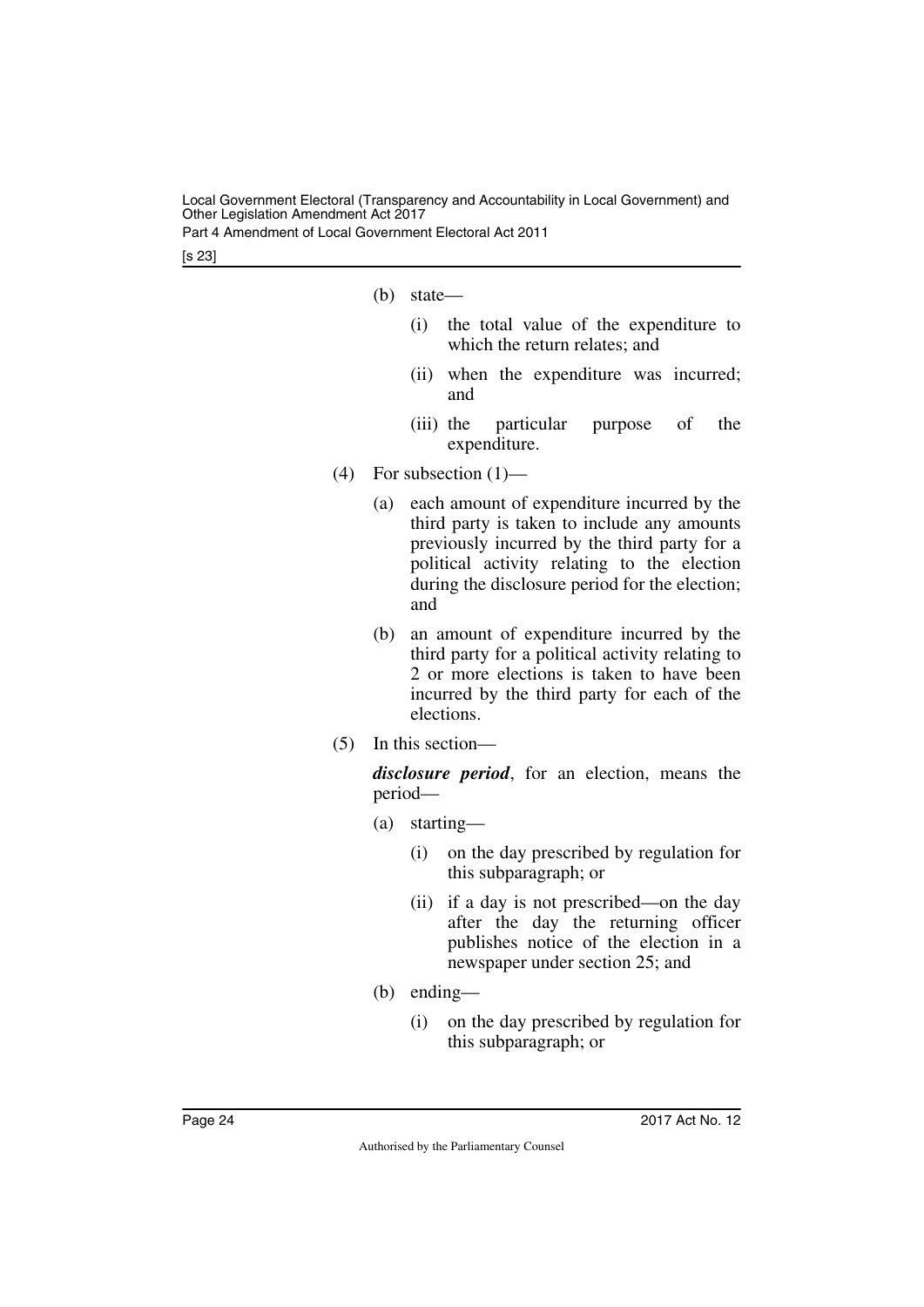(b) state—

(i) the total value of the expenditure to which the return relates; and

(ii) when the expenditure was incurred; and

(iii) the particular purpose of the expenditure.

(4) For subsection (1)—

(a) each amount of expenditure incurred by the third party is taken to include any amounts previously incurred by the third party for a political activity relating to the election during the disclosure period for the election; and

(b) an amount of expenditure incurred by the third party for a political activity relating to 2 or more elections is taken to have been incurred by the third party for each of the elections.

(5) In this section—

***disclosure period***, for an election, means the period—

(a) starting—

(i) on the day prescribed by regulation for this subparagraph; or

(ii) if a day is not prescribed—on the day after the day the returning officer publishes notice of the election in a newspaper under section 25; and

(b) ending—

(i) on the day prescribed by regulation for this subparagraph; or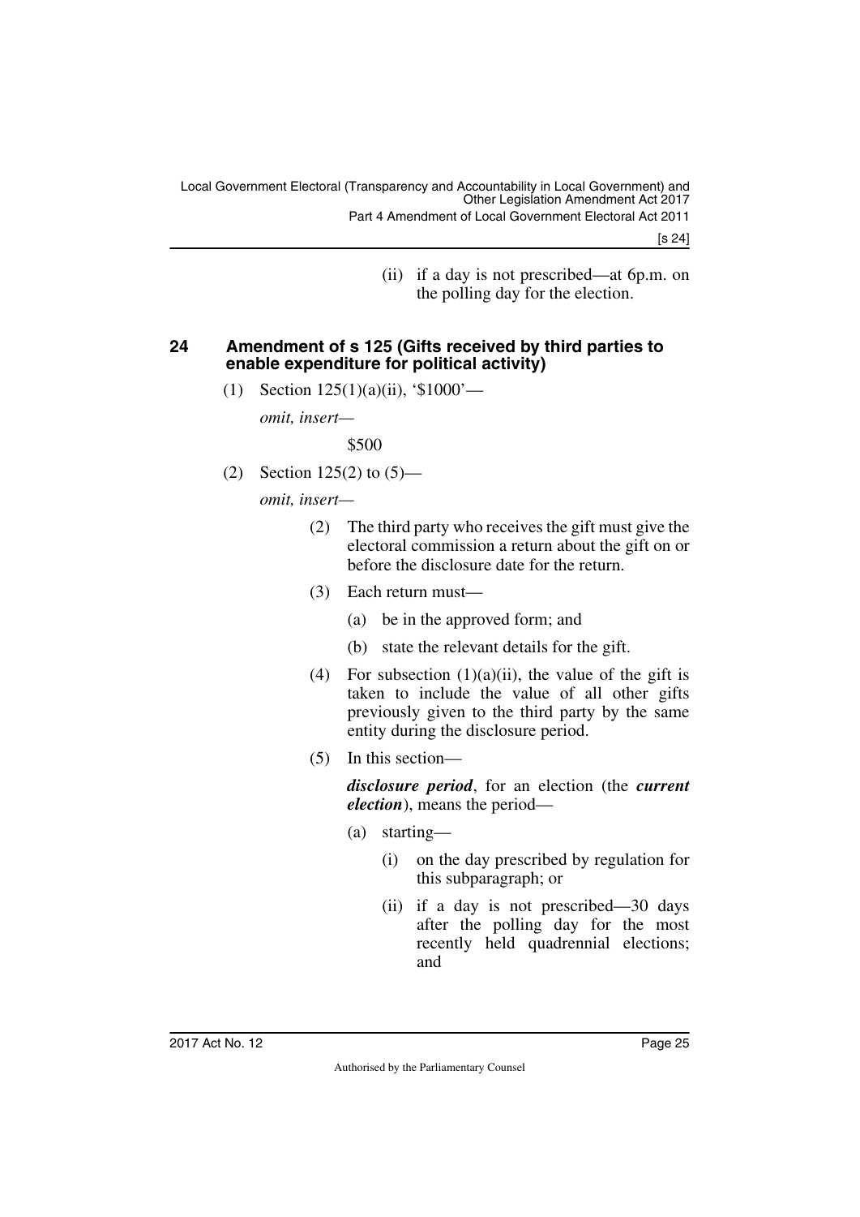(ii) if a day is not prescribed—at 6p.m. on the polling day for the election.

## 24 Amendment of s 125 (Gifts received by third parties to enable expenditure for political activity)

(1) Section 125(1)(a)(ii), '$1000'—

*omit, insert—*

$500

(2) Section 125(2) to (5)—

*omit, insert—*

(2) The third party who receives the gift must give the electoral commission a return about the gift on or before the disclosure date for the return.

(3) Each return must—

(a) be in the approved form; and

(b) state the relevant details for the gift.

(4) For subsection (1)(a)(ii), the value of the gift is taken to include the value of all other gifts previously given to the third party by the same entity during the disclosure period.

(5) In this section—

***disclosure period***, for an election (the ***current election***), means the period—

(a) starting—

(i) on the day prescribed by regulation for this subparagraph; or

(ii) if a day is not prescribed—30 days after the polling day for the most recently held quadrennial elections; and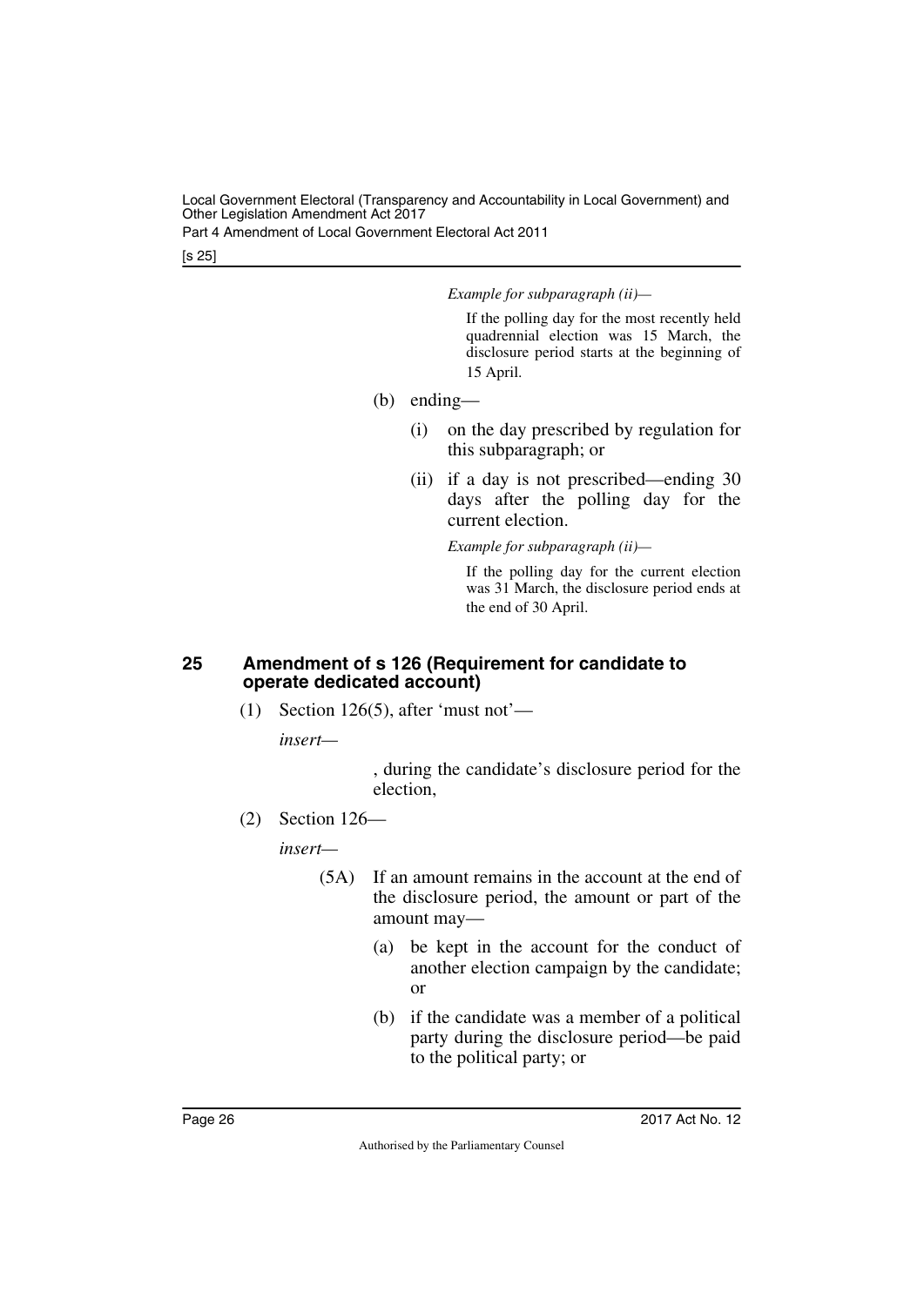*Example for subparagraph (ii)—*

If the polling day for the most recently held quadrennial election was 15 March, the disclosure period starts at the beginning of 15 April.

(b) ending—

(i) on the day prescribed by regulation for this subparagraph; or

(ii) if a day is not prescribed—ending 30 days after the polling day for the current election.

*Example for subparagraph (ii)—*

If the polling day for the current election was 31 March, the disclosure period ends at the end of 30 April.

### 25 Amendment of s 126 (Requirement for candidate to operate dedicated account)

(1) Section 126(5), after 'must not'—

*insert—*

, during the candidate's disclosure period for the election,

(2) Section 126—

*insert—*

(5A) If an amount remains in the account at the end of the disclosure period, the amount or part of the amount may—

(a) be kept in the account for the conduct of another election campaign by the candidate; or

(b) if the candidate was a member of a political party during the disclosure period—be paid to the political party; or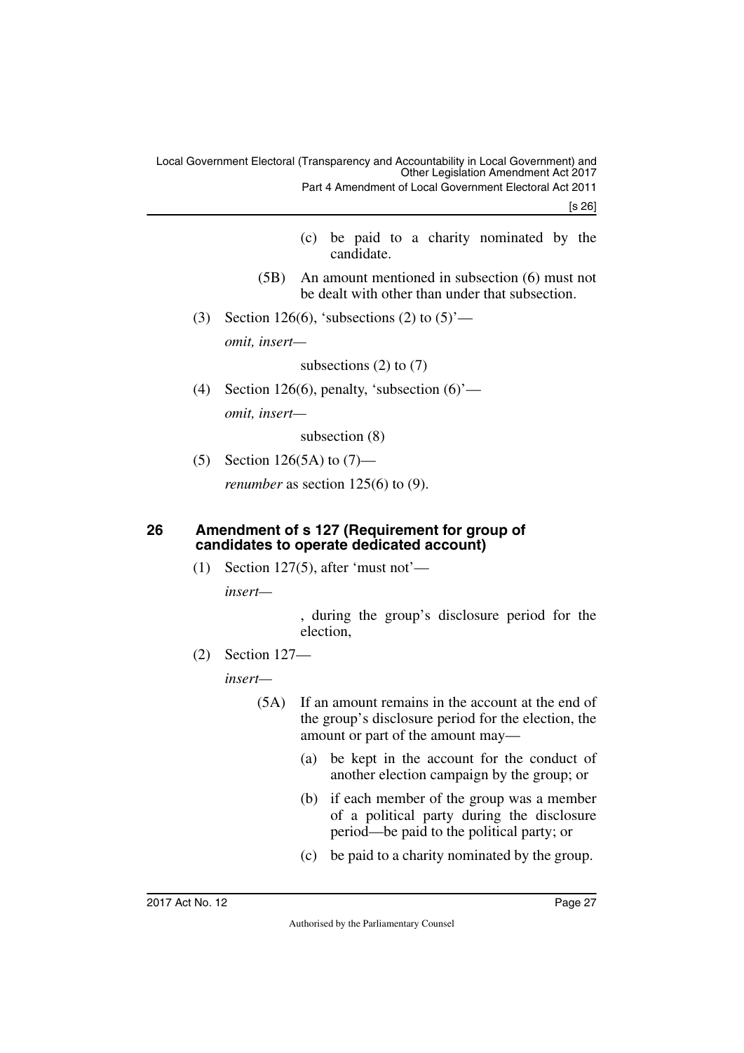(c) be paid to a charity nominated by the candidate.

(5B) An amount mentioned in subsection (6) must not be dealt with other than under that subsection.

(3) Section 126(6), 'subsections (2) to (5)'—

*omit, insert*—

subsections (2) to (7)

(4) Section 126(6), penalty, 'subsection (6)'—

*omit, insert*—

subsection (8)

(5) Section 126(5A) to (7)—

*renumber* as section 125(6) to (9).

## 26 Amendment of s 127 (Requirement for group of candidates to operate dedicated account)

(1) Section 127(5), after 'must not'—

*insert*—

, during the group's disclosure period for the election,

(2) Section 127—

*insert*—

(5A) If an amount remains in the account at the end of the group's disclosure period for the election, the amount or part of the amount may—

(a) be kept in the account for the conduct of another election campaign by the group; or

(b) if each member of the group was a member of a political party during the disclosure period—be paid to the political party; or

(c) be paid to a charity nominated by the group.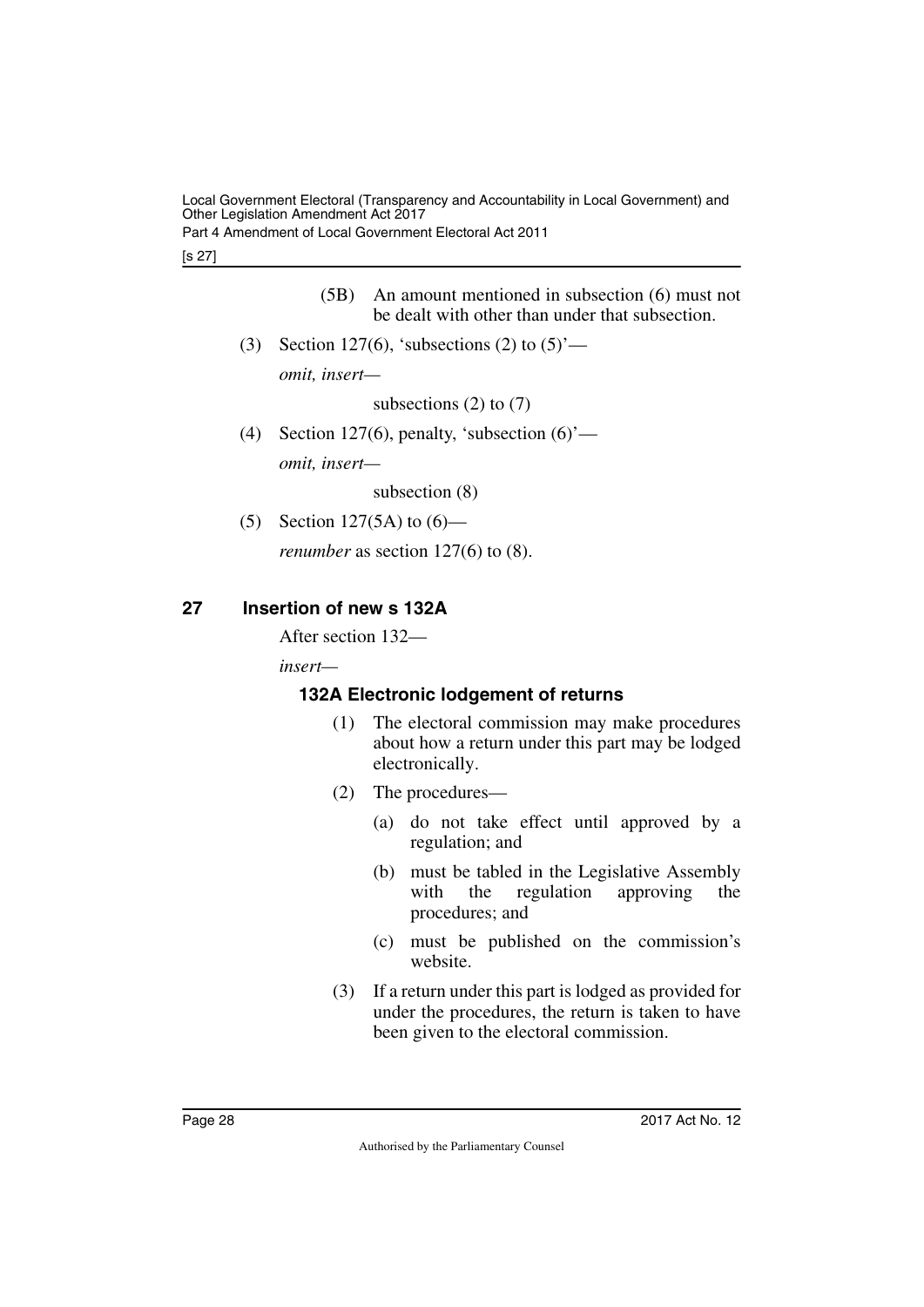(5B) An amount mentioned in subsection (6) must not be dealt with other than under that subsection.

(3) Section 127(6), 'subsections (2) to (5)'—

*omit, insert*—

subsections (2) to (7)

(4) Section 127(6), penalty, 'subsection (6)'—

*omit, insert*—

subsection (8)

(5) Section 127(5A) to (6)—

*renumber* as section 127(6) to (8).

## 27 Insertion of new s 132A

After section 132—

*insert*—

### 132A Electronic lodgement of returns

(1) The electoral commission may make procedures about how a return under this part may be lodged electronically.

(2) The procedures—

(a) do not take effect until approved by a regulation; and

(b) must be tabled in the Legislative Assembly with the regulation approving the procedures; and

(c) must be published on the commission's website.

(3) If a return under this part is lodged as provided for under the procedures, the return is taken to have been given to the electoral commission.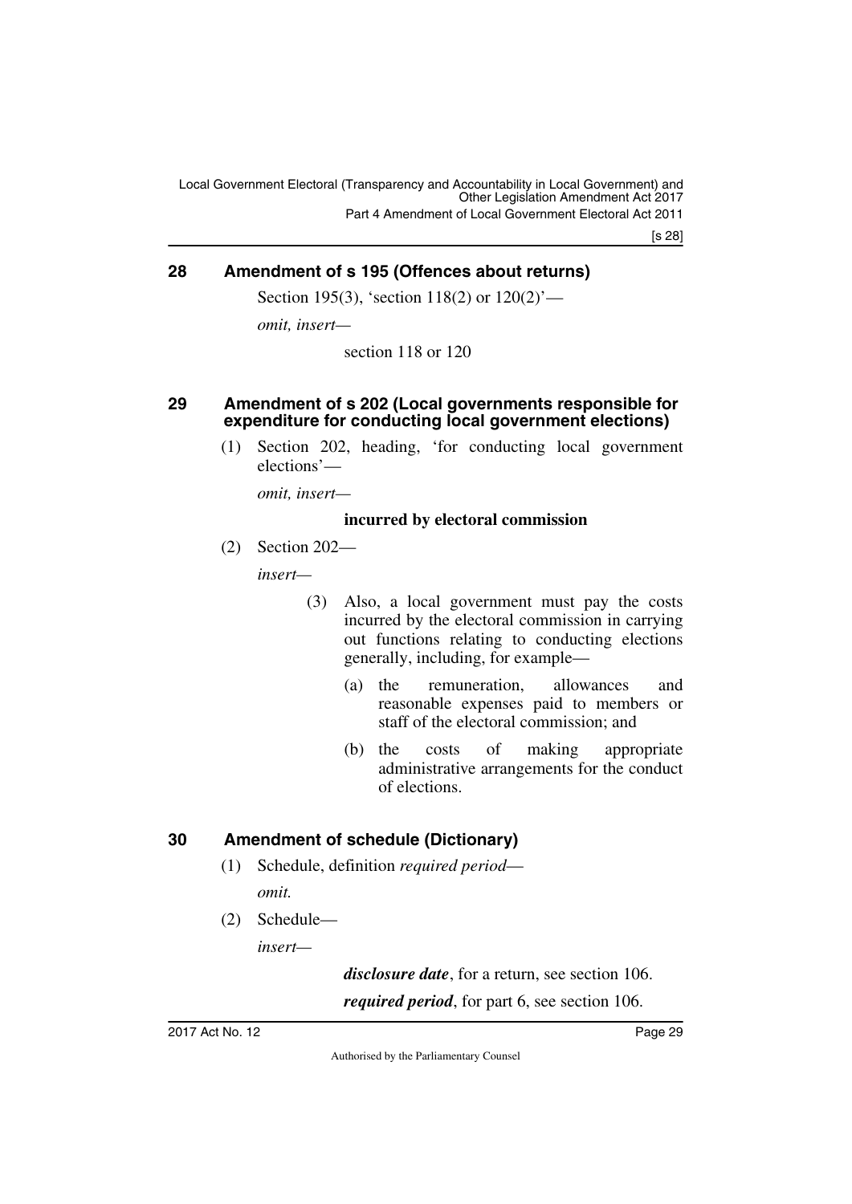## 28 Amendment of s 195 (Offences about returns)

Section 195(3), 'section 118(2) or 120(2)'—

*omit, insert*—

section 118 or 120

## 29 Amendment of s 202 (Local governments responsible for expenditure for conducting local government elections)

(1) Section 202, heading, 'for conducting local government elections'—

*omit, insert*—

**incurred by electoral commission**

(2) Section 202—

*insert*—

(3) Also, a local government must pay the costs incurred by the electoral commission in carrying out functions relating to conducting elections generally, including, for example—

(a) the remuneration, allowances and reasonable expenses paid to members or staff of the electoral commission; and

(b) the costs of making appropriate administrative arrangements for the conduct of elections.

## 30 Amendment of schedule (Dictionary)

(1) Schedule, definition *required period*—

*omit.*

(2) Schedule—

*insert*—

***disclosure date***, for a return, see section 106.

***required period***, for part 6, see section 106.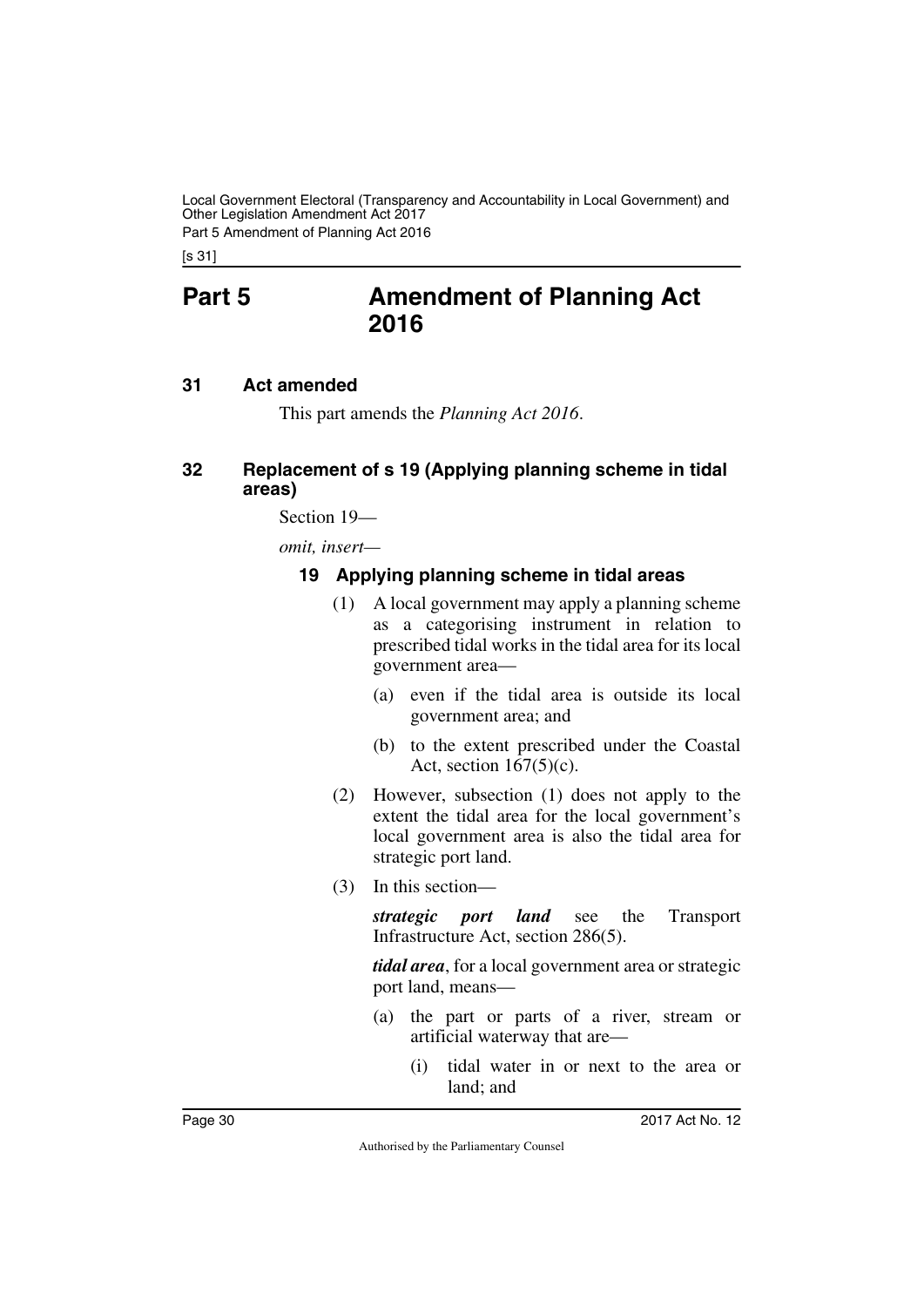# Part 5 Amendment of Planning Act 2016

## 31 Act amended

This part amends the *Planning Act 2016*.

## 32 Replacement of s 19 (Applying planning scheme in tidal areas)

Section 19—

*omit, insert*—

### 19 Applying planning scheme in tidal areas

(1) A local government may apply a planning scheme as a categorising instrument in relation to prescribed tidal works in the tidal area for its local government area—

(a) even if the tidal area is outside its local government area; and

(b) to the extent prescribed under the Coastal Act, section 167(5)(c).

(2) However, subsection (1) does not apply to the extent the tidal area for the local government's local government area is also the tidal area for strategic port land.

(3) In this section—

***strategic port land*** see the Transport Infrastructure Act, section 286(5).

***tidal area***, for a local government area or strategic port land, means—

(a) the part or parts of a river, stream or artificial waterway that are—

(i) tidal water in or next to the area or land; and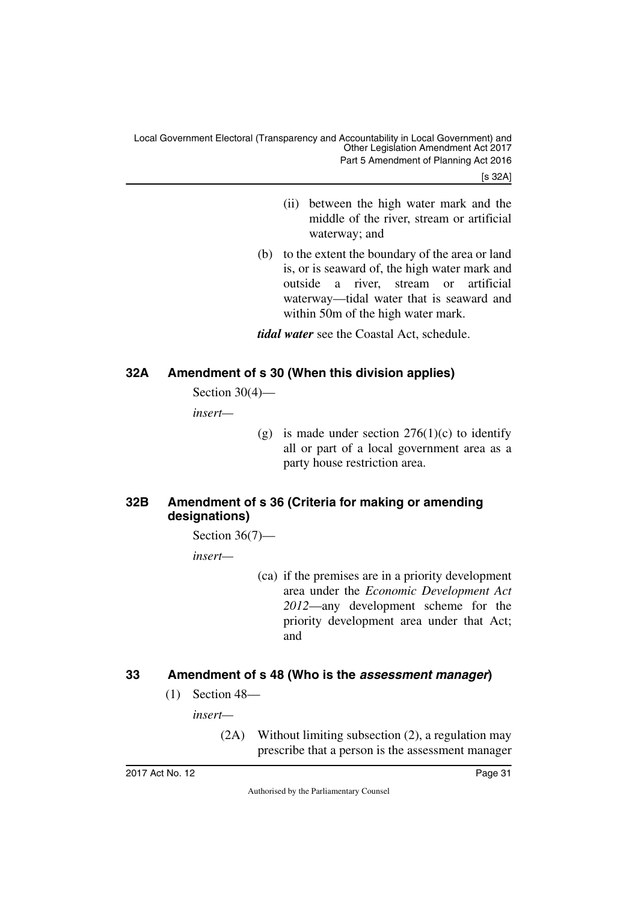(ii) between the high water mark and the middle of the river, stream or artificial waterway; and

(b) to the extent the boundary of the area or land is, or is seaward of, the high water mark and outside a river, stream or artificial waterway—tidal water that is seaward and within 50m of the high water mark.

***tidal water*** see the Coastal Act, schedule.

### 32A Amendment of s 30 (When this division applies)

Section 30(4)—

*insert*—

(g) is made under section 276(1)(c) to identify all or part of a local government area as a party house restriction area.

### 32B Amendment of s 36 (Criteria for making or amending designations)

Section 36(7)—

*insert*—

(ca) if the premises are in a priority development area under the *Economic Development Act 2012*—any development scheme for the priority development area under that Act; and

### 33 Amendment of s 48 (Who is the *assessment manager*)

(1) Section 48—

*insert*—

(2A) Without limiting subsection (2), a regulation may prescribe that a person is the assessment manager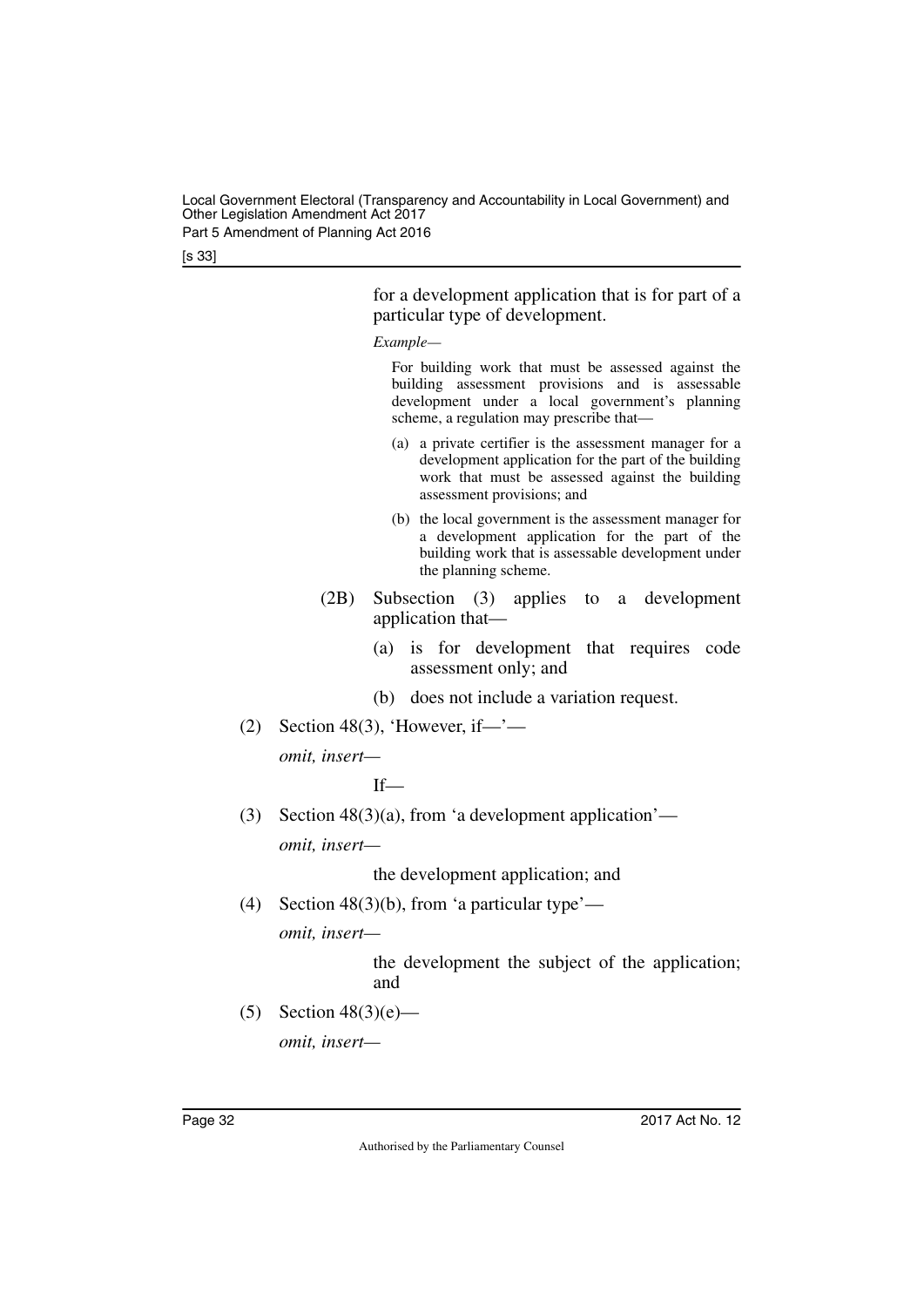for a development application that is for part of a particular type of development.

*Example—*

For building work that must be assessed against the building assessment provisions and is assessable development under a local government's planning scheme, a regulation may prescribe that—

(a) a private certifier is the assessment manager for a development application for the part of the building work that must be assessed against the building assessment provisions; and

(b) the local government is the assessment manager for a development application for the part of the building work that is assessable development under the planning scheme.

(2B) Subsection (3) applies to a development application that—

(a) is for development that requires code assessment only; and

(b) does not include a variation request.

(2) Section 48(3), 'However, if—'—

*omit, insert—*

If—

(3) Section 48(3)(a), from 'a development application'—

*omit, insert—*

the development application; and

(4) Section 48(3)(b), from 'a particular type'—

*omit, insert—*

the development the subject of the application; and

(5) Section 48(3)(e)—

*omit, insert—*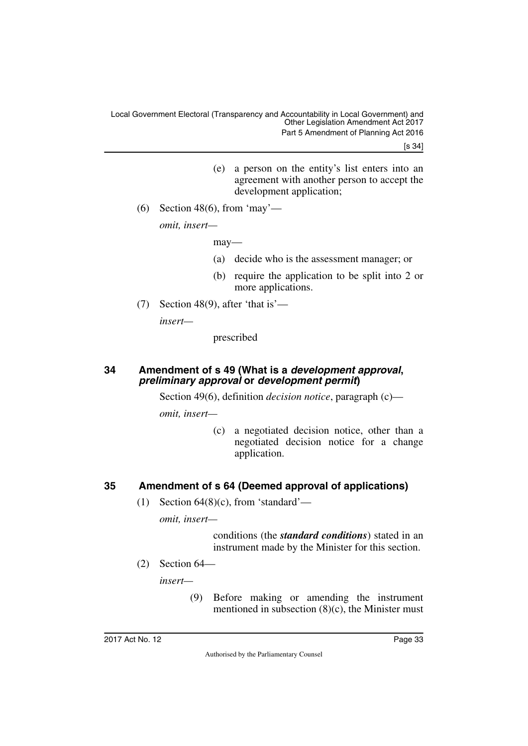(e) a person on the entity's list enters into an agreement with another person to accept the development application;

(6) Section 48(6), from 'may'—

*omit, insert—*

may—

(a) decide who is the assessment manager; or

(b) require the application to be split into 2 or more applications.

(7) Section 48(9), after 'that is'—

*insert—*

prescribed

## 34 Amendment of s 49 (What is a *development approval*, *preliminary approval* or *development permit*)

Section 49(6), definition *decision notice*, paragraph (c)—

*omit, insert—*

(c) a negotiated decision notice, other than a negotiated decision notice for a change application.

## 35 Amendment of s 64 (Deemed approval of applications)

(1) Section 64(8)(c), from 'standard'—

*omit, insert—*

conditions (the ***standard conditions***) stated in an instrument made by the Minister for this section.

(2) Section 64—

*insert—*

(9) Before making or amending the instrument mentioned in subsection (8)(c), the Minister must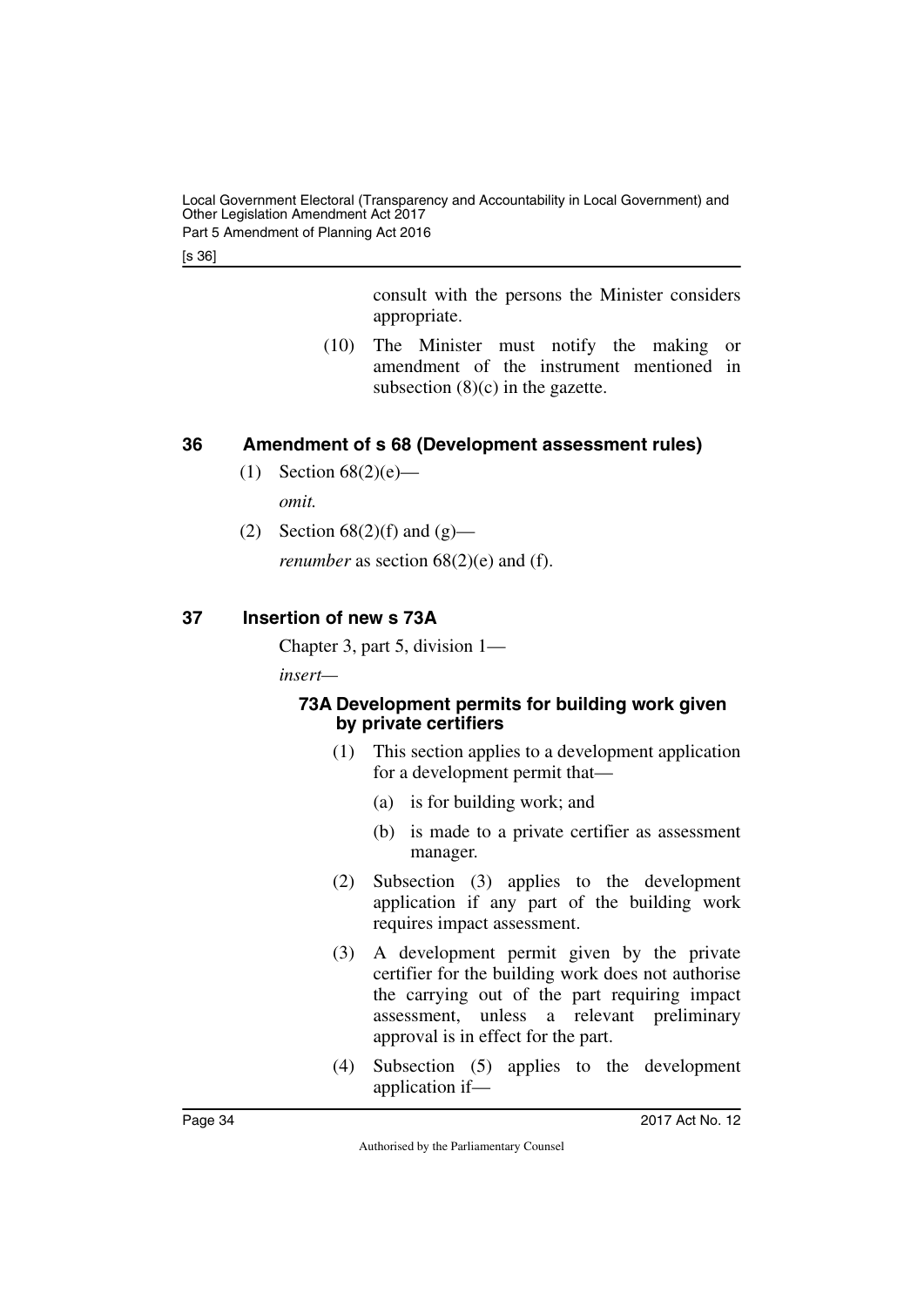consult with the persons the Minister considers appropriate.

(10) The Minister must notify the making or amendment of the instrument mentioned in subsection (8)(c) in the gazette.

## 36 Amendment of s 68 (Development assessment rules)

(1) Section 68(2)(e)—

*omit.*

(2) Section 68(2)(f) and (g)—

*renumber* as section 68(2)(e) and (f).

## 37 Insertion of new s 73A

Chapter 3, part 5, division 1—

*insert*—

### 73A Development permits for building work given by private certifiers

(1) This section applies to a development application for a development permit that—

(a) is for building work; and

(b) is made to a private certifier as assessment manager.

(2) Subsection (3) applies to the development application if any part of the building work requires impact assessment.

(3) A development permit given by the private certifier for the building work does not authorise the carrying out of the part requiring impact assessment, unless a relevant preliminary approval is in effect for the part.

(4) Subsection (5) applies to the development application if—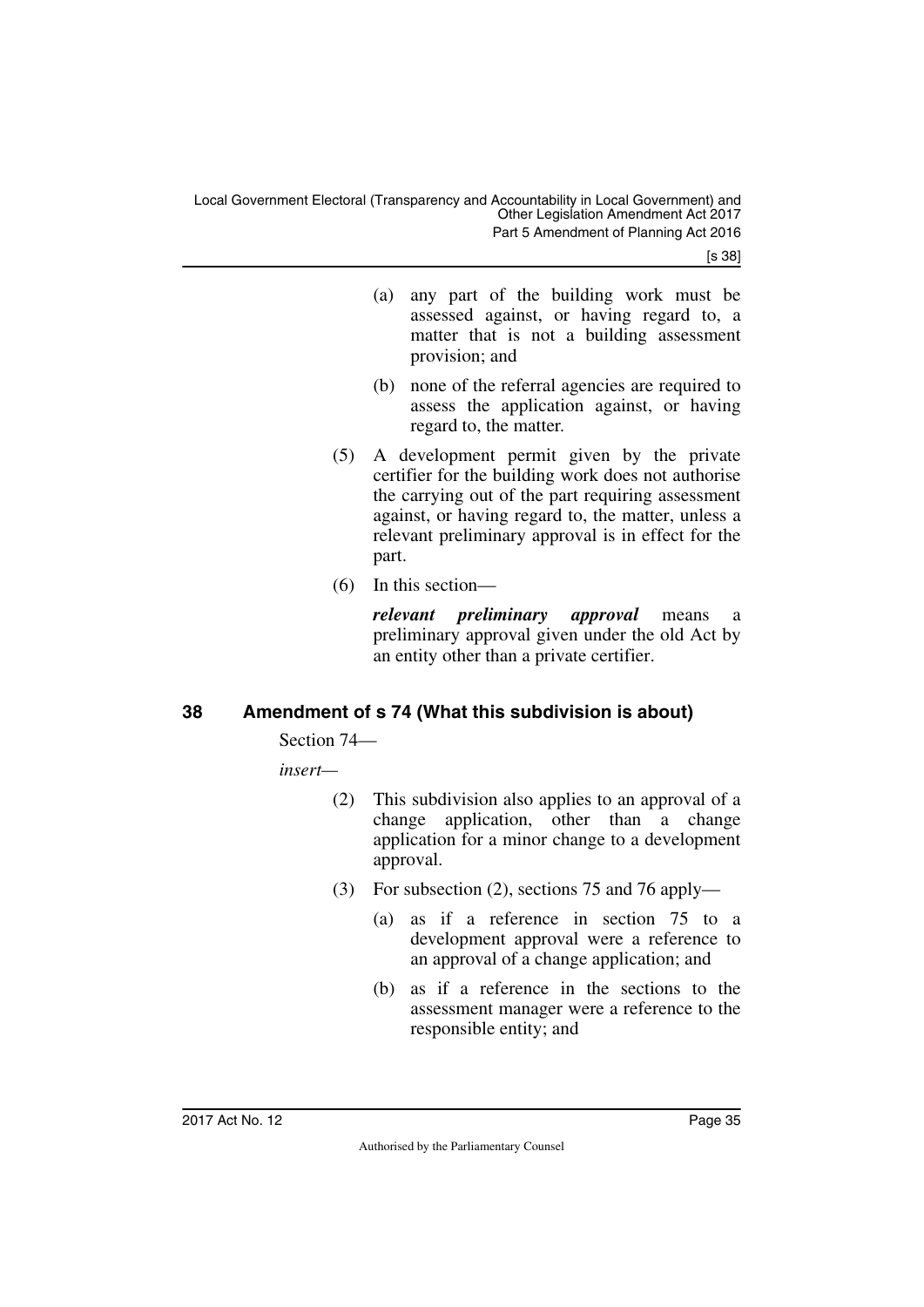(a) any part of the building work must be assessed against, or having regard to, a matter that is not a building assessment provision; and

(b) none of the referral agencies are required to assess the application against, or having regard to, the matter.

(5) A development permit given by the private certifier for the building work does not authorise the carrying out of the part requiring assessment against, or having regard to, the matter, unless a relevant preliminary approval is in effect for the part.

(6) In this section—

***relevant preliminary approval*** means a preliminary approval given under the old Act by an entity other than a private certifier.

## 38 Amendment of s 74 (What this subdivision is about)

Section 74—

*insert—*

(2) This subdivision also applies to an approval of a change application, other than a change application for a minor change to a development approval.

(3) For subsection (2), sections 75 and 76 apply—

(a) as if a reference in section 75 to a development approval were a reference to an approval of a change application; and

(b) as if a reference in the sections to the assessment manager were a reference to the responsible entity; and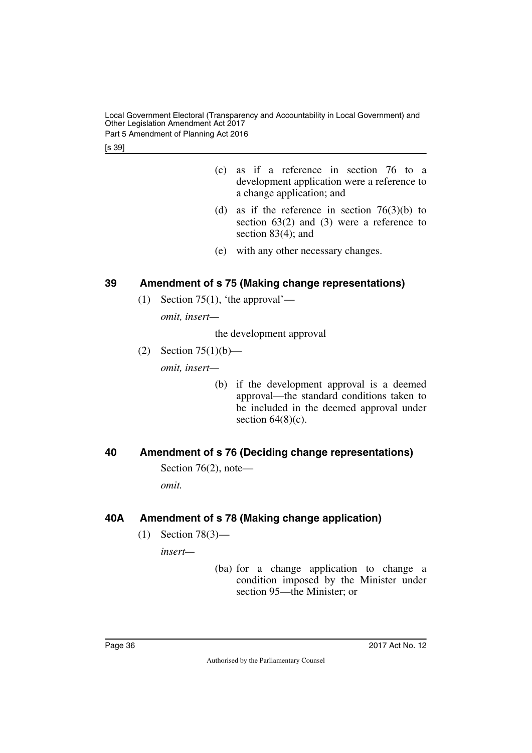(c) as if a reference in section 76 to a development application were a reference to a change application; and

(d) as if the reference in section 76(3)(b) to section 63(2) and (3) were a reference to section 83(4); and

(e) with any other necessary changes.

## 39 Amendment of s 75 (Making change representations)

(1) Section 75(1), 'the approval'—

*omit, insert—*

the development approval

(2) Section 75(1)(b)—

*omit, insert—*

(b) if the development approval is a deemed approval—the standard conditions taken to be included in the deemed approval under section 64(8)(c).

## 40 Amendment of s 76 (Deciding change representations)

Section 76(2), note—

*omit.*

## 40A Amendment of s 78 (Making change application)

(1) Section 78(3)—

*insert—*

(ba) for a change application to change a condition imposed by the Minister under section 95—the Minister; or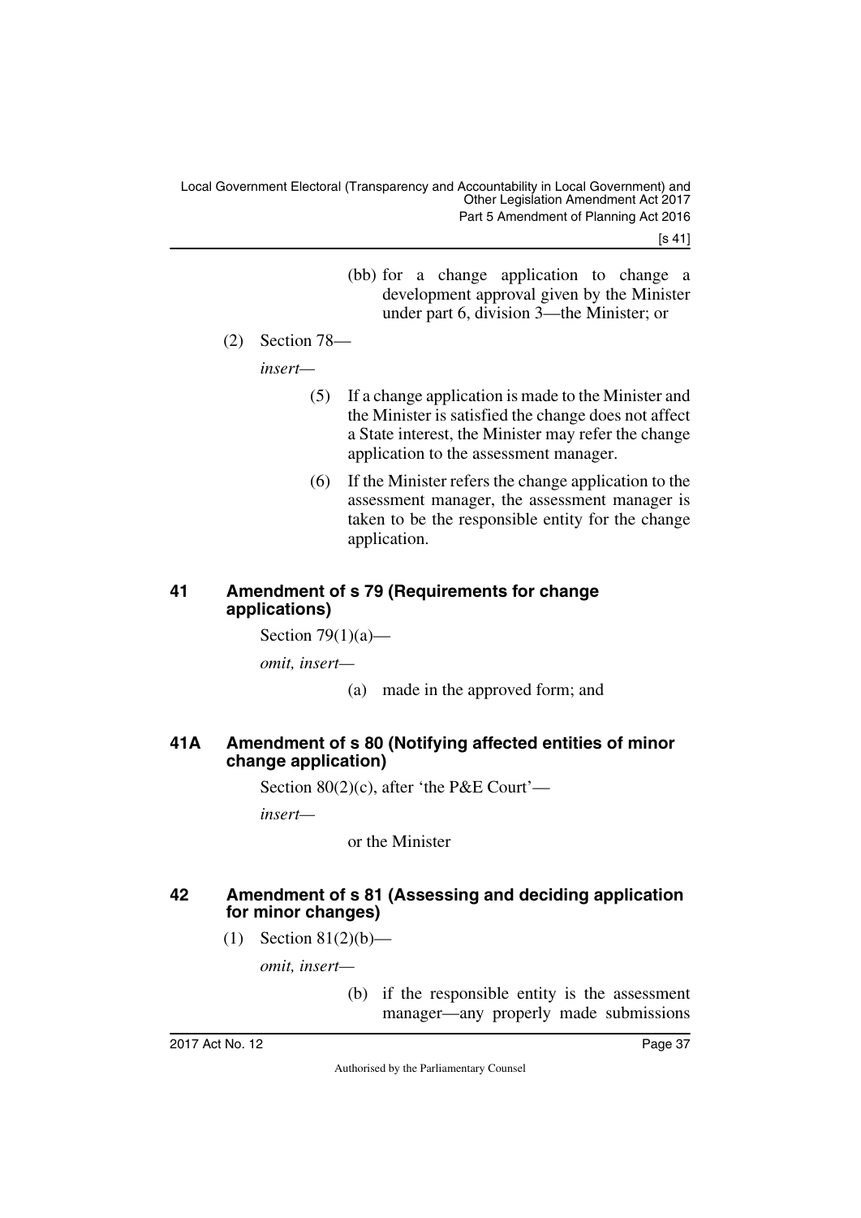(bb) for a change application to change a development approval given by the Minister under part 6, division 3—the Minister; or

(2) Section 78—

*insert*—

(5) If a change application is made to the Minister and the Minister is satisfied the change does not affect a State interest, the Minister may refer the change application to the assessment manager.

(6) If the Minister refers the change application to the assessment manager, the assessment manager is taken to be the responsible entity for the change application.

## 41 Amendment of s 79 (Requirements for change applications)

Section 79(1)(a)—

*omit, insert*—

(a) made in the approved form; and

## 41A Amendment of s 80 (Notifying affected entities of minor change application)

Section 80(2)(c), after 'the P&E Court'—

*insert*—

or the Minister

## 42 Amendment of s 81 (Assessing and deciding application for minor changes)

(1) Section 81(2)(b)—

*omit, insert*—

(b) if the responsible entity is the assessment manager—any properly made submissions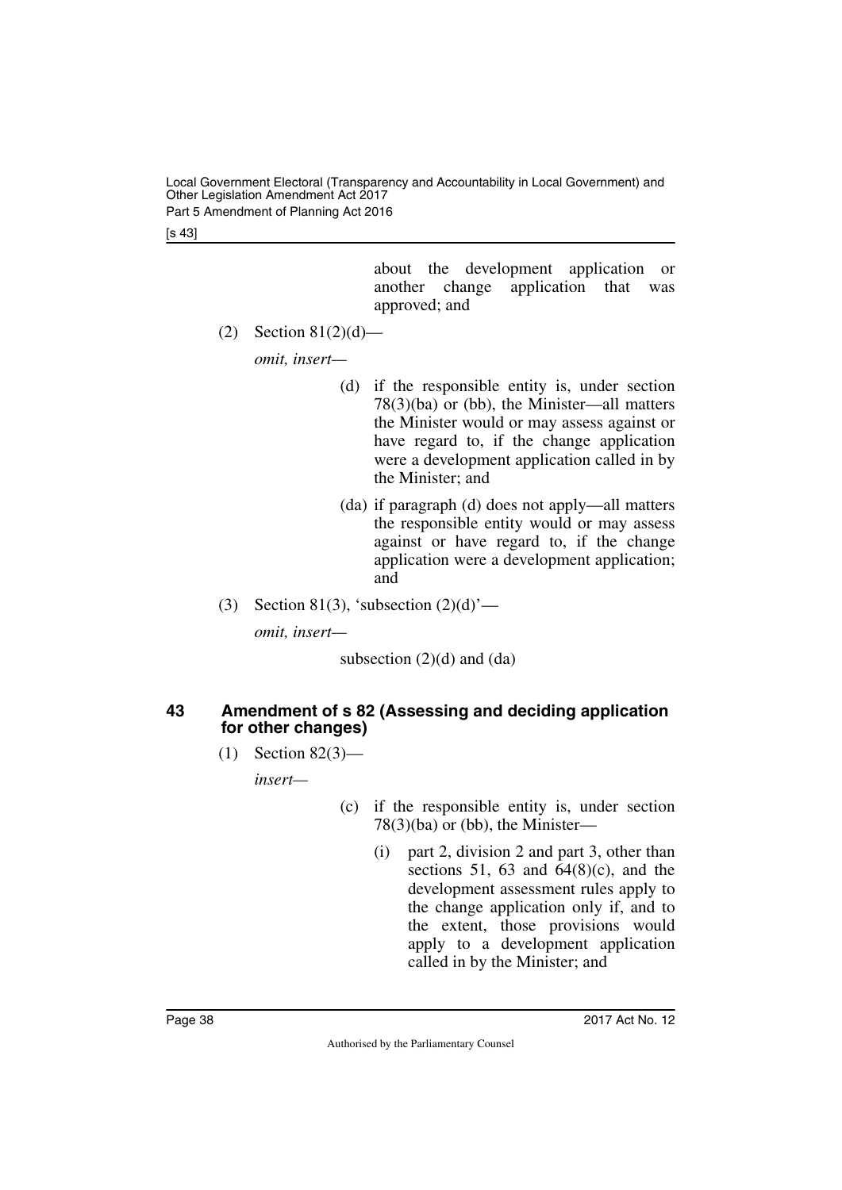about the development application or another change application that was approved; and

(2) Section 81(2)(d)—

*omit, insert—*

(d) if the responsible entity is, under section 78(3)(ba) or (bb), the Minister—all matters the Minister would or may assess against or have regard to, if the change application were a development application called in by the Minister; and

(da) if paragraph (d) does not apply—all matters the responsible entity would or may assess against or have regard to, if the change application were a development application; and

(3) Section 81(3), 'subsection (2)(d)'—

*omit, insert—*

subsection (2)(d) and (da)

### 43 Amendment of s 82 (Assessing and deciding application for other changes)

(1) Section 82(3)—

*insert—*

(c) if the responsible entity is, under section 78(3)(ba) or (bb), the Minister—

(i) part 2, division 2 and part 3, other than sections 51, 63 and 64(8)(c), and the development assessment rules apply to the change application only if, and to the extent, those provisions would apply to a development application called in by the Minister; and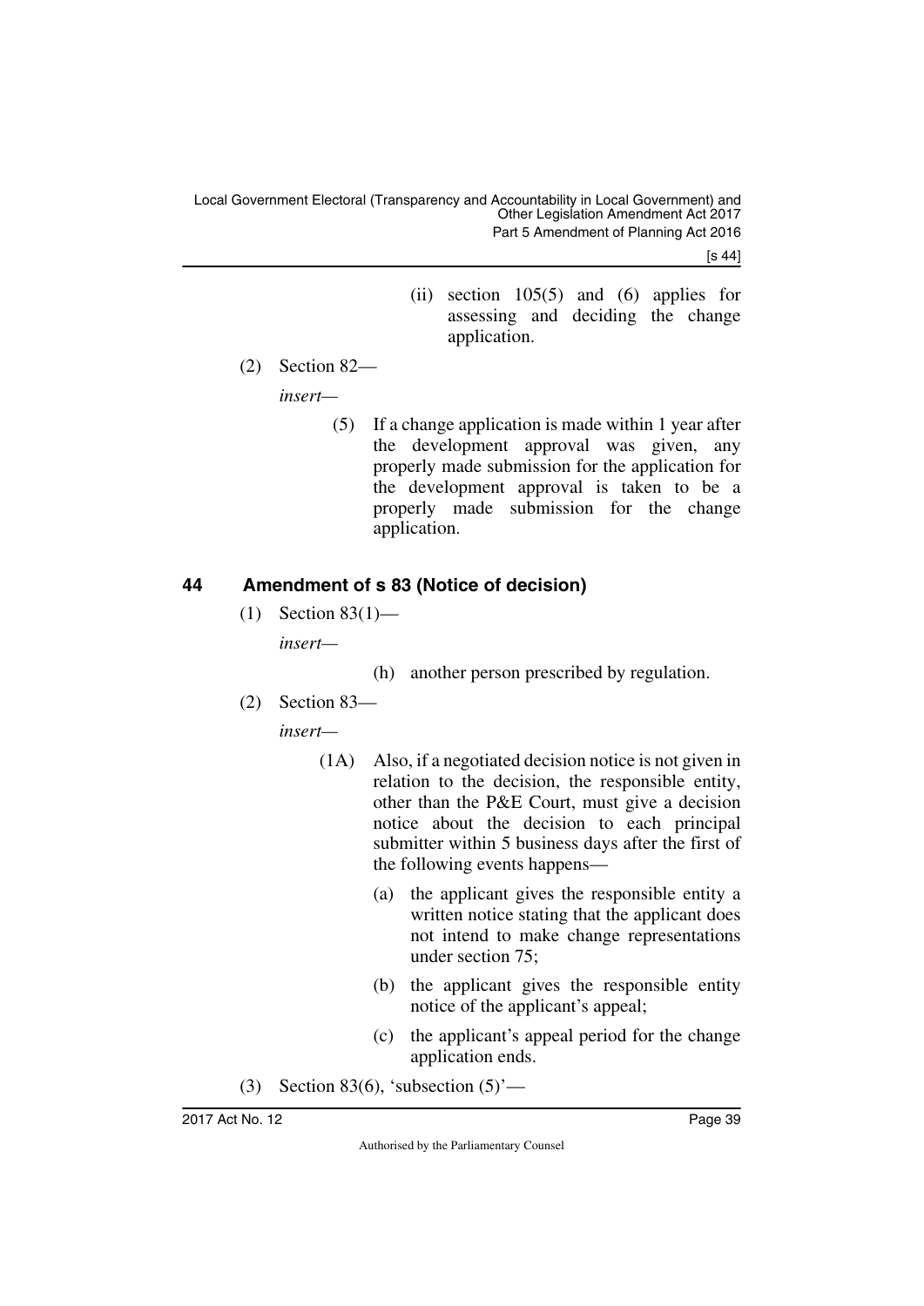(ii) section 105(5) and (6) applies for assessing and deciding the change application.

(2) Section 82—

*insert*—

(5) If a change application is made within 1 year after the development approval was given, any properly made submission for the application for the development approval is taken to be a properly made submission for the change application.

## 44 Amendment of s 83 (Notice of decision)

(1) Section 83(1)—

*insert*—

(h) another person prescribed by regulation.

(2) Section 83—

*insert*—

(1A) Also, if a negotiated decision notice is not given in relation to the decision, the responsible entity, other than the P&E Court, must give a decision notice about the decision to each principal submitter within 5 business days after the first of the following events happens—

(a) the applicant gives the responsible entity a written notice stating that the applicant does not intend to make change representations under section 75;

(b) the applicant gives the responsible entity notice of the applicant's appeal;

(c) the applicant's appeal period for the change application ends.

(3) Section 83(6), 'subsection (5)'—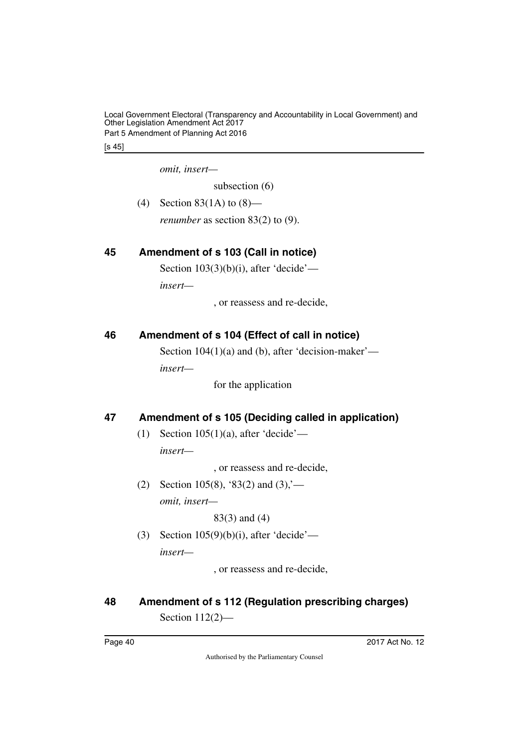*omit, insert—*

subsection (6)

(4) Section 83(1A) to (8)—

*renumber* as section 83(2) to (9).

## 45 Amendment of s 103 (Call in notice)

Section 103(3)(b)(i), after 'decide'—

*insert—*

, or reassess and re-decide,

## 46 Amendment of s 104 (Effect of call in notice)

Section 104(1)(a) and (b), after 'decision-maker'—

*insert—*

for the application

## 47 Amendment of s 105 (Deciding called in application)

(1) Section 105(1)(a), after 'decide'—

*insert—*

, or reassess and re-decide,

(2) Section 105(8), '83(2) and (3),'—

*omit, insert—*

83(3) and (4)

(3) Section 105(9)(b)(i), after 'decide'—

*insert—*

, or reassess and re-decide,

## 48 Amendment of s 112 (Regulation prescribing charges)

Section 112(2)—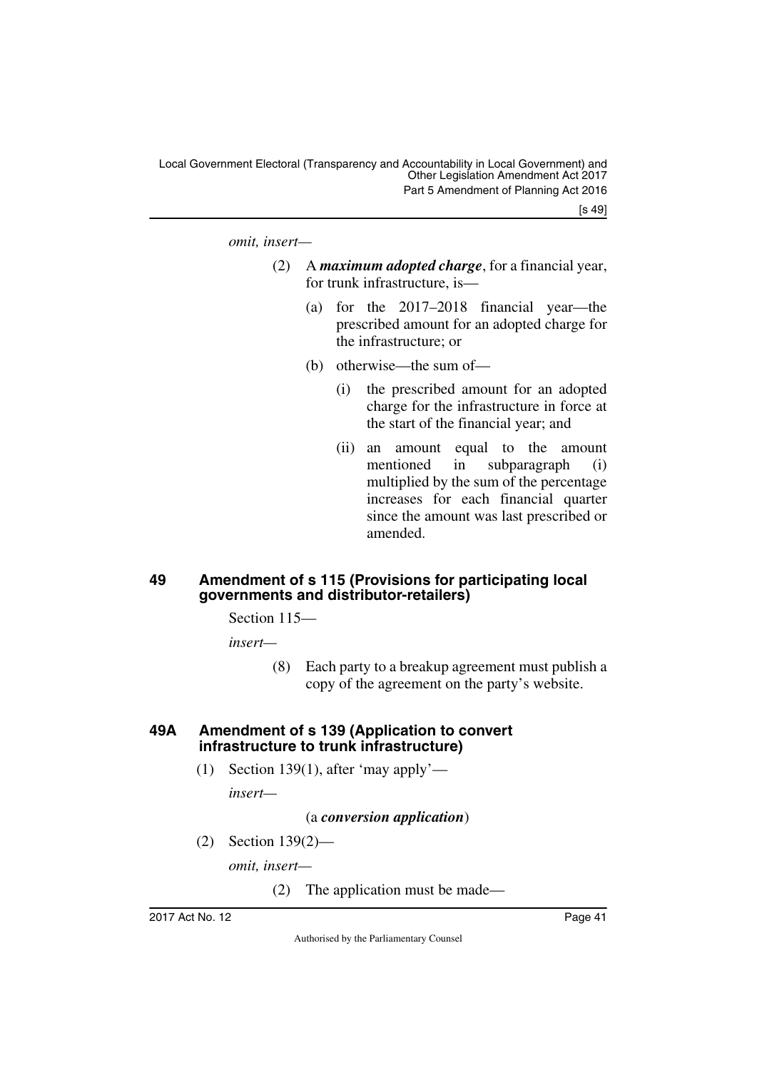*omit, insert—*

(2) A ***maximum adopted charge***, for a financial year, for trunk infrastructure, is—

(a) for the 2017–2018 financial year—the prescribed amount for an adopted charge for the infrastructure; or

(b) otherwise—the sum of—

(i) the prescribed amount for an adopted charge for the infrastructure in force at the start of the financial year; and

(ii) an amount equal to the amount mentioned in subparagraph (i) multiplied by the sum of the percentage increases for each financial quarter since the amount was last prescribed or amended.

### 49 Amendment of s 115 (Provisions for participating local governments and distributor-retailers)

Section 115—

*insert—*

(8) Each party to a breakup agreement must publish a copy of the agreement on the party's website.

### 49A Amendment of s 139 (Application to convert infrastructure to trunk infrastructure)

(1) Section 139(1), after 'may apply'—

*insert—*

(a ***conversion application***)

(2) Section 139(2)—

*omit, insert—*

(2) The application must be made—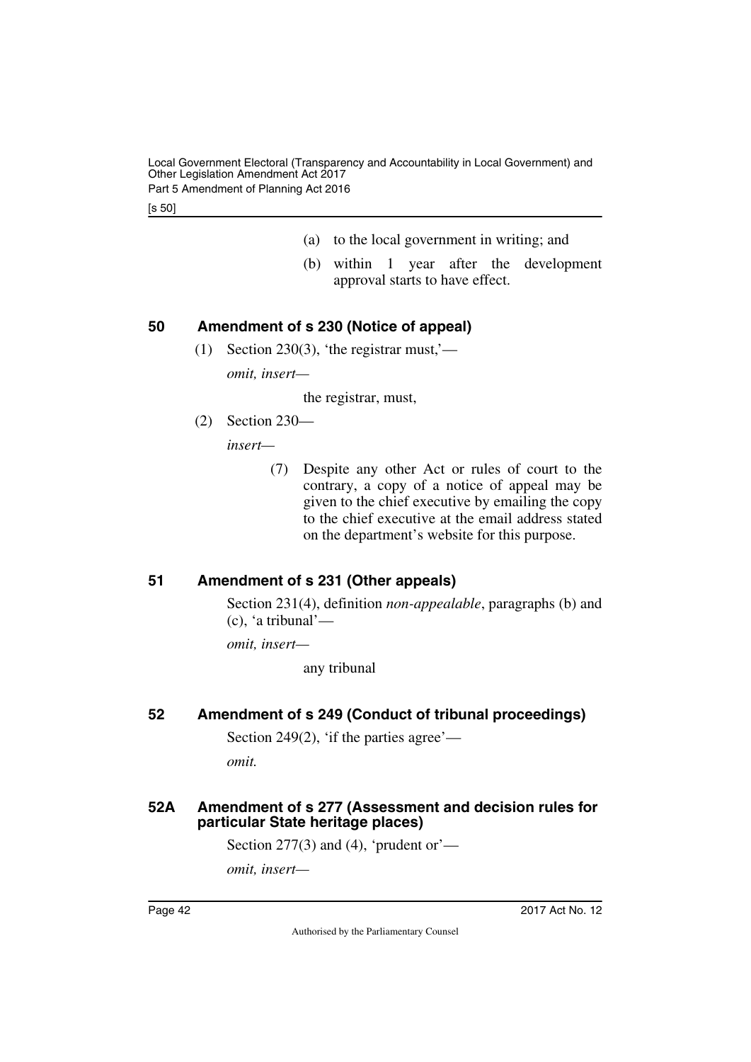(a) to the local government in writing; and

(b) within 1 year after the development approval starts to have effect.

## 50 Amendment of s 230 (Notice of appeal)

(1) Section 230(3), 'the registrar must,'—

*omit, insert*—

the registrar, must,

(2) Section 230—

*insert*—

(7) Despite any other Act or rules of court to the contrary, a copy of a notice of appeal may be given to the chief executive by emailing the copy to the chief executive at the email address stated on the department's website for this purpose.

## 51 Amendment of s 231 (Other appeals)

Section 231(4), definition *non-appealable*, paragraphs (b) and (c), 'a tribunal'—

*omit, insert*—

any tribunal

## 52 Amendment of s 249 (Conduct of tribunal proceedings)

Section 249(2), 'if the parties agree'—

*omit.*

## 52A Amendment of s 277 (Assessment and decision rules for particular State heritage places)

Section 277(3) and (4), 'prudent or'—

*omit, insert*—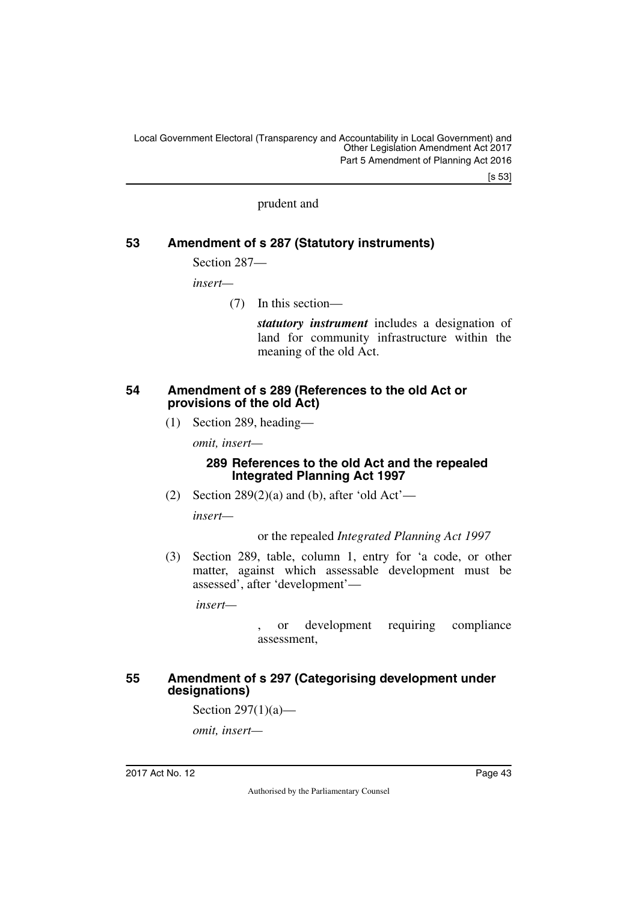prudent and

## 53 Amendment of s 287 (Statutory instruments)

Section 287—

*insert*—

(7) In this section—

***statutory instrument*** includes a designation of land for community infrastructure within the meaning of the old Act.

## 54 Amendment of s 289 (References to the old Act or provisions of the old Act)

(1) Section 289, heading—

*omit, insert*—

### 289 References to the old Act and the repealed Integrated Planning Act 1997

(2) Section 289(2)(a) and (b), after 'old Act'—

*insert*—

or the repealed *Integrated Planning Act 1997*

(3) Section 289, table, column 1, entry for 'a code, or other matter, against which assessable development must be assessed', after 'development'—

*insert*—

, or development requiring compliance assessment,

## 55 Amendment of s 297 (Categorising development under designations)

Section 297(1)(a)—

*omit, insert*—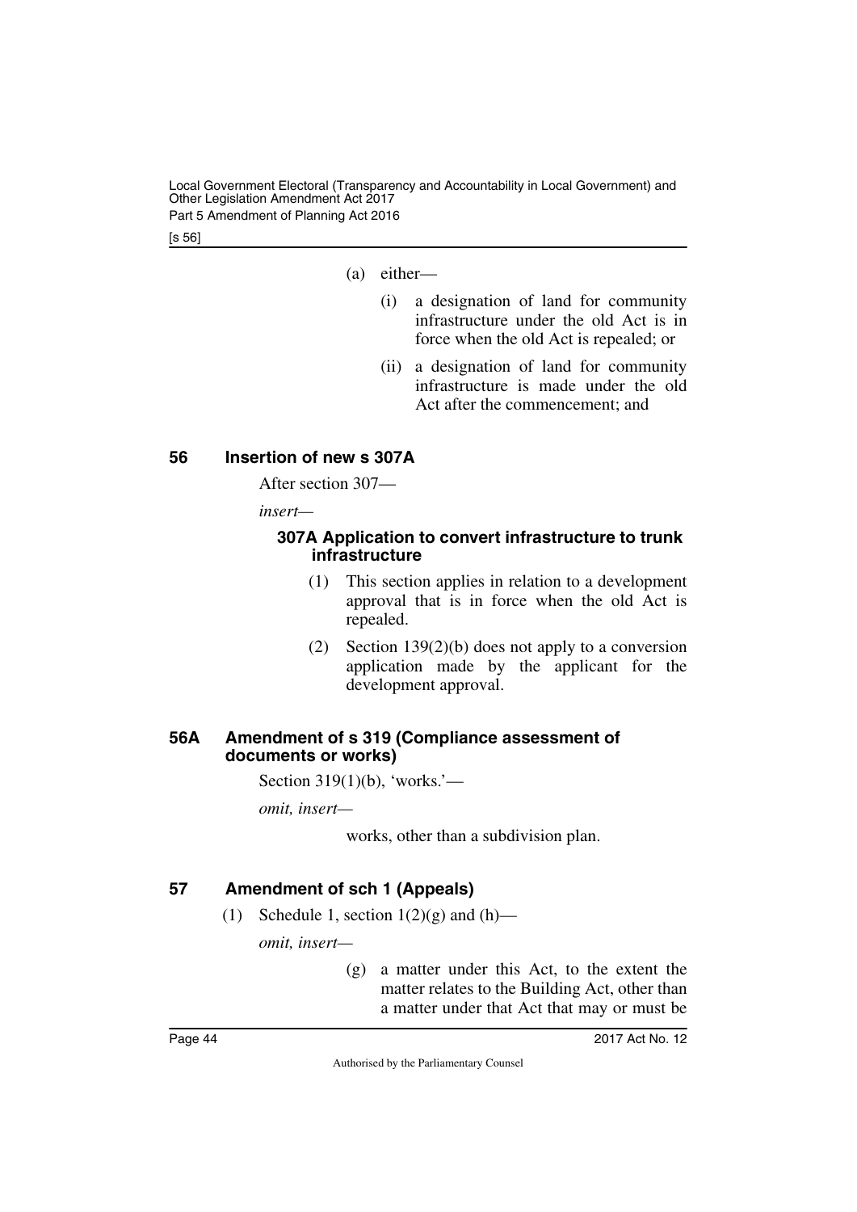(a) either—

  (i) a designation of land for community infrastructure under the old Act is in force when the old Act is repealed; or

  (ii) a designation of land for community infrastructure is made under the old Act after the commencement; and

## 56 Insertion of new s 307A

After section 307—

*insert—*

### 307A Application to convert infrastructure to trunk infrastructure

(1) This section applies in relation to a development approval that is in force when the old Act is repealed.

(2) Section 139(2)(b) does not apply to a conversion application made by the applicant for the development approval.

## 56A Amendment of s 319 (Compliance assessment of documents or works)

Section 319(1)(b), 'works.'—

*omit, insert—*

works, other than a subdivision plan.

## 57 Amendment of sch 1 (Appeals)

(1) Schedule 1, section 1(2)(g) and (h)—

*omit, insert—*

(g) a matter under this Act, to the extent the matter relates to the Building Act, other than a matter under that Act that may or must be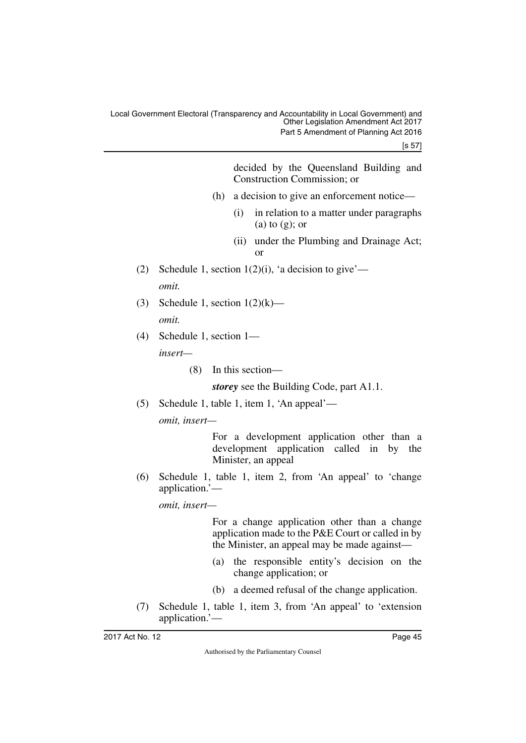decided by the Queensland Building and Construction Commission; or

(h) a decision to give an enforcement notice—

(i) in relation to a matter under paragraphs (a) to (g); or

(ii) under the Plumbing and Drainage Act; or

(2) Schedule 1, section 1(2)(i), 'a decision to give'—

*omit.*

(3) Schedule 1, section 1(2)(k)—

*omit.*

(4) Schedule 1, section 1—

*insert—*

(8) In this section—

***storey*** see the Building Code, part A1.1.

(5) Schedule 1, table 1, item 1, 'An appeal'—

*omit, insert—*

For a development application other than a development application called in by the Minister, an appeal

(6) Schedule 1, table 1, item 2, from 'An appeal' to 'change application.'—

*omit, insert—*

For a change application other than a change application made to the P&E Court or called in by the Minister, an appeal may be made against—

(a) the responsible entity's decision on the change application; or

(b) a deemed refusal of the change application.

(7) Schedule 1, table 1, item 3, from 'An appeal' to 'extension application.'—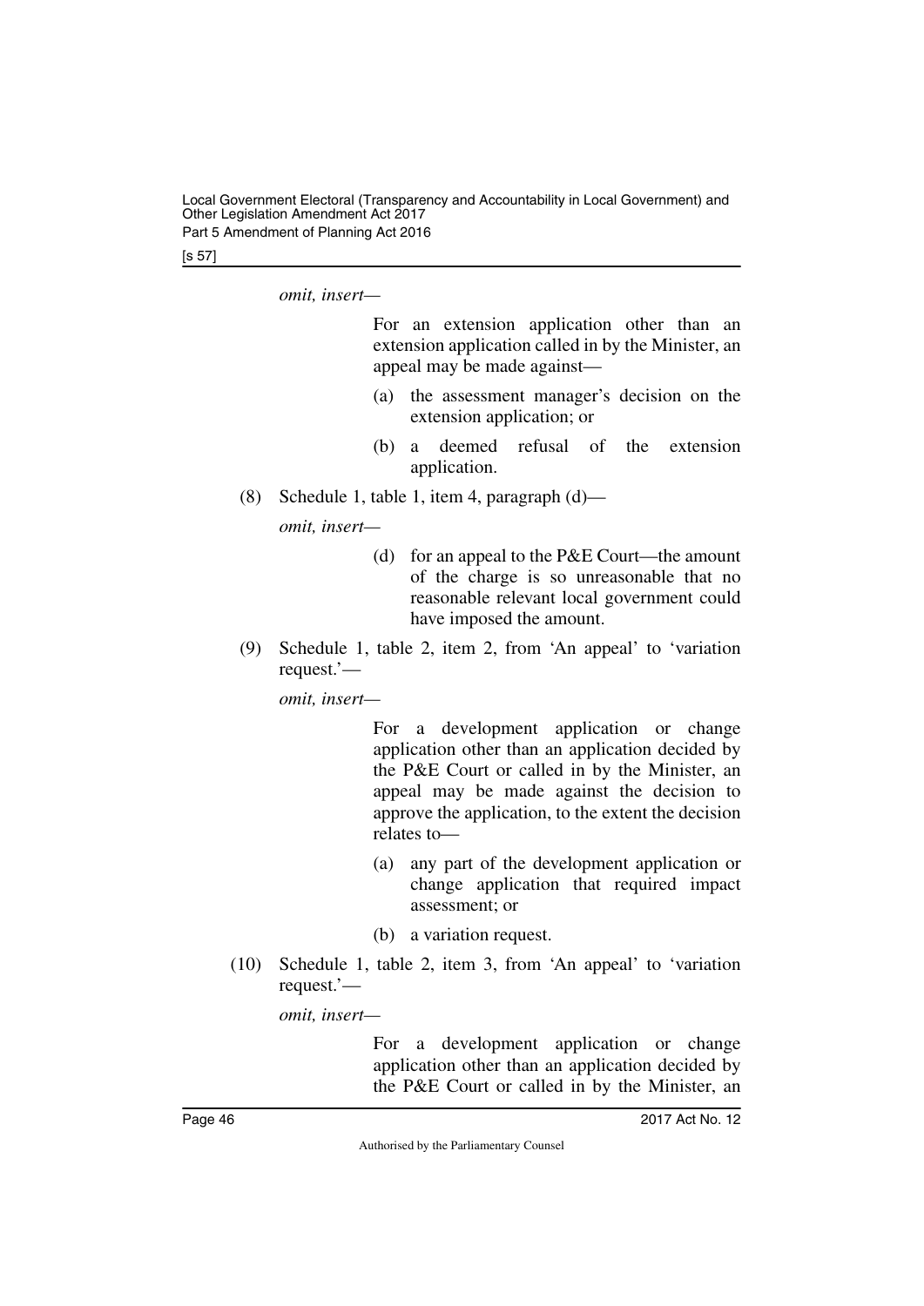*omit, insert—*

> For an extension application other than an extension application called in by the Minister, an appeal may be made against—
>
> (a) the assessment manager's decision on the extension application; or
>
> (b) a deemed refusal of the extension application.

(8) Schedule 1, table 1, item 4, paragraph (d)—

*omit, insert—*

> (d) for an appeal to the P&E Court—the amount of the charge is so unreasonable that no reasonable relevant local government could have imposed the amount.

(9) Schedule 1, table 2, item 2, from 'An appeal' to 'variation request.'—

*omit, insert—*

> For a development application or change application other than an application decided by the P&E Court or called in by the Minister, an appeal may be made against the decision to approve the application, to the extent the decision relates to—
>
> (a) any part of the development application or change application that required impact assessment; or
>
> (b) a variation request.

(10) Schedule 1, table 2, item 3, from 'An appeal' to 'variation request.'—

*omit, insert—*

> For a development application or change application other than an application decided by the P&E Court or called in by the Minister, an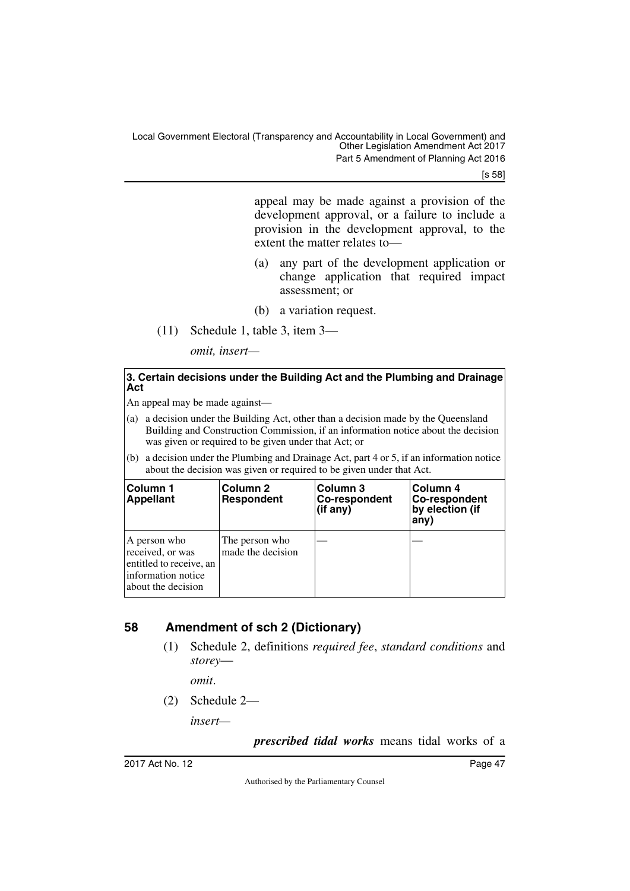appeal may be made against a provision of the development approval, or a failure to include a provision in the development approval, to the extent the matter relates to—

(a) any part of the development application or change application that required impact assessment; or

(b) a variation request.

(11) Schedule 1, table 3, item 3—

*omit, insert—*

**3. Certain decisions under the Building Act and the Plumbing and Drainage Act**

An appeal may be made against—

(a) a decision under the Building Act, other than a decision made by the Queensland Building and Construction Commission, if an information notice about the decision was given or required to be given under that Act; or

(b) a decision under the Plumbing and Drainage Act, part 4 or 5, if an information notice about the decision was given or required to be given under that Act.

| Column 1 Appellant | Column 2 Respondent | Column 3 Co-respondent (if any) | Column 4 Co-respondent by election (if any) |
|---|---|---|---|
| A person who received, or was entitled to receive, an information notice about the decision | The person who made the decision | — | — |

## 58 Amendment of sch 2 (Dictionary)

(1) Schedule 2, definitions *required fee*, *standard conditions* and *storey*—

*omit.*

(2) Schedule 2—

*insert—*

***prescribed tidal works*** means tidal works of a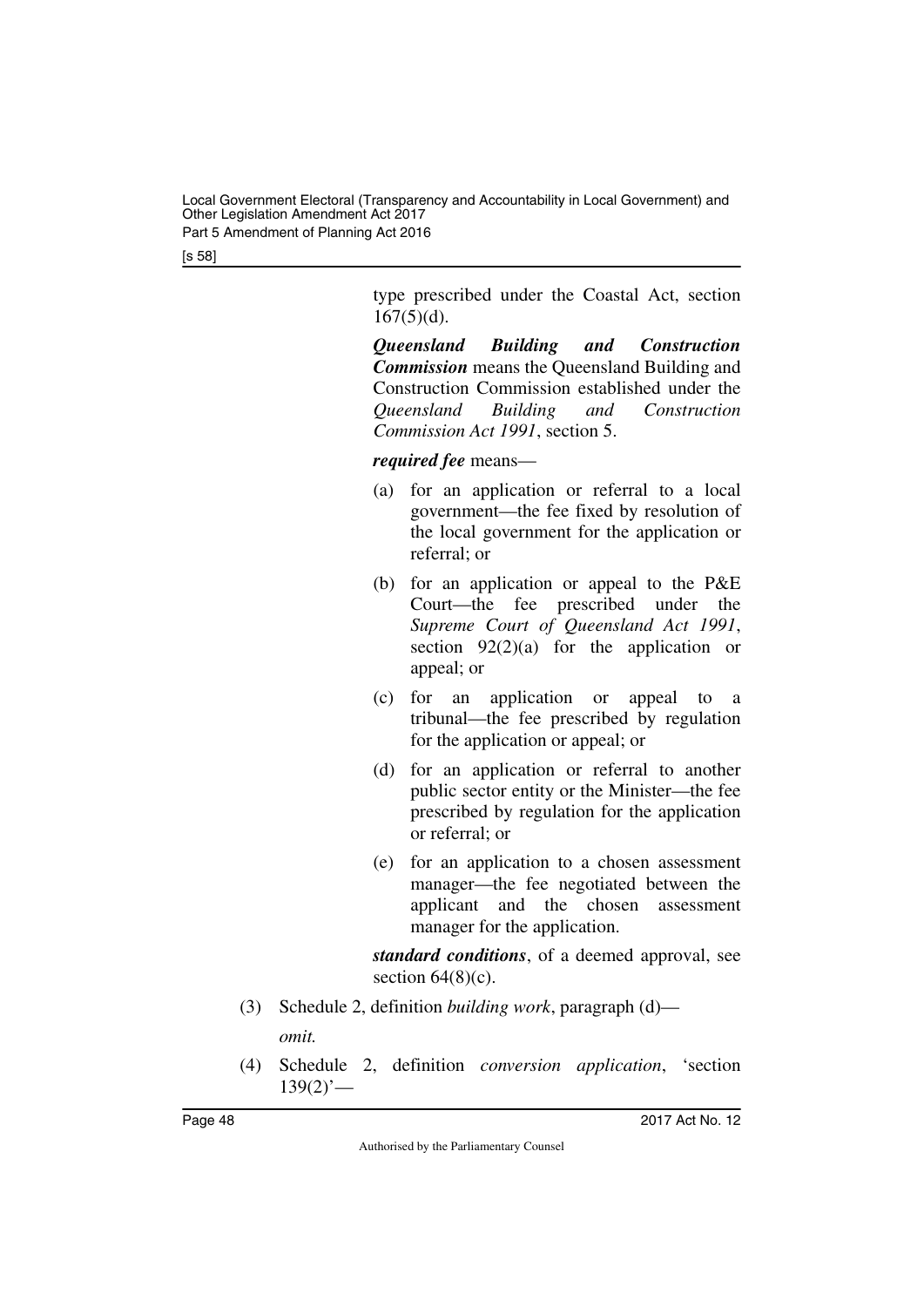type prescribed under the Coastal Act, section 167(5)(d).

***Queensland Building and Construction Commission*** means the Queensland Building and Construction Commission established under the *Queensland Building and Construction Commission Act 1991*, section 5.

***required fee*** means—

(a) for an application or referral to a local government—the fee fixed by resolution of the local government for the application or referral; or

(b) for an application or appeal to the P&E Court—the fee prescribed under the *Supreme Court of Queensland Act 1991*, section 92(2)(a) for the application or appeal; or

(c) for an application or appeal to a tribunal—the fee prescribed by regulation for the application or appeal; or

(d) for an application or referral to another public sector entity or the Minister—the fee prescribed by regulation for the application or referral; or

(e) for an application to a chosen assessment manager—the fee negotiated between the applicant and the chosen assessment manager for the application.

***standard conditions***, of a deemed approval, see section 64(8)(c).

(3) Schedule 2, definition *building work*, paragraph (d)—

*omit.*

(4) Schedule 2, definition *conversion application*, 'section 139(2)'—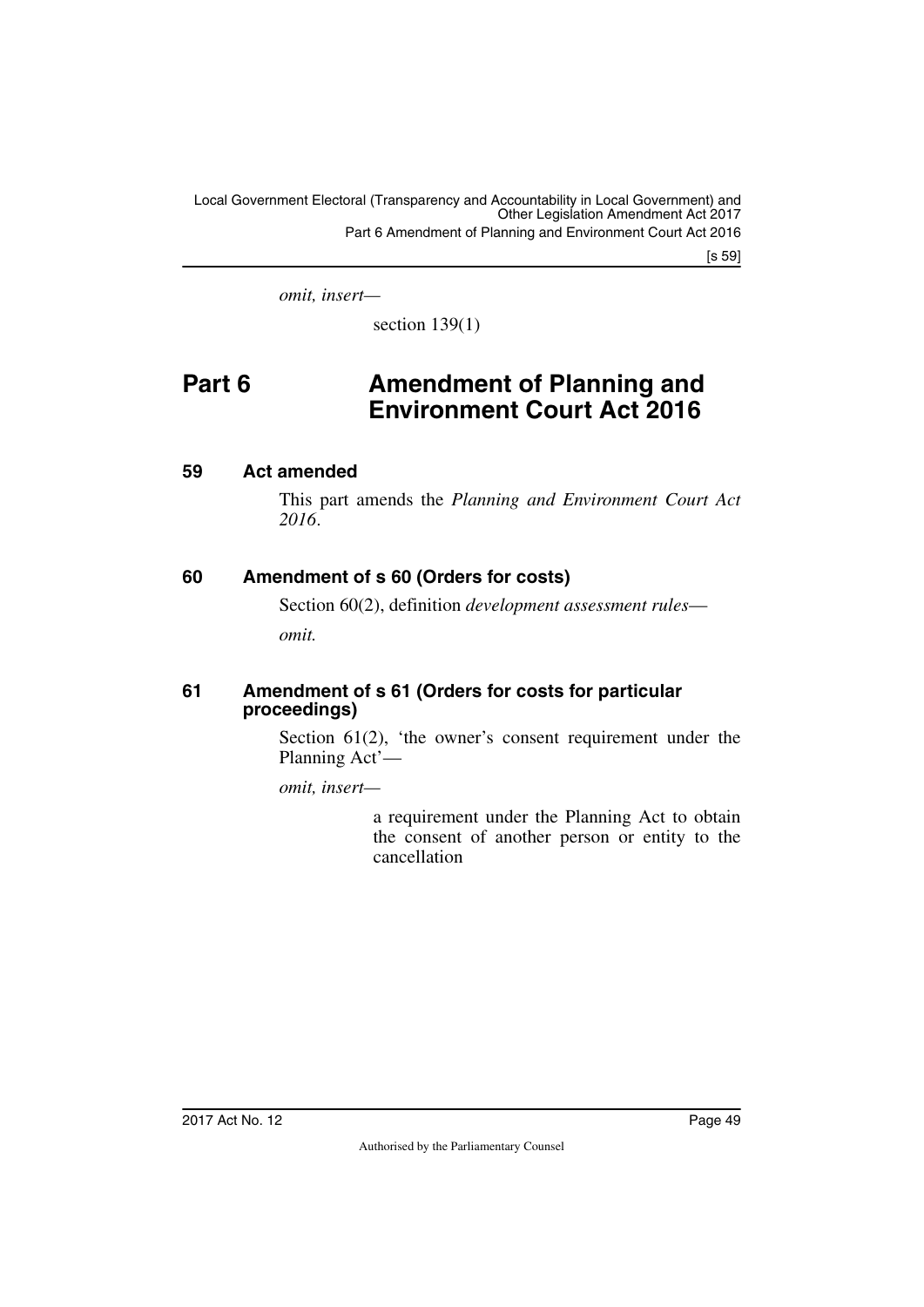*omit, insert—*

section 139(1)

# Part 6 Amendment of Planning and Environment Court Act 2016

### 59 Act amended

This part amends the *Planning and Environment Court Act 2016*.

### 60 Amendment of s 60 (Orders for costs)

Section 60(2), definition *development assessment rules*—

*omit.*

### 61 Amendment of s 61 (Orders for costs for particular proceedings)

Section 61(2), 'the owner's consent requirement under the Planning Act'—

*omit, insert—*

a requirement under the Planning Act to obtain the consent of another person or entity to the cancellation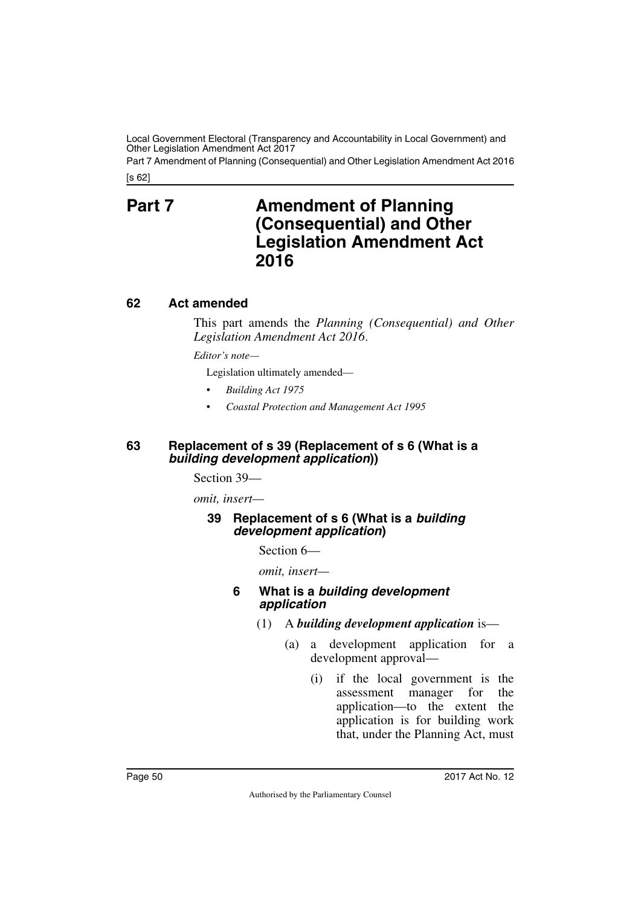# Part 7 Amendment of Planning (Consequential) and Other Legislation Amendment Act 2016

## 62 Act amended

This part amends the *Planning (Consequential) and Other Legislation Amendment Act 2016*.

*Editor's note—*

Legislation ultimately amended—

- *Building Act 1975*
- *Coastal Protection and Management Act 1995*

## 63 Replacement of s 39 (Replacement of s 6 (What is a *building development application*))

Section 39—

*omit, insert—*

### 39 Replacement of s 6 (What is a *building development application*)

Section 6—

*omit, insert—*

#### 6 What is a *building development application*

(1) A ***building development application*** is—

(a) a development application for a development approval—

(i) if the local government is the assessment manager for the application—to the extent the application is for building work that, under the Planning Act, must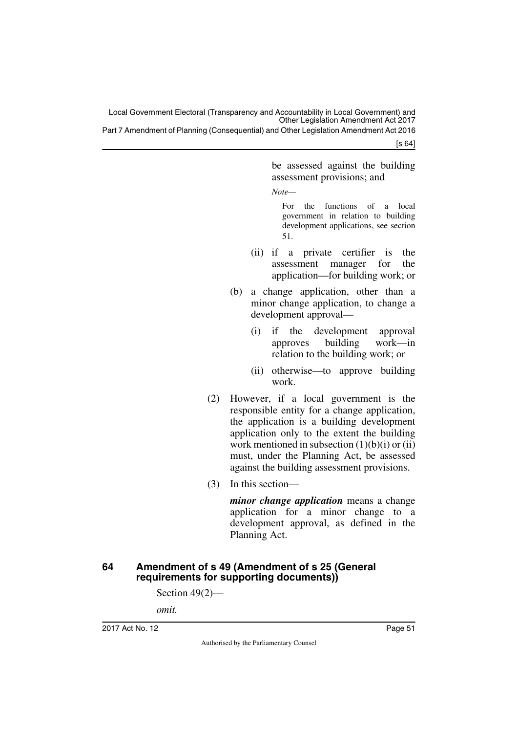be assessed against the building assessment provisions; and

*Note—*

For the functions of a local government in relation to building development applications, see section 51.

(ii) if a private certifier is the assessment manager for the application—for building work; or

(b) a change application, other than a minor change application, to change a development approval—

(i) if the development approval approves building work—in relation to the building work; or

(ii) otherwise—to approve building work.

(2) However, if a local government is the responsible entity for a change application, the application is a building development application only to the extent the building work mentioned in subsection (1)(b)(i) or (ii) must, under the Planning Act, be assessed against the building assessment provisions.

(3) In this section—

***minor change application*** means a change application for a minor change to a development approval, as defined in the Planning Act.

### 64 Amendment of s 49 (Amendment of s 25 (General requirements for supporting documents))

Section 49(2)—

*omit.*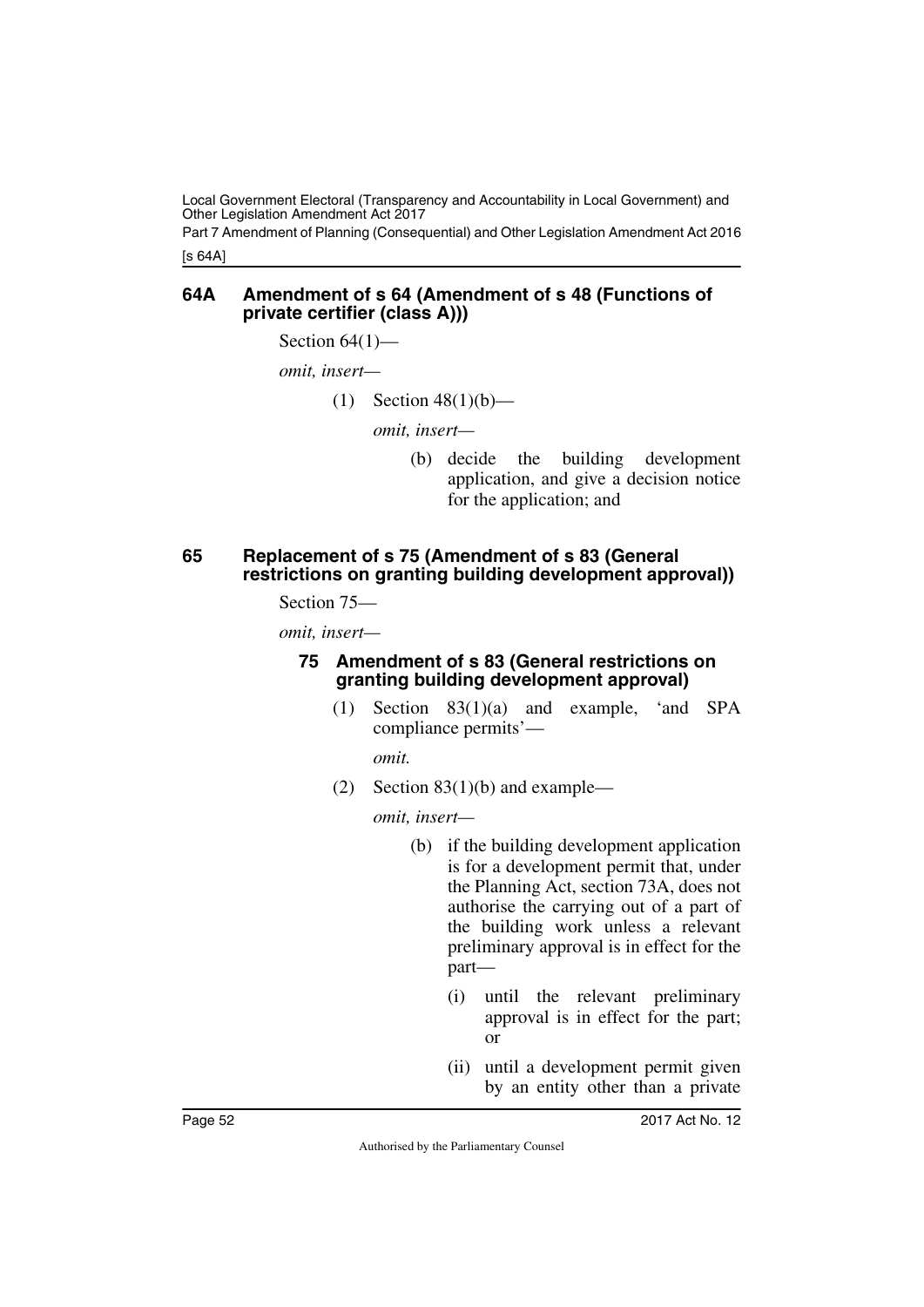#### 64A Amendment of s 64 (Amendment of s 48 (Functions of private certifier (class A)))

Section 64(1)—

*omit, insert—*

(1) Section 48(1)(b)—

*omit, insert—*

(b) decide the building development application, and give a decision notice for the application; and

#### 65 Replacement of s 75 (Amendment of s 83 (General restrictions on granting building development approval))

Section 75—

*omit, insert—*

**75 Amendment of s 83 (General restrictions on granting building development approval)**

(1) Section 83(1)(a) and example, 'and SPA compliance permits'—

*omit.*

(2) Section 83(1)(b) and example—

*omit, insert—*

(b) if the building development application is for a development permit that, under the Planning Act, section 73A, does not authorise the carrying out of a part of the building work unless a relevant preliminary approval is in effect for the part—

(i) until the relevant preliminary approval is in effect for the part; or

(ii) until a development permit given by an entity other than a private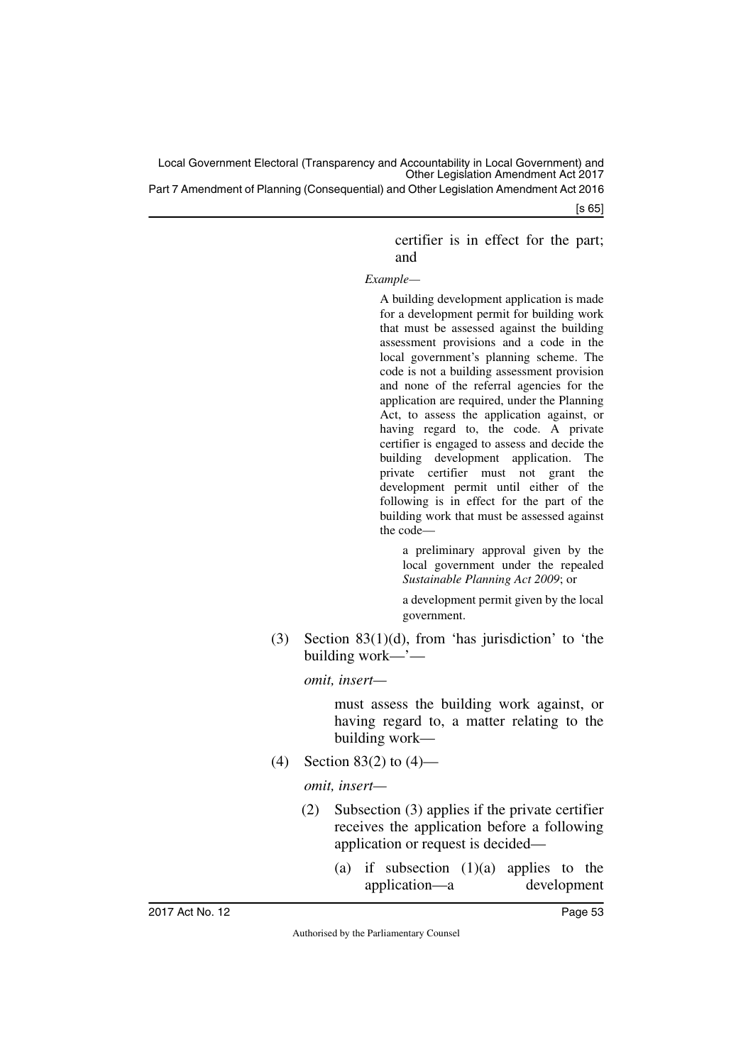certifier is in effect for the part; and

*Example—*

A building development application is made for a development permit for building work that must be assessed against the building assessment provisions and a code in the local government's planning scheme. The code is not a building assessment provision and none of the referral agencies for the application are required, under the Planning Act, to assess the application against, or having regard to, the code. A private certifier is engaged to assess and decide the building development application. The private certifier must not grant the development permit until either of the following is in effect for the part of the building work that must be assessed against the code—

a preliminary approval given by the local government under the repealed *Sustainable Planning Act 2009*; or

a development permit given by the local government.

(3) Section 83(1)(d), from 'has jurisdiction' to 'the building work—'—

*omit, insert—*

must assess the building work against, or having regard to, a matter relating to the building work—

(4) Section 83(2) to (4)—

*omit, insert—*

(2) Subsection (3) applies if the private certifier receives the application before a following application or request is decided—

(a) if subsection (1)(a) applies to the application—a development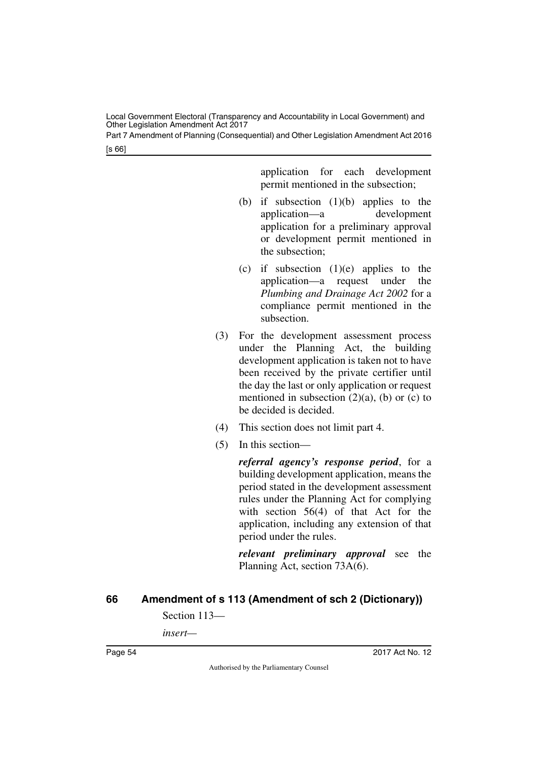application for each development permit mentioned in the subsection;

(b) if subsection (1)(b) applies to the application—a development application for a preliminary approval or development permit mentioned in the subsection;

(c) if subsection (1)(e) applies to the application—a request under the *Plumbing and Drainage Act 2002* for a compliance permit mentioned in the subsection.

(3) For the development assessment process under the Planning Act, the building development application is taken not to have been received by the private certifier until the day the last or only application or request mentioned in subsection (2)(a), (b) or (c) to be decided is decided.

(4) This section does not limit part 4.

(5) In this section—

***referral agency's response period***, for a building development application, means the period stated in the development assessment rules under the Planning Act for complying with section 56(4) of that Act for the application, including any extension of that period under the rules.

***relevant preliminary approval*** see the Planning Act, section 73A(6).

## 66 Amendment of s 113 (Amendment of sch 2 (Dictionary))

Section 113—

*insert—*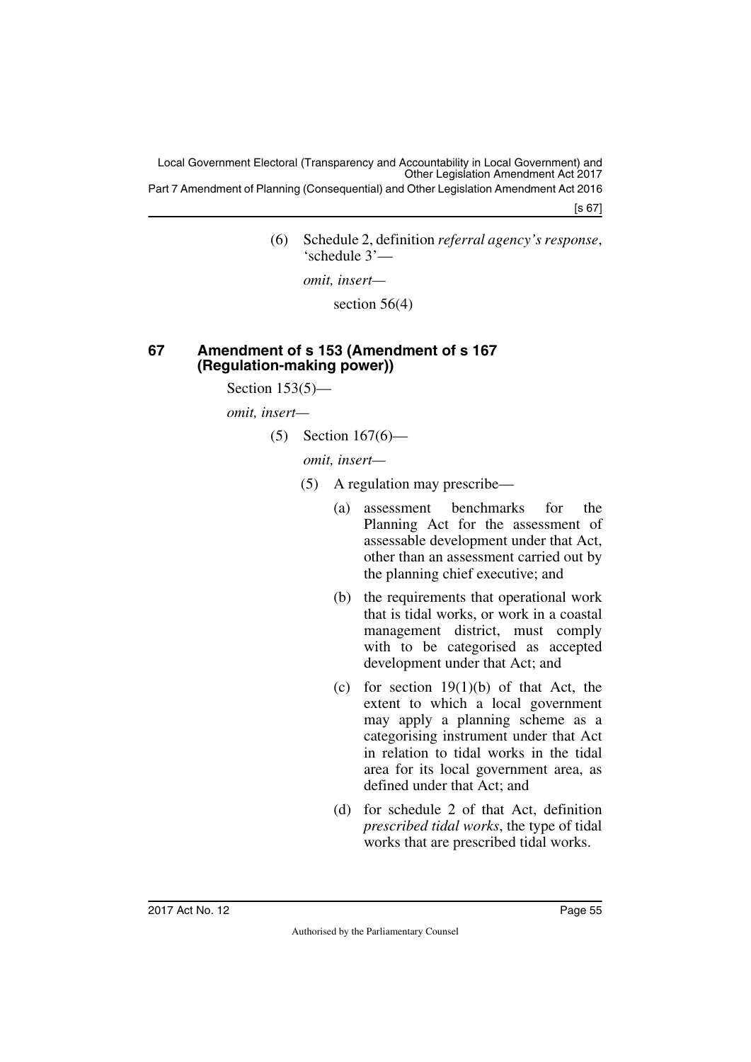(6) Schedule 2, definition *referral agency's response*, 'schedule 3'—

*omit, insert—*

section 56(4)

## 67 Amendment of s 153 (Amendment of s 167 (Regulation-making power))

Section 153(5)—

*omit, insert—*

(5) Section 167(6)—

*omit, insert—*

(5) A regulation may prescribe—

(a) assessment benchmarks for the Planning Act for the assessment of assessable development under that Act, other than an assessment carried out by the planning chief executive; and

(b) the requirements that operational work that is tidal works, or work in a coastal management district, must comply with to be categorised as accepted development under that Act; and

(c) for section 19(1)(b) of that Act, the extent to which a local government may apply a planning scheme as a categorising instrument under that Act in relation to tidal works in the tidal area for its local government area, as defined under that Act; and

(d) for schedule 2 of that Act, definition *prescribed tidal works*, the type of tidal works that are prescribed tidal works.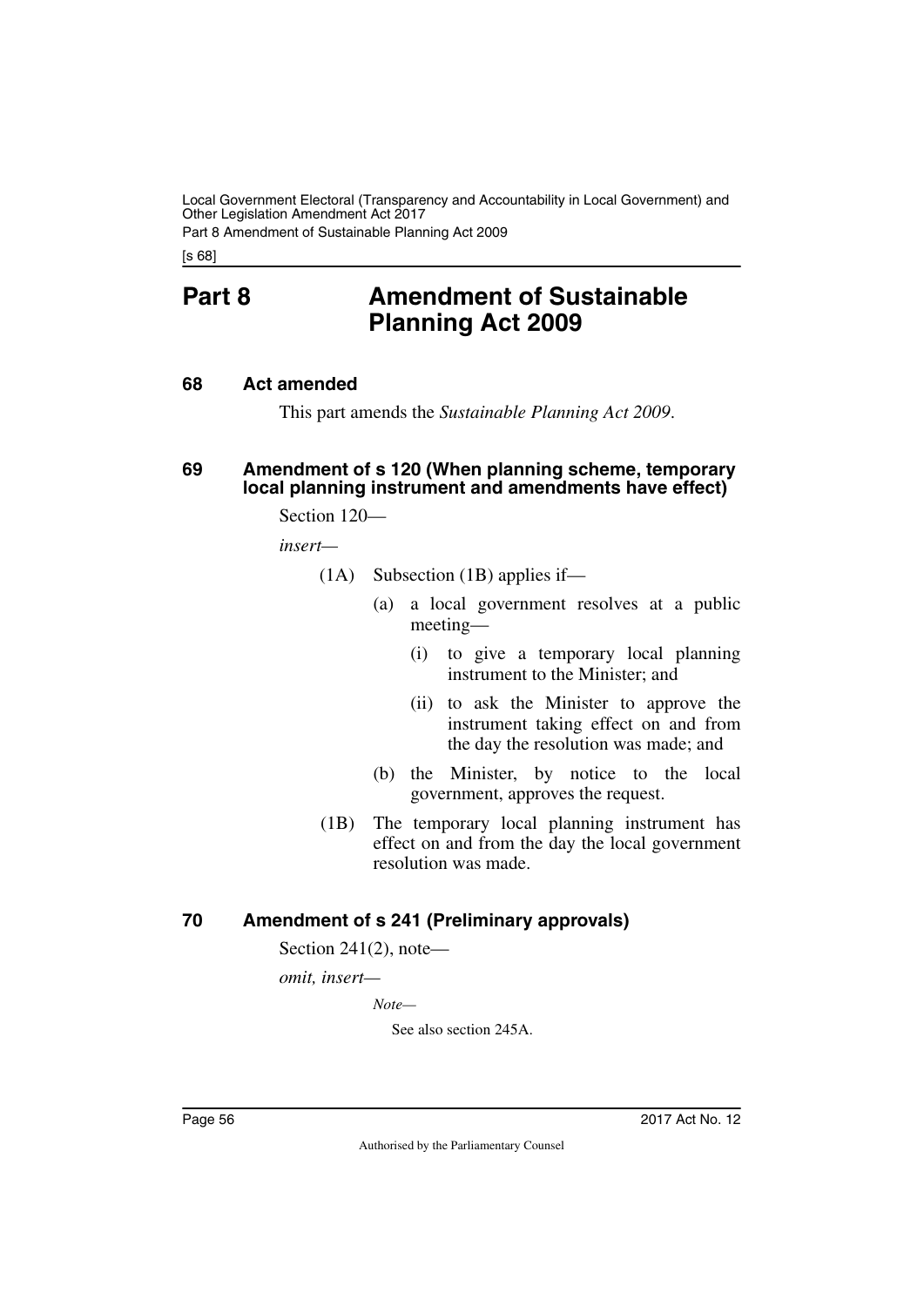# Part 8 Amendment of Sustainable Planning Act 2009

## 68 Act amended

This part amends the *Sustainable Planning Act 2009*.

## 69 Amendment of s 120 (When planning scheme, temporary local planning instrument and amendments have effect)

Section 120—

*insert*—

(1A) Subsection (1B) applies if—

(a) a local government resolves at a public meeting—

(i) to give a temporary local planning instrument to the Minister; and

(ii) to ask the Minister to approve the instrument taking effect on and from the day the resolution was made; and

(b) the Minister, by notice to the local government, approves the request.

(1B) The temporary local planning instrument has effect on and from the day the local government resolution was made.

## 70 Amendment of s 241 (Preliminary approvals)

Section 241(2), note—

*omit, insert*—

*Note*—

See also section 245A.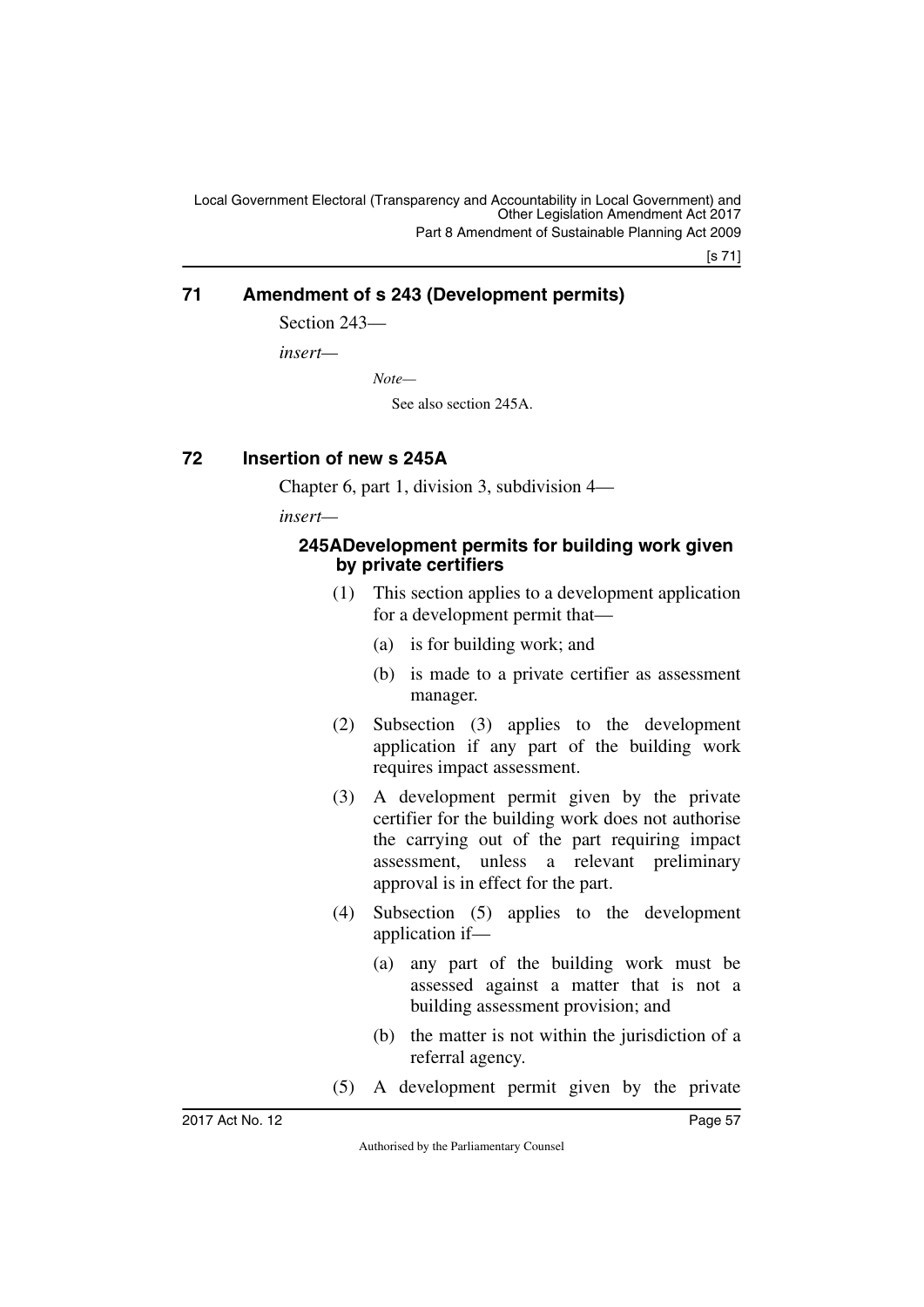## 71 Amendment of s 243 (Development permits)

Section 243—

*insert*—

*Note*—

See also section 245A.

## 72 Insertion of new s 245A

Chapter 6, part 1, division 3, subdivision 4—

*insert*—

### 245A Development permits for building work given by private certifiers

(1) This section applies to a development application for a development permit that—

(a) is for building work; and

(b) is made to a private certifier as assessment manager.

(2) Subsection (3) applies to the development application if any part of the building work requires impact assessment.

(3) A development permit given by the private certifier for the building work does not authorise the carrying out of the part requiring impact assessment, unless a relevant preliminary approval is in effect for the part.

(4) Subsection (5) applies to the development application if—

(a) any part of the building work must be assessed against a matter that is not a building assessment provision; and

(b) the matter is not within the jurisdiction of a referral agency.

(5) A development permit given by the private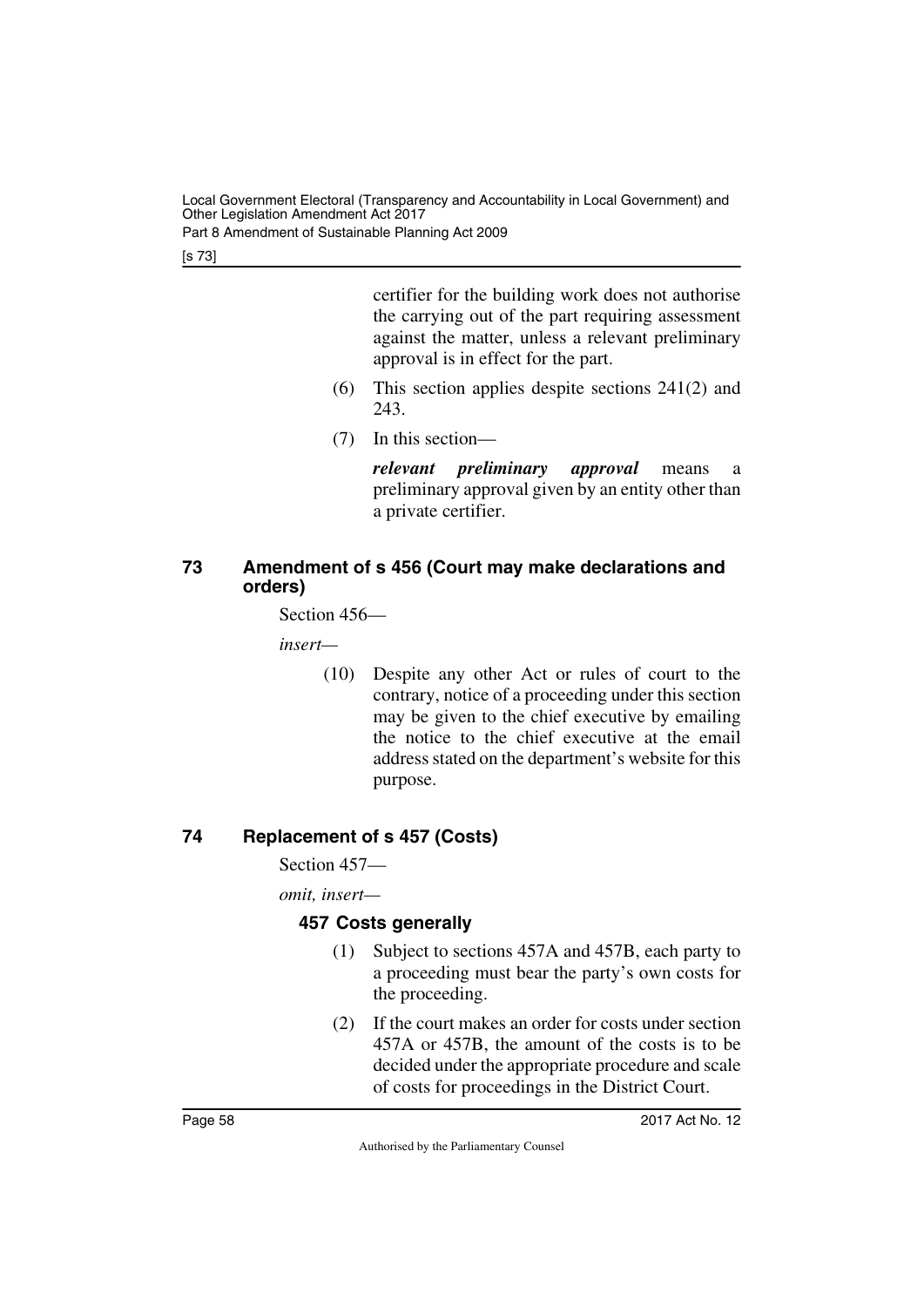certifier for the building work does not authorise the carrying out of the part requiring assessment against the matter, unless a relevant preliminary approval is in effect for the part.

(6) This section applies despite sections 241(2) and 243.

(7) In this section—

***relevant preliminary approval*** means a preliminary approval given by an entity other than a private certifier.

### 73 Amendment of s 456 (Court may make declarations and orders)

Section 456—

*insert—*

(10) Despite any other Act or rules of court to the contrary, notice of a proceeding under this section may be given to the chief executive by emailing the notice to the chief executive at the email address stated on the department's website for this purpose.

### 74 Replacement of s 457 (Costs)

Section 457—

*omit, insert—*

#### 457 Costs generally

(1) Subject to sections 457A and 457B, each party to a proceeding must bear the party's own costs for the proceeding.

(2) If the court makes an order for costs under section 457A or 457B, the amount of the costs is to be decided under the appropriate procedure and scale of costs for proceedings in the District Court.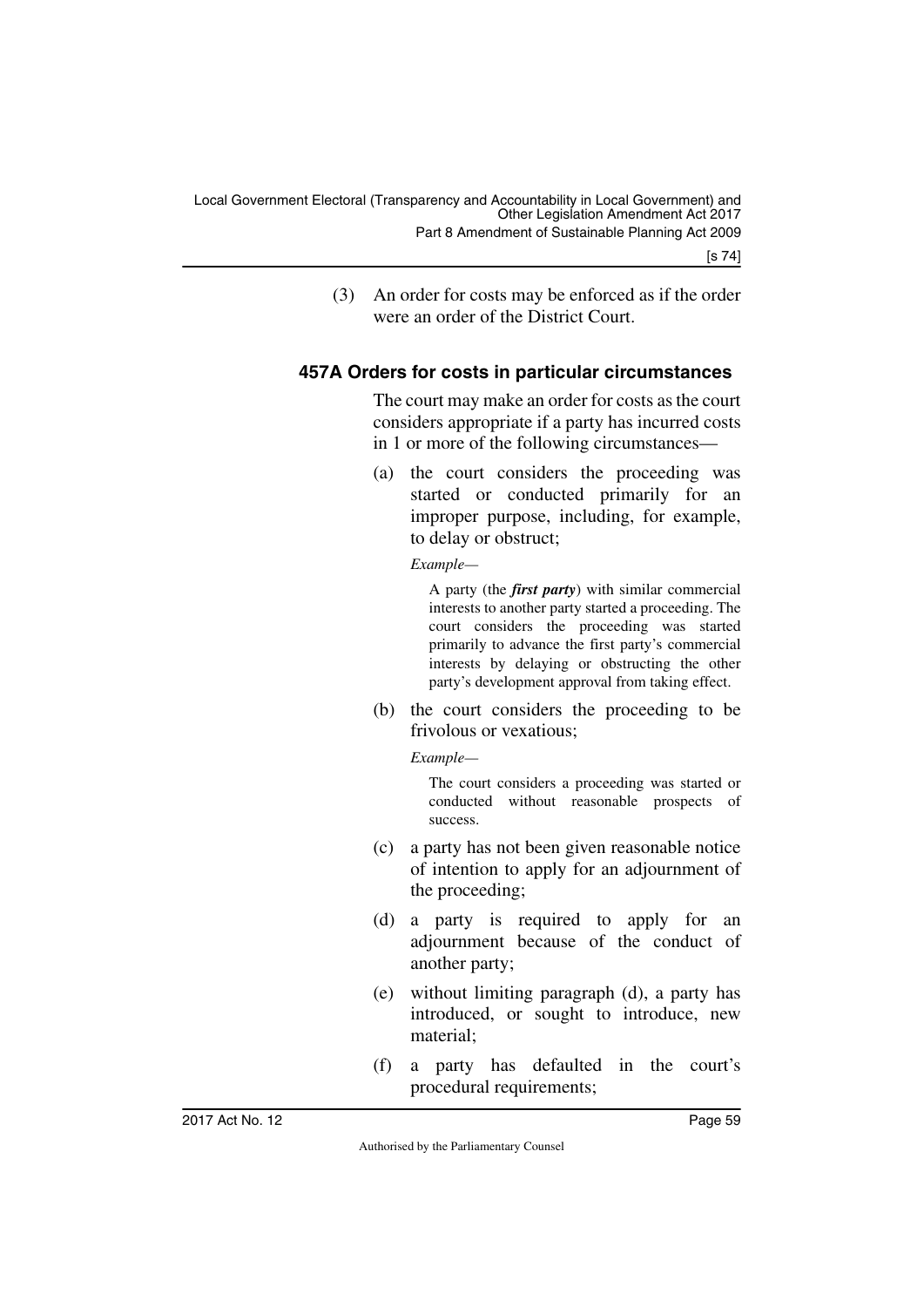(3) An order for costs may be enforced as if the order were an order of the District Court.

### 457A Orders for costs in particular circumstances

The court may make an order for costs as the court considers appropriate if a party has incurred costs in 1 or more of the following circumstances—

(a) the court considers the proceeding was started or conducted primarily for an improper purpose, including, for example, to delay or obstruct;

*Example—*

A party (the ***first party***) with similar commercial interests to another party started a proceeding. The court considers the proceeding was started primarily to advance the first party's commercial interests by delaying or obstructing the other party's development approval from taking effect.

(b) the court considers the proceeding to be frivolous or vexatious;

*Example—*

The court considers a proceeding was started or conducted without reasonable prospects of success.

(c) a party has not been given reasonable notice of intention to apply for an adjournment of the proceeding;

(d) a party is required to apply for an adjournment because of the conduct of another party;

(e) without limiting paragraph (d), a party has introduced, or sought to introduce, new material;

(f) a party has defaulted in the court's procedural requirements;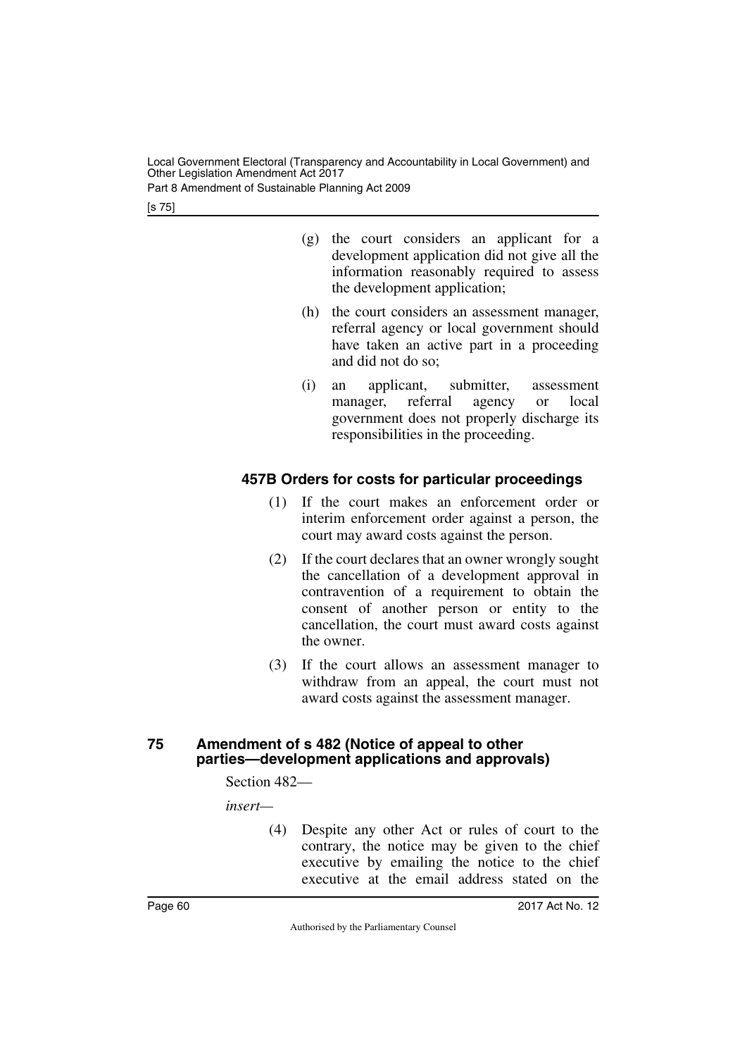(g) the court considers an applicant for a development application did not give all the information reasonably required to assess the development application;

(h) the court considers an assessment manager, referral agency or local government should have taken an active part in a proceeding and did not do so;

(i) an applicant, submitter, assessment manager, referral agency or local government does not properly discharge its responsibilities in the proceeding.

### 457B Orders for costs for particular proceedings

(1) If the court makes an enforcement order or interim enforcement order against a person, the court may award costs against the person.

(2) If the court declares that an owner wrongly sought the cancellation of a development approval in contravention of a requirement to obtain the consent of another person or entity to the cancellation, the court must award costs against the owner.

(3) If the court allows an assessment manager to withdraw from an appeal, the court must not award costs against the assessment manager.

## 75 Amendment of s 482 (Notice of appeal to other parties—development applications and approvals)

Section 482—

*insert*—

(4) Despite any other Act or rules of court to the contrary, the notice may be given to the chief executive by emailing the notice to the chief executive at the email address stated on the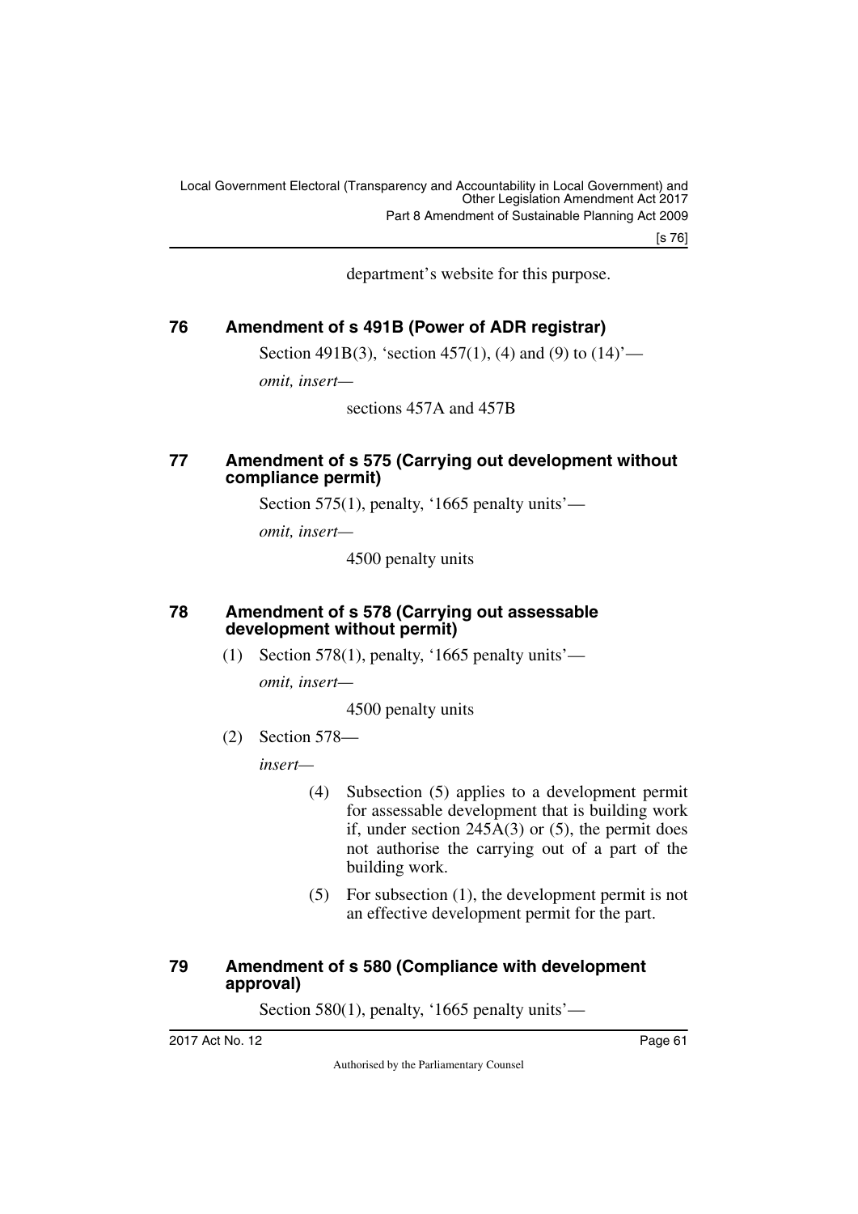department's website for this purpose.

## 76 Amendment of s 491B (Power of ADR registrar)

Section 491B(3), 'section 457(1), (4) and (9) to (14)'—

*omit, insert—*

sections 457A and 457B

## 77 Amendment of s 575 (Carrying out development without compliance permit)

Section 575(1), penalty, '1665 penalty units'—

*omit, insert—*

4500 penalty units

## 78 Amendment of s 578 (Carrying out assessable development without permit)

(1) Section 578(1), penalty, '1665 penalty units'—

*omit, insert—*

4500 penalty units

(2) Section 578—

*insert—*

(4) Subsection (5) applies to a development permit for assessable development that is building work if, under section 245A(3) or (5), the permit does not authorise the carrying out of a part of the building work.

(5) For subsection (1), the development permit is not an effective development permit for the part.

## 79 Amendment of s 580 (Compliance with development approval)

Section 580(1), penalty, '1665 penalty units'—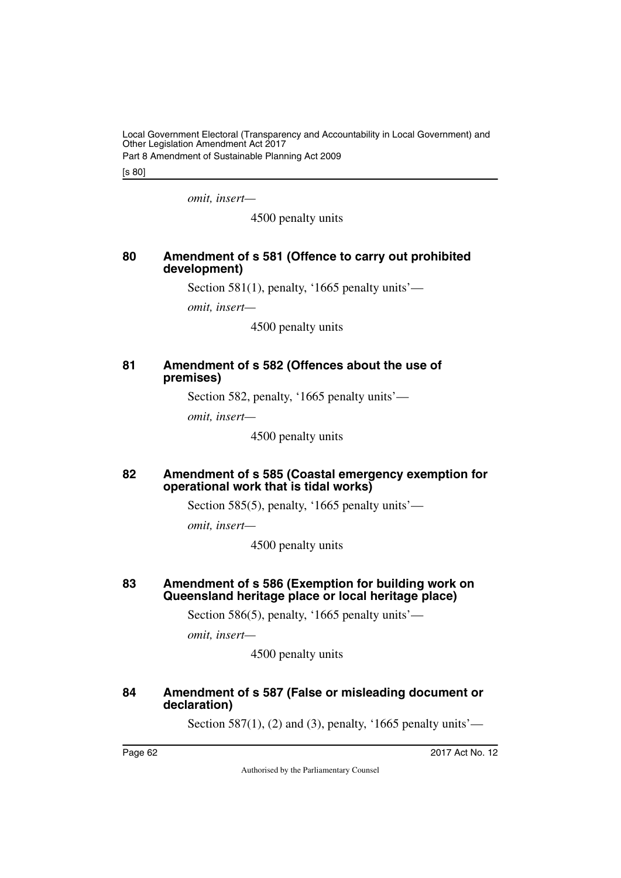*omit, insert—*

4500 penalty units

## 80 Amendment of s 581 (Offence to carry out prohibited development)

Section 581(1), penalty, '1665 penalty units'—

*omit, insert—*

4500 penalty units

## 81 Amendment of s 582 (Offences about the use of premises)

Section 582, penalty, '1665 penalty units'—

*omit, insert—*

4500 penalty units

## 82 Amendment of s 585 (Coastal emergency exemption for operational work that is tidal works)

Section 585(5), penalty, '1665 penalty units'—

*omit, insert—*

4500 penalty units

## 83 Amendment of s 586 (Exemption for building work on Queensland heritage place or local heritage place)

Section 586(5), penalty, '1665 penalty units'—

*omit, insert—*

4500 penalty units

## 84 Amendment of s 587 (False or misleading document or declaration)

Section 587(1), (2) and (3), penalty, '1665 penalty units'—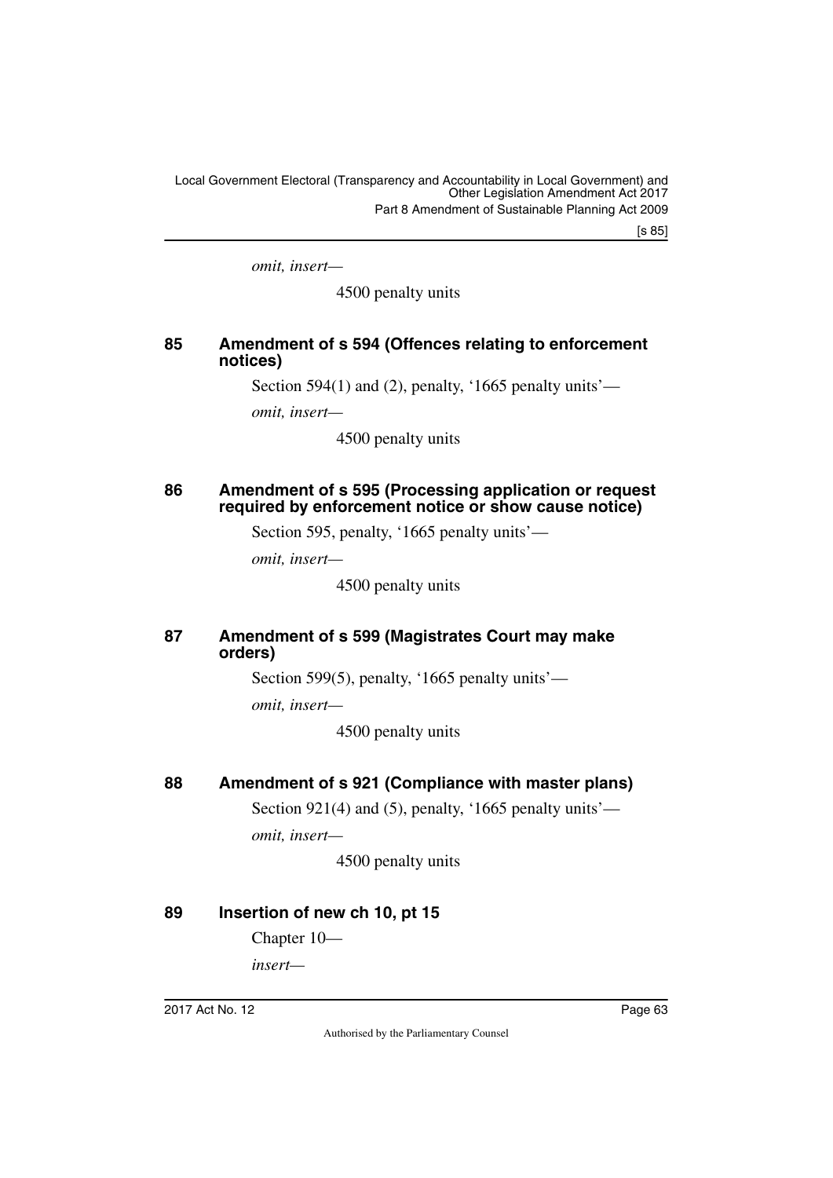*omit, insert—*

4500 penalty units

## 85 Amendment of s 594 (Offences relating to enforcement notices)

Section 594(1) and (2), penalty, '1665 penalty units'—

*omit, insert—*

4500 penalty units

## 86 Amendment of s 595 (Processing application or request required by enforcement notice or show cause notice)

Section 595, penalty, '1665 penalty units'—

*omit, insert—*

4500 penalty units

## 87 Amendment of s 599 (Magistrates Court may make orders)

Section 599(5), penalty, '1665 penalty units'—

*omit, insert—*

4500 penalty units

## 88 Amendment of s 921 (Compliance with master plans)

Section 921(4) and (5), penalty, '1665 penalty units'—

*omit, insert—*

4500 penalty units

## 89 Insertion of new ch 10, pt 15

Chapter 10—

*insert—*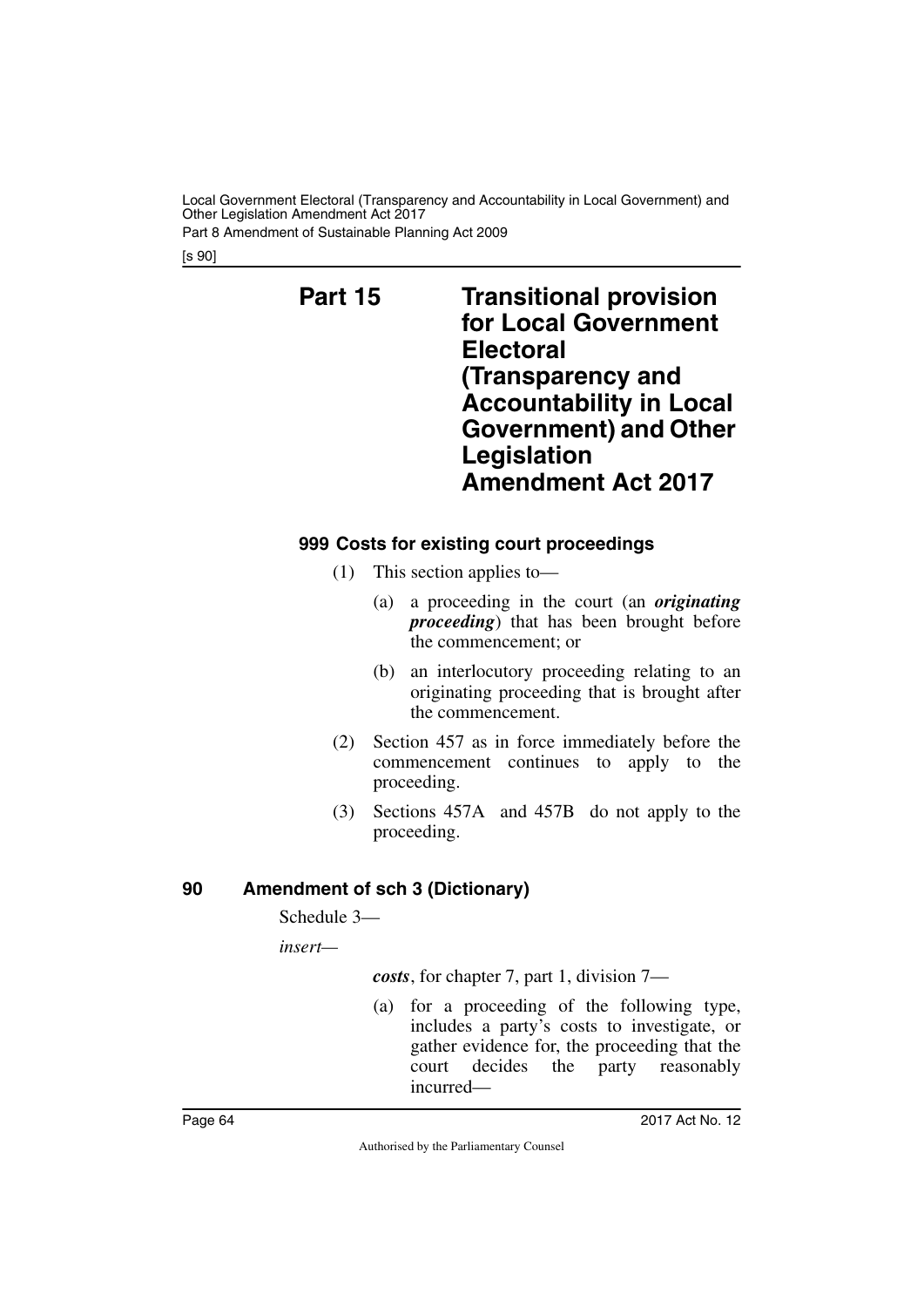## Part 15 Transitional provision for Local Government Electoral (Transparency and Accountability in Local Government) and Other Legislation Amendment Act 2017

### 999 Costs for existing court proceedings

(1) This section applies to—

(a) a proceeding in the court (an ***originating proceeding***) that has been brought before the commencement; or

(b) an interlocutory proceeding relating to an originating proceeding that is brought after the commencement.

(2) Section 457 as in force immediately before the commencement continues to apply to the proceeding.

(3) Sections 457A and 457B do not apply to the proceeding.

### 90 Amendment of sch 3 (Dictionary)

Schedule 3—

*insert*—

***costs***, for chapter 7, part 1, division 7—

(a) for a proceeding of the following type, includes a party's costs to investigate, or gather evidence for, the proceeding that the court decides the party reasonably incurred—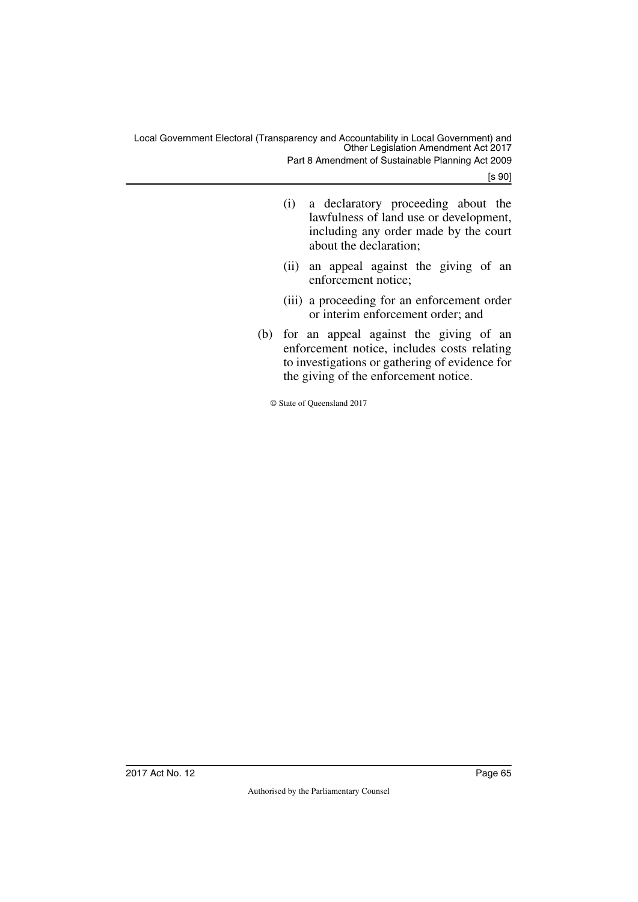(i) a declaratory proceeding about the lawfulness of land use or development, including any order made by the court about the declaration;

(ii) an appeal against the giving of an enforcement notice;

(iii) a proceeding for an enforcement order or interim enforcement order; and

(b) for an appeal against the giving of an enforcement notice, includes costs relating to investigations or gathering of evidence for the giving of the enforcement notice.

© State of Queensland 2017